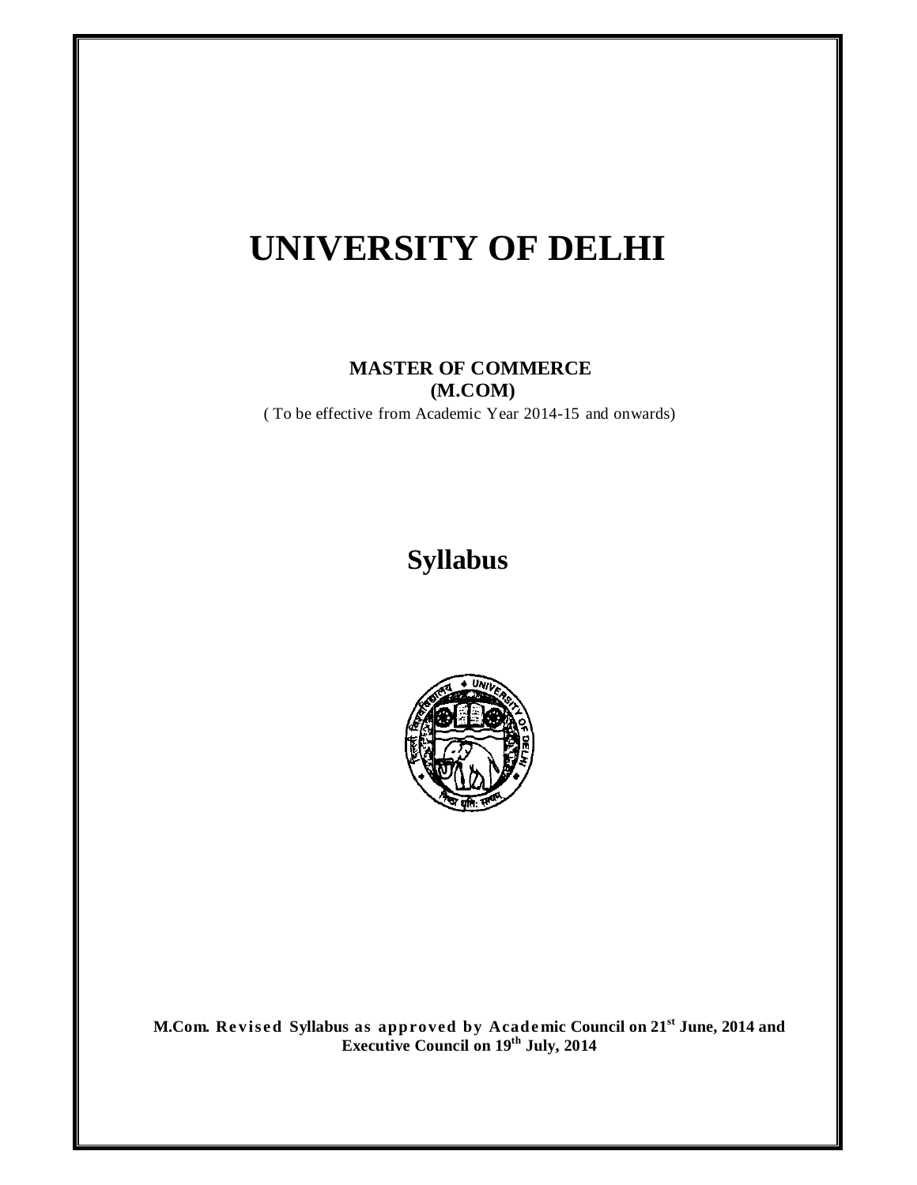# UNIVERSITY OF DELHI

**MASTER OF COMMERCE**
**(M.COM)**

( To be effective from Academic Year 2014-15 and onwards)

## Syllabus

**M.Com. Revised Syllabus as approved by Academic Council on 21st June, 2014 and Executive Council on 19th July, 2014**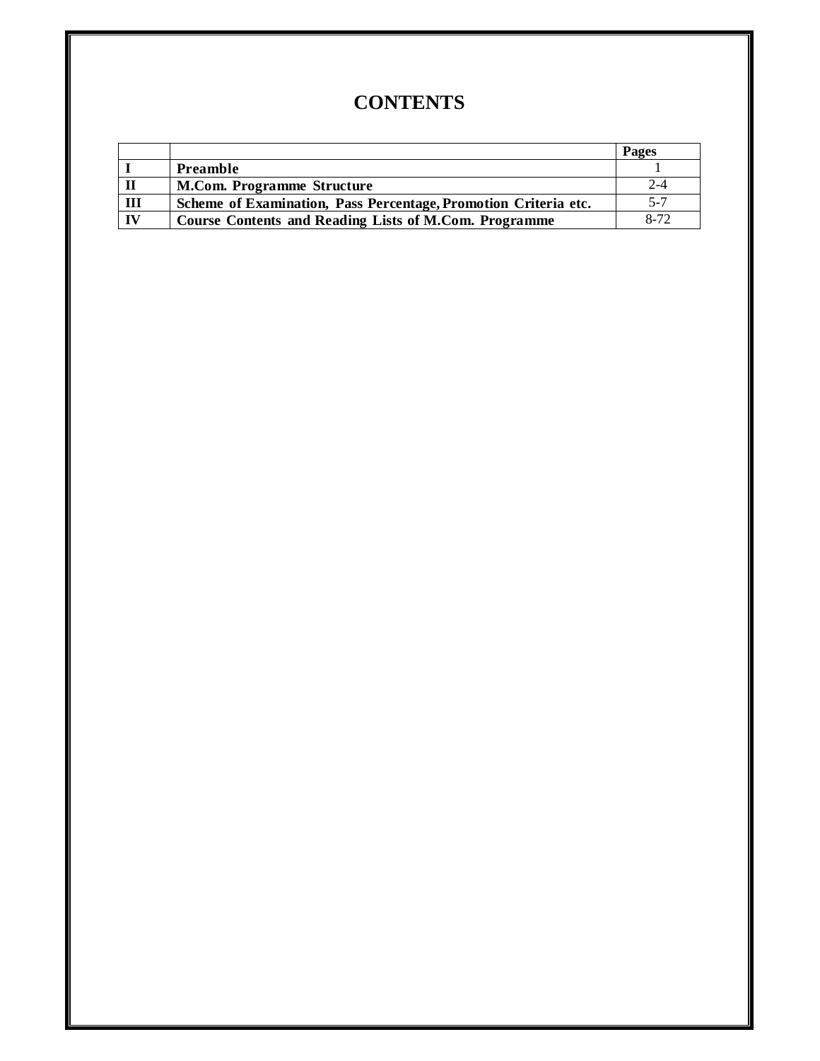# CONTENTS

| | | Pages |
|---|---|---|
| **I** | **Preamble** | 1 |
| **II** | **M.Com. Programme Structure** | 2-4 |
| **III** | **Scheme of Examination, Pass Percentage, Promotion Criteria etc.** | 5-7 |
| **IV** | **Course Contents and Reading Lists of M.Com. Programme** | 8-72 |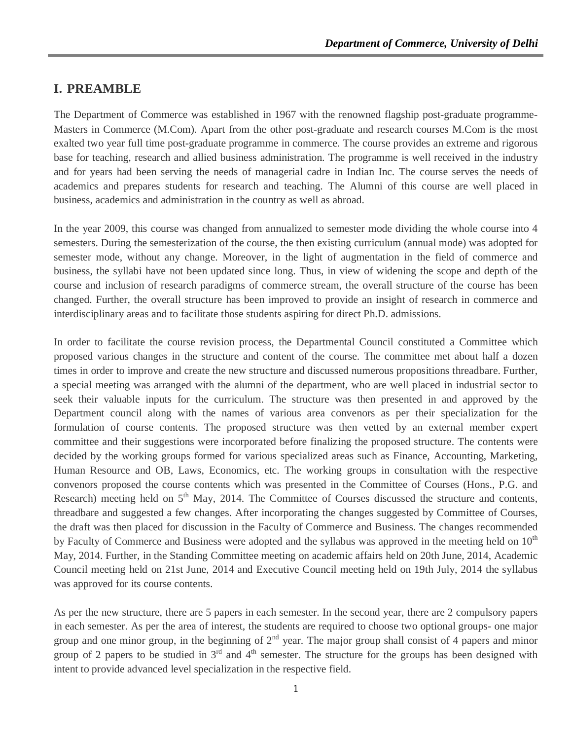# I. PREAMBLE

The Department of Commerce was established in 1967 with the renowned flagship post-graduate programme-Masters in Commerce (M.Com). Apart from the other post-graduate and research courses M.Com is the most exalted two year full time post-graduate programme in commerce. The course provides an extreme and rigorous base for teaching, research and allied business administration. The programme is well received in the industry and for years had been serving the needs of managerial cadre in Indian Inc. The course serves the needs of academics and prepares students for research and teaching. The Alumni of this course are well placed in business, academics and administration in the country as well as abroad.

In the year 2009, this course was changed from annualized to semester mode dividing the whole course into 4 semesters. During the semesterization of the course, the then existing curriculum (annual mode) was adopted for semester mode, without any change. Moreover, in the light of augmentation in the field of commerce and business, the syllabi have not been updated since long. Thus, in view of widening the scope and depth of the course and inclusion of research paradigms of commerce stream, the overall structure of the course has been changed. Further, the overall structure has been improved to provide an insight of research in commerce and interdisciplinary areas and to facilitate those students aspiring for direct Ph.D. admissions.

In order to facilitate the course revision process, the Departmental Council constituted a Committee which proposed various changes in the structure and content of the course. The committee met about half a dozen times in order to improve and create the new structure and discussed numerous propositions threadbare. Further, a special meeting was arranged with the alumni of the department, who are well placed in industrial sector to seek their valuable inputs for the curriculum. The structure was then presented in and approved by the Department council along with the names of various area convenors as per their specialization for the formulation of course contents. The proposed structure was then vetted by an external member expert committee and their suggestions were incorporated before finalizing the proposed structure. The contents were decided by the working groups formed for various specialized areas such as Finance, Accounting, Marketing, Human Resource and OB, Laws, Economics, etc. The working groups in consultation with the respective convenors proposed the course contents which was presented in the Committee of Courses (Hons., P.G. and Research) meeting held on 5th May, 2014. The Committee of Courses discussed the structure and contents, threadbare and suggested a few changes. After incorporating the changes suggested by Committee of Courses, the draft was then placed for discussion in the Faculty of Commerce and Business. The changes recommended by Faculty of Commerce and Business were adopted and the syllabus was approved in the meeting held on 10th May, 2014. Further, in the Standing Committee meeting on academic affairs held on 20th June, 2014, Academic Council meeting held on 21st June, 2014 and Executive Council meeting held on 19th July, 2014 the syllabus was approved for its course contents.

As per the new structure, there are 5 papers in each semester. In the second year, there are 2 compulsory papers in each semester. As per the area of interest, the students are required to choose two optional groups- one major group and one minor group, in the beginning of 2nd year. The major group shall consist of 4 papers and minor group of 2 papers to be studied in 3rd and 4th semester. The structure for the groups has been designed with intent to provide advanced level specialization in the respective field.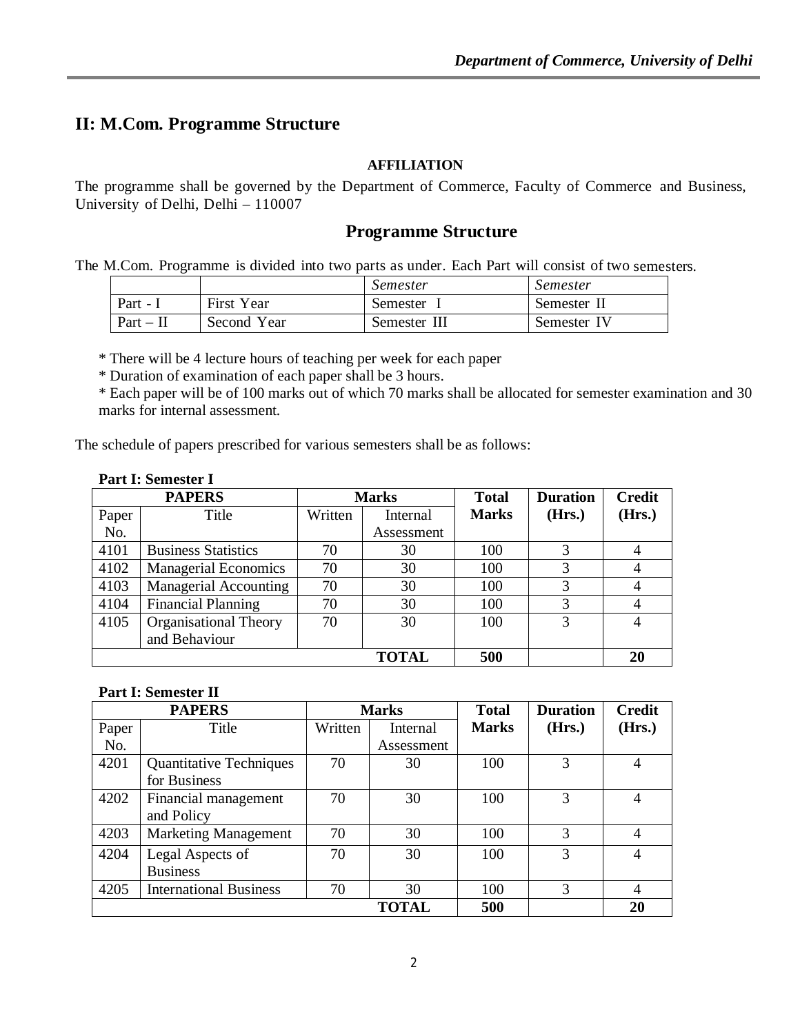## II: M.Com. Programme Structure

**AFFILIATION**

The programme shall be governed by the Department of Commerce, Faculty of Commerce and Business, University of Delhi, Delhi – 110007

## Programme Structure

The M.Com. Programme is divided into two parts as under. Each Part will consist of two semesters.

| | | *Semester* | *Semester* |
|---|---|---|---|
| Part - I | First Year | Semester I | Semester II |
| Part – II | Second Year | Semester III | Semester IV |

* There will be 4 lecture hours of teaching per week for each paper
* Duration of examination of each paper shall be 3 hours.
* Each paper will be of 100 marks out of which 70 marks shall be allocated for semester examination and 30 marks for internal assessment.

The schedule of papers prescribed for various semesters shall be as follows:

**Part I: Semester I**

| **PAPERS** | | **Marks** | | **Total Marks** | **Duration (Hrs.)** | **Credit (Hrs.)** |
|---|---|---|---|---|---|---|
| Paper No. | Title | Written | Internal Assessment | | | |
| 4101 | Business Statistics | 70 | 30 | 100 | 3 | 4 |
| 4102 | Managerial Economics | 70 | 30 | 100 | 3 | 4 |
| 4103 | Managerial Accounting | 70 | 30 | 100 | 3 | 4 |
| 4104 | Financial Planning | 70 | 30 | 100 | 3 | 4 |
| 4105 | Organisational Theory and Behaviour | 70 | 30 | 100 | 3 | 4 |
| | | | **TOTAL** | **500** | | **20** |

**Part I: Semester II**

| **PAPERS** | | **Marks** | | **Total Marks** | **Duration (Hrs.)** | **Credit (Hrs.)** |
|---|---|---|---|---|---|---|
| Paper No. | Title | Written | Internal Assessment | | | |
| 4201 | Quantitative Techniques for Business | 70 | 30 | 100 | 3 | 4 |
| 4202 | Financial management and Policy | 70 | 30 | 100 | 3 | 4 |
| 4203 | Marketing Management | 70 | 30 | 100 | 3 | 4 |
| 4204 | Legal Aspects of Business | 70 | 30 | 100 | 3 | 4 |
| 4205 | International Business | 70 | 30 | 100 | 3 | 4 |
| | | | **TOTAL** | **500** | | **20** |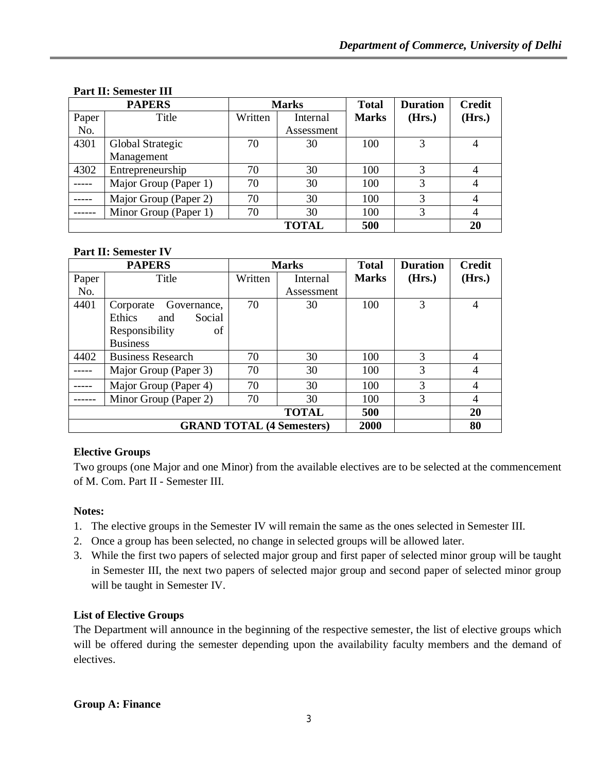**Part II: Semester III**

| PAPERS | | Marks | | Total Marks | Duration (Hrs.) | Credit (Hrs.) |
|---|---|---|---|---|---|---|
| Paper No. | Title | Written | Internal Assessment | | | |
| 4301 | Global Strategic Management | 70 | 30 | 100 | 3 | 4 |
| 4302 | Entrepreneurship | 70 | 30 | 100 | 3 | 4 |
| ----- | Major Group (Paper 1) | 70 | 30 | 100 | 3 | 4 |
| ----- | Major Group (Paper 2) | 70 | 30 | 100 | 3 | 4 |
| ------ | Minor Group (Paper 1) | 70 | 30 | 100 | 3 | 4 |
| | | | **TOTAL** | **500** | | **20** |

**Part II: Semester IV**

| PAPERS | | Marks | | Total Marks | Duration (Hrs.) | Credit (Hrs.) |
|---|---|---|---|---|---|---|
| Paper No. | Title | Written | Internal Assessment | | | |
| 4401 | Corporate Governance, Ethics and Social Responsibility of Business | 70 | 30 | 100 | 3 | 4 |
| 4402 | Business Research | 70 | 30 | 100 | 3 | 4 |
| ----- | Major Group (Paper 3) | 70 | 30 | 100 | 3 | 4 |
| ----- | Major Group (Paper 4) | 70 | 30 | 100 | 3 | 4 |
| ------ | Minor Group (Paper 2) | 70 | 30 | 100 | 3 | 4 |
| | | | **TOTAL** | **500** | | **20** |
| | | | **GRAND TOTAL (4 Semesters)** | **2000** | | **80** |

**Elective Groups**

Two groups (one Major and one Minor) from the available electives are to be selected at the commencement of M. Com. Part II - Semester III.

**Notes:**

1. The elective groups in the Semester IV will remain the same as the ones selected in Semester III.
2. Once a group has been selected, no change in selected groups will be allowed later.
3. While the first two papers of selected major group and first paper of selected minor group will be taught in Semester III, the next two papers of selected major group and second paper of selected minor group will be taught in Semester IV.

**List of Elective Groups**

The Department will announce in the beginning of the respective semester, the list of elective groups which will be offered during the semester depending upon the availability faculty members and the demand of electives.

**Group A: Finance**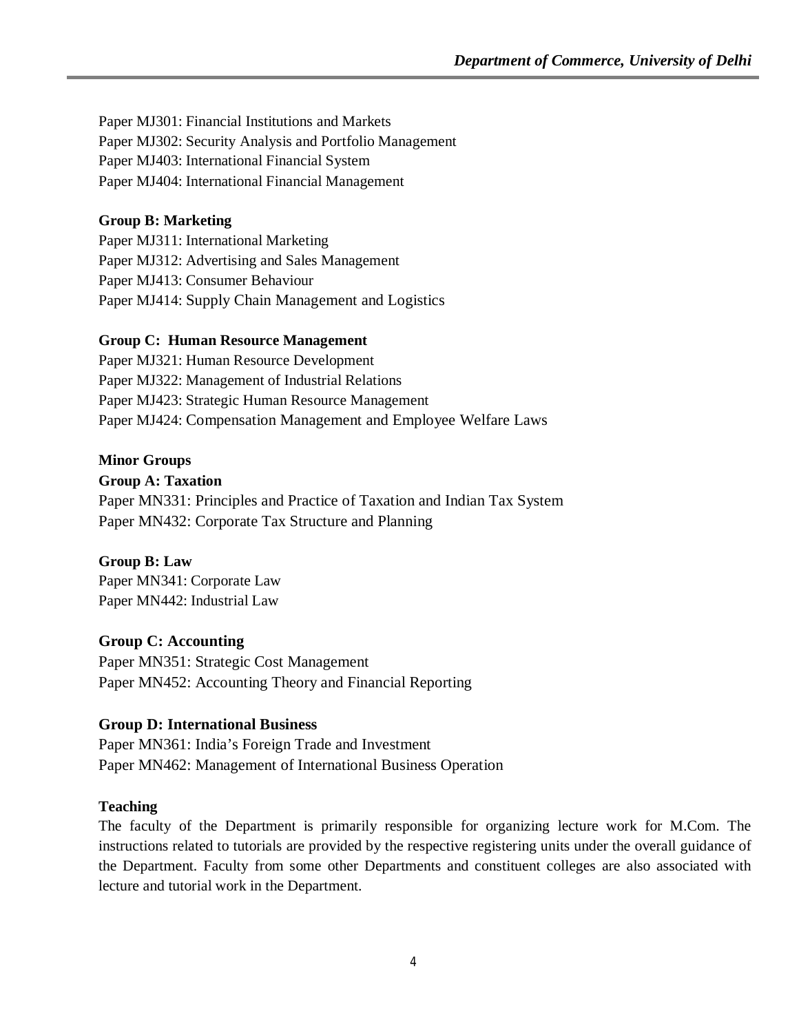Paper MJ301: Financial Institutions and Markets
Paper MJ302: Security Analysis and Portfolio Management
Paper MJ403: International Financial System
Paper MJ404: International Financial Management

**Group B: Marketing**
Paper MJ311: International Marketing
Paper MJ312: Advertising and Sales Management
Paper MJ413: Consumer Behaviour
Paper MJ414: Supply Chain Management and Logistics

**Group C: Human Resource Management**
Paper MJ321: Human Resource Development
Paper MJ322: Management of Industrial Relations
Paper MJ423: Strategic Human Resource Management
Paper MJ424: Compensation Management and Employee Welfare Laws

**Minor Groups**
**Group A: Taxation**
Paper MN331: Principles and Practice of Taxation and Indian Tax System
Paper MN432: Corporate Tax Structure and Planning

**Group B: Law**
Paper MN341: Corporate Law
Paper MN442: Industrial Law

**Group C: Accounting**
Paper MN351: Strategic Cost Management
Paper MN452: Accounting Theory and Financial Reporting

**Group D: International Business**
Paper MN361: India's Foreign Trade and Investment
Paper MN462: Management of International Business Operation

**Teaching**
The faculty of the Department is primarily responsible for organizing lecture work for M.Com. The instructions related to tutorials are provided by the respective registering units under the overall guidance of the Department. Faculty from some other Departments and constituent colleges are also associated with lecture and tutorial work in the Department.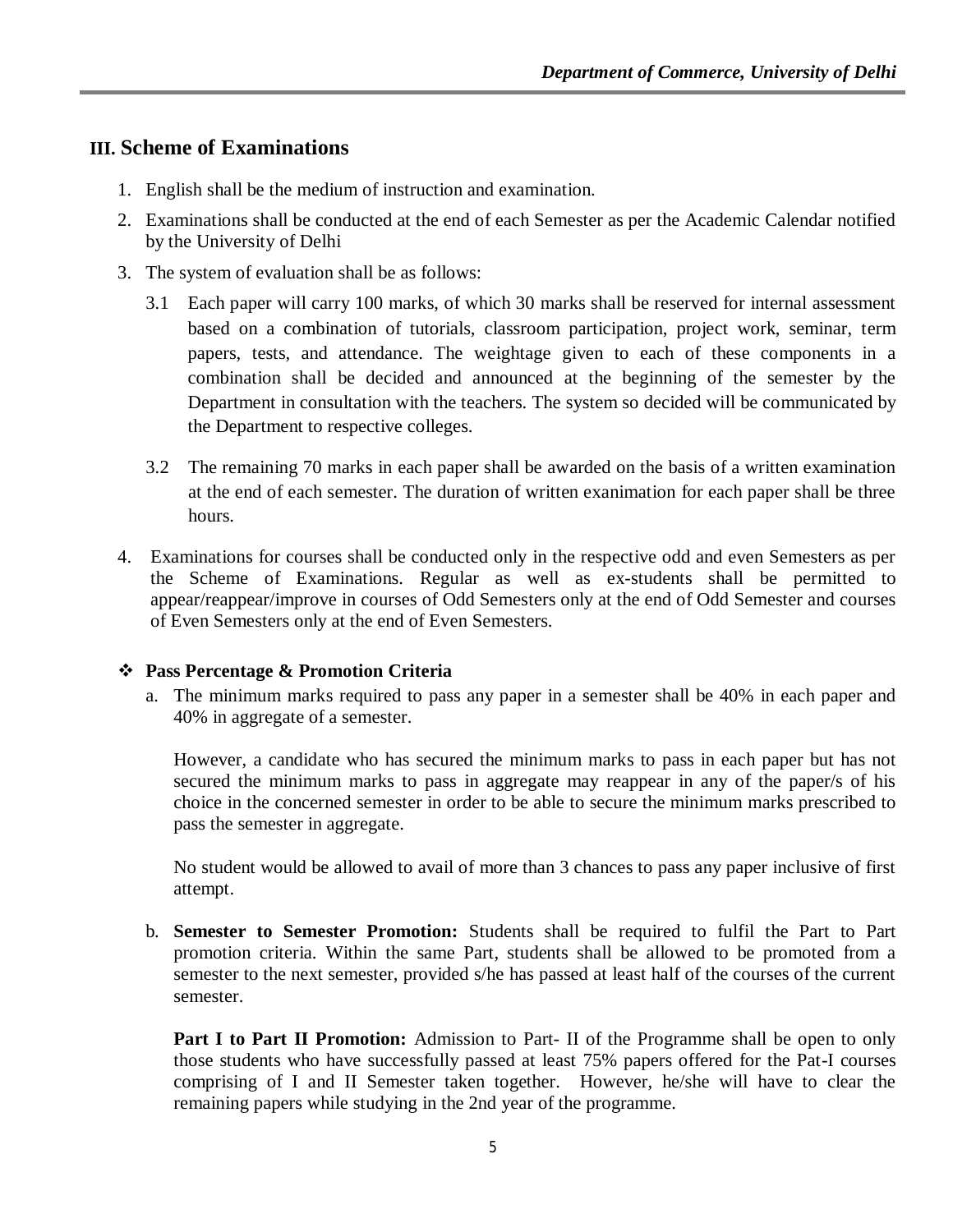## III. Scheme of Examinations

1. English shall be the medium of instruction and examination.
2. Examinations shall be conducted at the end of each Semester as per the Academic Calendar notified by the University of Delhi
3. The system of evaluation shall be as follows:

   3.1 Each paper will carry 100 marks, of which 30 marks shall be reserved for internal assessment based on a combination of tutorials, classroom participation, project work, seminar, term papers, tests, and attendance. The weightage given to each of these components in a combination shall be decided and announced at the beginning of the semester by the Department in consultation with the teachers. The system so decided will be communicated by the Department to respective colleges.

   3.2 The remaining 70 marks in each paper shall be awarded on the basis of a written examination at the end of each semester. The duration of written exanimation for each paper shall be three hours.

4. Examinations for courses shall be conducted only in the respective odd and even Semesters as per the Scheme of Examinations. Regular as well as ex-students shall be permitted to appear/reappear/improve in courses of Odd Semesters only at the end of Odd Semester and courses of Even Semesters only at the end of Even Semesters.

❖ **Pass Percentage & Promotion Criteria**

a. The minimum marks required to pass any paper in a semester shall be 40% in each paper and 40% in aggregate of a semester.

   However, a candidate who has secured the minimum marks to pass in each paper but has not secured the minimum marks to pass in aggregate may reappear in any of the paper/s of his choice in the concerned semester in order to be able to secure the minimum marks prescribed to pass the semester in aggregate.

   No student would be allowed to avail of more than 3 chances to pass any paper inclusive of first attempt.

b. **Semester to Semester Promotion:** Students shall be required to fulfil the Part to Part promotion criteria. Within the same Part, students shall be allowed to be promoted from a semester to the next semester, provided s/he has passed at least half of the courses of the current semester.

   **Part I to Part II Promotion:** Admission to Part- II of the Programme shall be open to only those students who have successfully passed at least 75% papers offered for the Pat-I courses comprising of I and II Semester taken together. However, he/she will have to clear the remaining papers while studying in the 2nd year of the programme.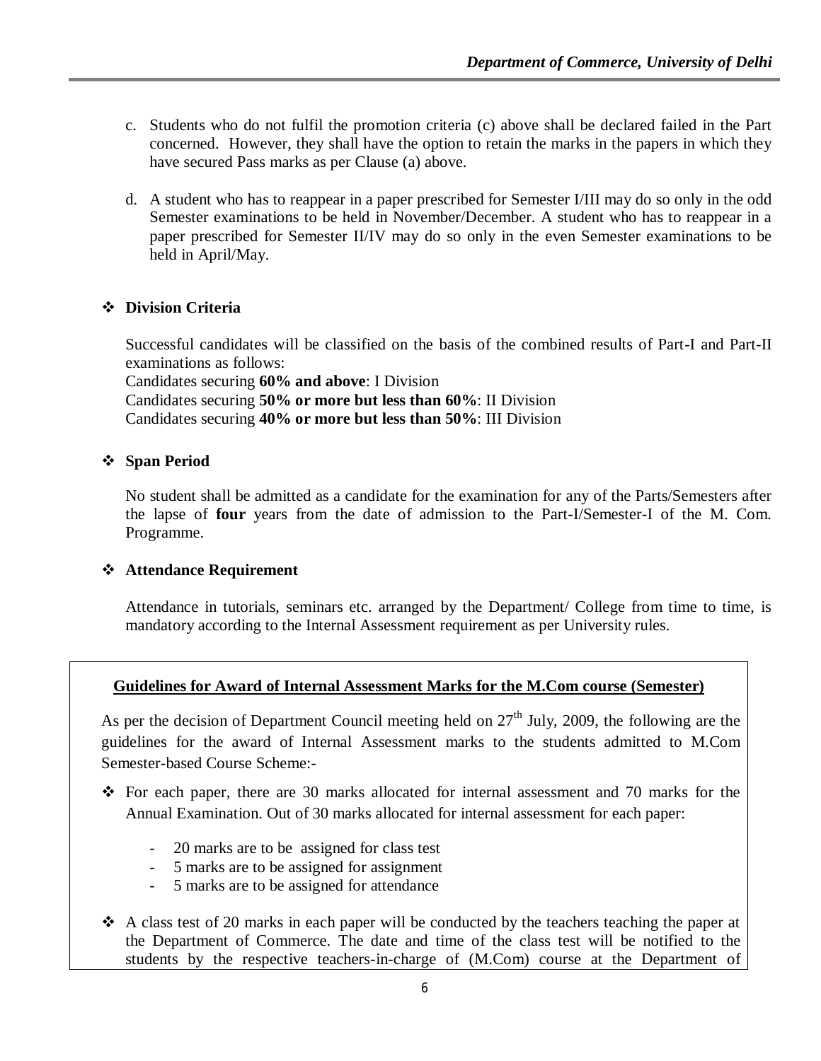c. Students who do not fulfil the promotion criteria (c) above shall be declared failed in the Part concerned. However, they shall have the option to retain the marks in the papers in which they have secured Pass marks as per Clause (a) above.

d. A student who has to reappear in a paper prescribed for Semester I/III may do so only in the odd Semester examinations to be held in November/December. A student who has to reappear in a paper prescribed for Semester II/IV may do so only in the even Semester examinations to be held in April/May.

- **Division Criteria**

  Successful candidates will be classified on the basis of the combined results of Part-I and Part-II examinations as follows:
  Candidates securing **60% and above**: I Division
  Candidates securing **50% or more but less than 60%**: II Division
  Candidates securing **40% or more but less than 50%**: III Division

- **Span Period**

  No student shall be admitted as a candidate for the examination for any of the Parts/Semesters after the lapse of **four** years from the date of admission to the Part-I/Semester-I of the M. Com. Programme.

- **Attendance Requirement**

  Attendance in tutorials, seminars etc. arranged by the Department/ College from time to time, is mandatory according to the Internal Assessment requirement as per University rules.

**Guidelines for Award of Internal Assessment Marks for the M.Com course (Semester)**

As per the decision of Department Council meeting held on 27th July, 2009, the following are the guidelines for the award of Internal Assessment marks to the students admitted to M.Com Semester-based Course Scheme:-

- For each paper, there are 30 marks allocated for internal assessment and 70 marks for the Annual Examination. Out of 30 marks allocated for internal assessment for each paper:
  - 20 marks are to be assigned for class test
  - 5 marks are to be assigned for assignment
  - 5 marks are to be assigned for attendance

- A class test of 20 marks in each paper will be conducted by the teachers teaching the paper at the Department of Commerce. The date and time of the class test will be notified to the students by the respective teachers-in-charge of (M.Com) course at the Department of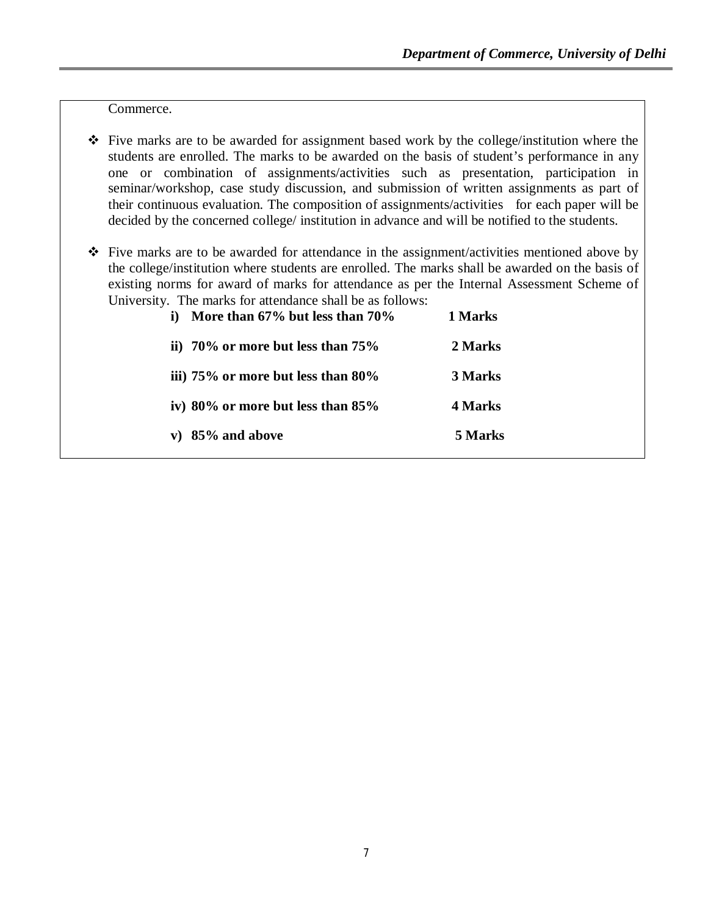Commerce.

- Five marks are to be awarded for assignment based work by the college/institution where the students are enrolled. The marks to be awarded on the basis of student's performance in any one or combination of assignments/activities such as presentation, participation in seminar/workshop, case study discussion, and submission of written assignments as part of their continuous evaluation. The composition of assignments/activities for each paper will be decided by the concerned college/ institution in advance and will be notified to the students.

- Five marks are to be awarded for attendance in the assignment/activities mentioned above by the college/institution where students are enrolled. The marks shall be awarded on the basis of existing norms for award of marks for attendance as per the Internal Assessment Scheme of University. The marks for attendance shall be as follows:

| | |
|---|---|
| **i) More than 67% but less than 70%** | **1 Marks** |
| **ii) 70% or more but less than 75%** | **2 Marks** |
| **iii) 75% or more but less than 80%** | **3 Marks** |
| **iv) 80% or more but less than 85%** | **4 Marks** |
| **v) 85% and above** | **5 Marks** |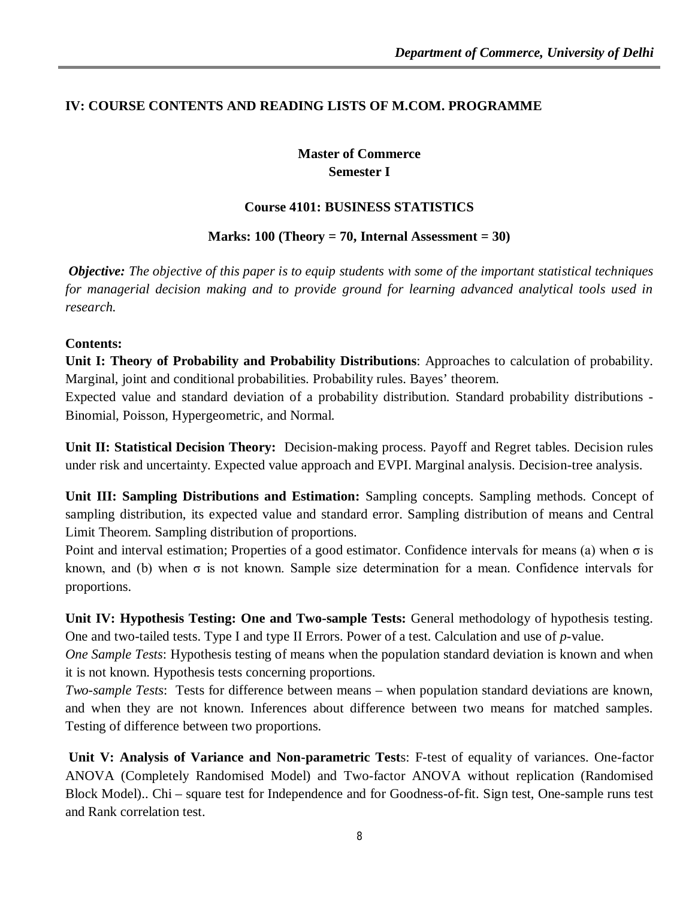## IV: COURSE CONTENTS AND READING LISTS OF M.COM. PROGRAMME

### Master of Commerce
### Semester I

### Course 4101: BUSINESS STATISTICS

**Marks: 100 (Theory = 70, Internal Assessment = 30)**

***Objective:*** *The objective of this paper is to equip students with some of the important statistical techniques for managerial decision making and to provide ground for learning advanced analytical tools used in research.*

**Contents:**

**Unit I: Theory of Probability and Probability Distributions**: Approaches to calculation of probability. Marginal, joint and conditional probabilities. Probability rules. Bayes' theorem.

Expected value and standard deviation of a probability distribution. Standard probability distributions - Binomial, Poisson, Hypergeometric, and Normal.

**Unit II: Statistical Decision Theory:** Decision-making process. Payoff and Regret tables. Decision rules under risk and uncertainty. Expected value approach and EVPI. Marginal analysis. Decision-tree analysis.

**Unit III: Sampling Distributions and Estimation:** Sampling concepts. Sampling methods. Concept of sampling distribution, its expected value and standard error. Sampling distribution of means and Central Limit Theorem. Sampling distribution of proportions.

Point and interval estimation; Properties of a good estimator. Confidence intervals for means (a) when $\sigma$ is known, and (b) when $\sigma$ is not known. Sample size determination for a mean. Confidence intervals for proportions.

**Unit IV: Hypothesis Testing: One and Two-sample Tests:** General methodology of hypothesis testing. One and two-tailed tests. Type I and type II Errors. Power of a test. Calculation and use of *p*-value.

*One Sample Tests*: Hypothesis testing of means when the population standard deviation is known and when it is not known. Hypothesis tests concerning proportions.

*Two-sample Tests*: Tests for difference between means – when population standard deviations are known, and when they are not known. Inferences about difference between two means for matched samples. Testing of difference between two proportions.

**Unit V: Analysis of Variance and Non-parametric Test**s: F-test of equality of variances. One-factor ANOVA (Completely Randomised Model) and Two-factor ANOVA without replication (Randomised Block Model).. Chi – square test for Independence and for Goodness-of-fit. Sign test, One-sample runs test and Rank correlation test.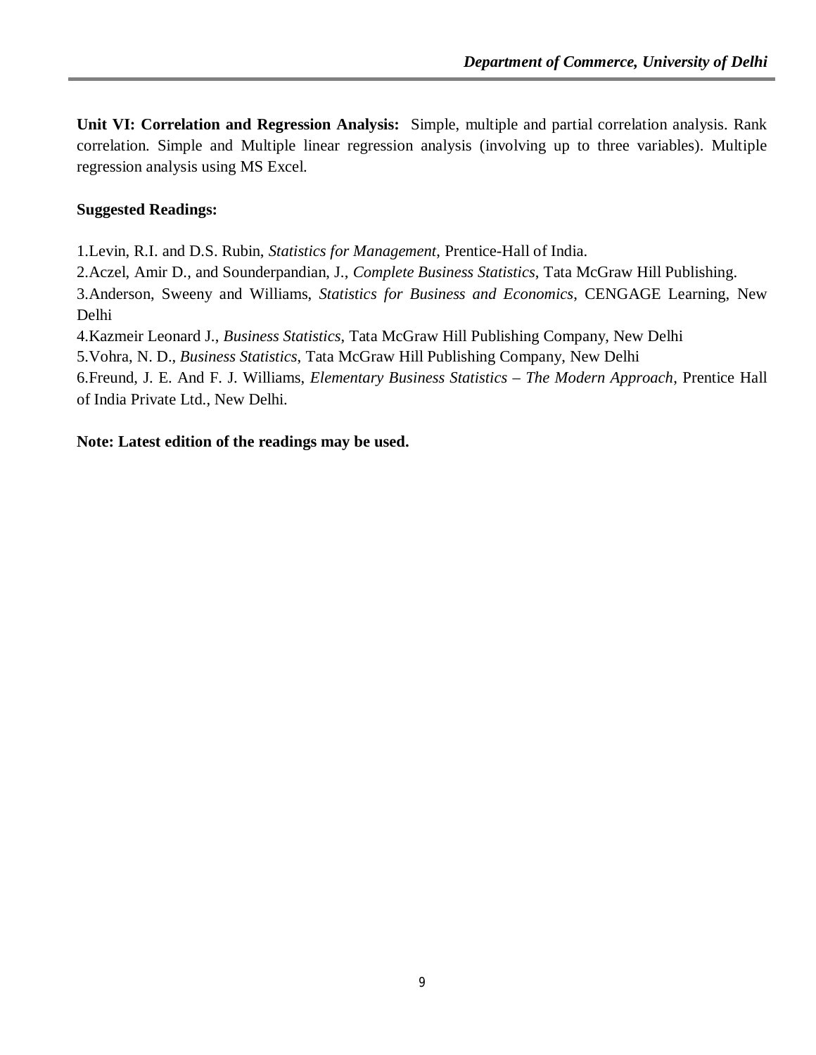**Unit VI: Correlation and Regression Analysis:** Simple, multiple and partial correlation analysis. Rank correlation. Simple and Multiple linear regression analysis (involving up to three variables). Multiple regression analysis using MS Excel.

**Suggested Readings:**

1.Levin, R.I. and D.S. Rubin, *Statistics for Management*, Prentice-Hall of India.
2.Aczel, Amir D., and Sounderpandian, J., *Complete Business Statistics*, Tata McGraw Hill Publishing.
3.Anderson, Sweeny and Williams, *Statistics for Business and Economics*, CENGAGE Learning, New Delhi
4.Kazmeir Leonard J., *Business Statistics*, Tata McGraw Hill Publishing Company, New Delhi
5.Vohra, N. D., *Business Statistics*, Tata McGraw Hill Publishing Company, New Delhi
6.Freund, J. E. And F. J. Williams, *Elementary Business Statistics – The Modern Approach*, Prentice Hall of India Private Ltd., New Delhi.

**Note: Latest edition of the readings may be used.**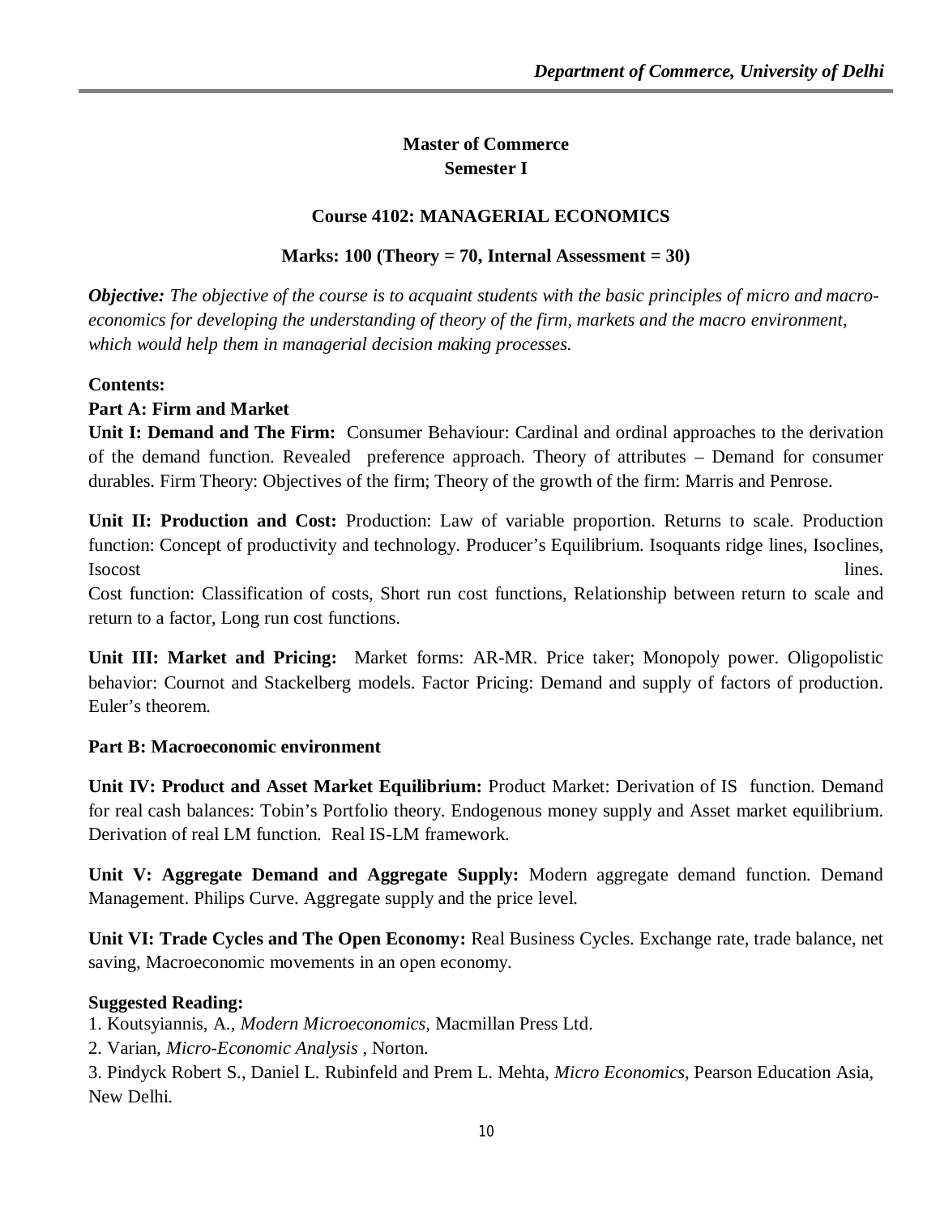## Master of Commerce
## Semester I

### Course 4102: MANAGERIAL ECONOMICS

**Marks: 100 (Theory = 70, Internal Assessment = 30)**

***Objective:*** *The objective of the course is to acquaint students with the basic principles of micro and macro-economics for developing the understanding of theory of the firm, markets and the macro environment, which would help them in managerial decision making processes.*

**Contents:**

**Part A: Firm and Market**

**Unit I: Demand and The Firm:** Consumer Behaviour: Cardinal and ordinal approaches to the derivation of the demand function. Revealed preference approach. Theory of attributes – Demand for consumer durables. Firm Theory: Objectives of the firm; Theory of the growth of the firm: Marris and Penrose.

**Unit II: Production and Cost:** Production: Law of variable proportion. Returns to scale. Production function: Concept of productivity and technology. Producer's Equilibrium. Isoquants ridge lines, Isoclines, Isocost lines.

Cost function: Classification of costs, Short run cost functions, Relationship between return to scale and return to a factor, Long run cost functions.

**Unit III: Market and Pricing:** Market forms: AR-MR. Price taker; Monopoly power. Oligopolistic behavior: Cournot and Stackelberg models. Factor Pricing: Demand and supply of factors of production. Euler's theorem.

**Part B: Macroeconomic environment**

**Unit IV: Product and Asset Market Equilibrium:** Product Market: Derivation of IS function. Demand for real cash balances: Tobin's Portfolio theory. Endogenous money supply and Asset market equilibrium. Derivation of real LM function. Real IS-LM framework.

**Unit V: Aggregate Demand and Aggregate Supply:** Modern aggregate demand function. Demand Management. Philips Curve. Aggregate supply and the price level.

**Unit VI: Trade Cycles and The Open Economy:** Real Business Cycles. Exchange rate, trade balance, net saving, Macroeconomic movements in an open economy.

**Suggested Reading:**

1. Koutsyiannis, A., *Modern Microeconomics*, Macmillan Press Ltd.
2. Varian, *Micro-Economic Analysis* , Norton.
3. Pindyck Robert S., Daniel L. Rubinfeld and Prem L. Mehta, *Micro Economics*, Pearson Education Asia, New Delhi.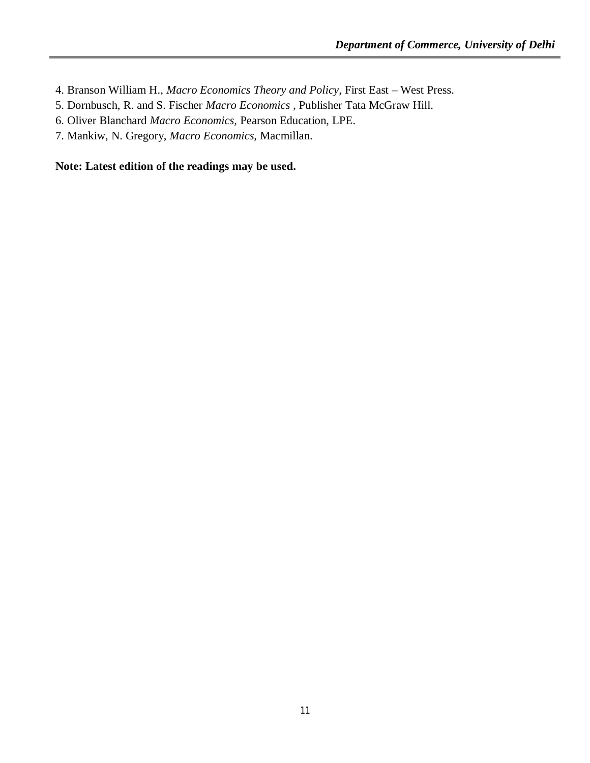4. Branson William H., *Macro Economics Theory and Policy*, First East – West Press.
5. Dornbusch, R. and S. Fischer *Macro Economics* , Publisher Tata McGraw Hill.
6. Oliver Blanchard *Macro Economics,* Pearson Education, LPE.
7. Mankiw, N. Gregory, *Macro Economics,* Macmillan.

**Note: Latest edition of the readings may be used.**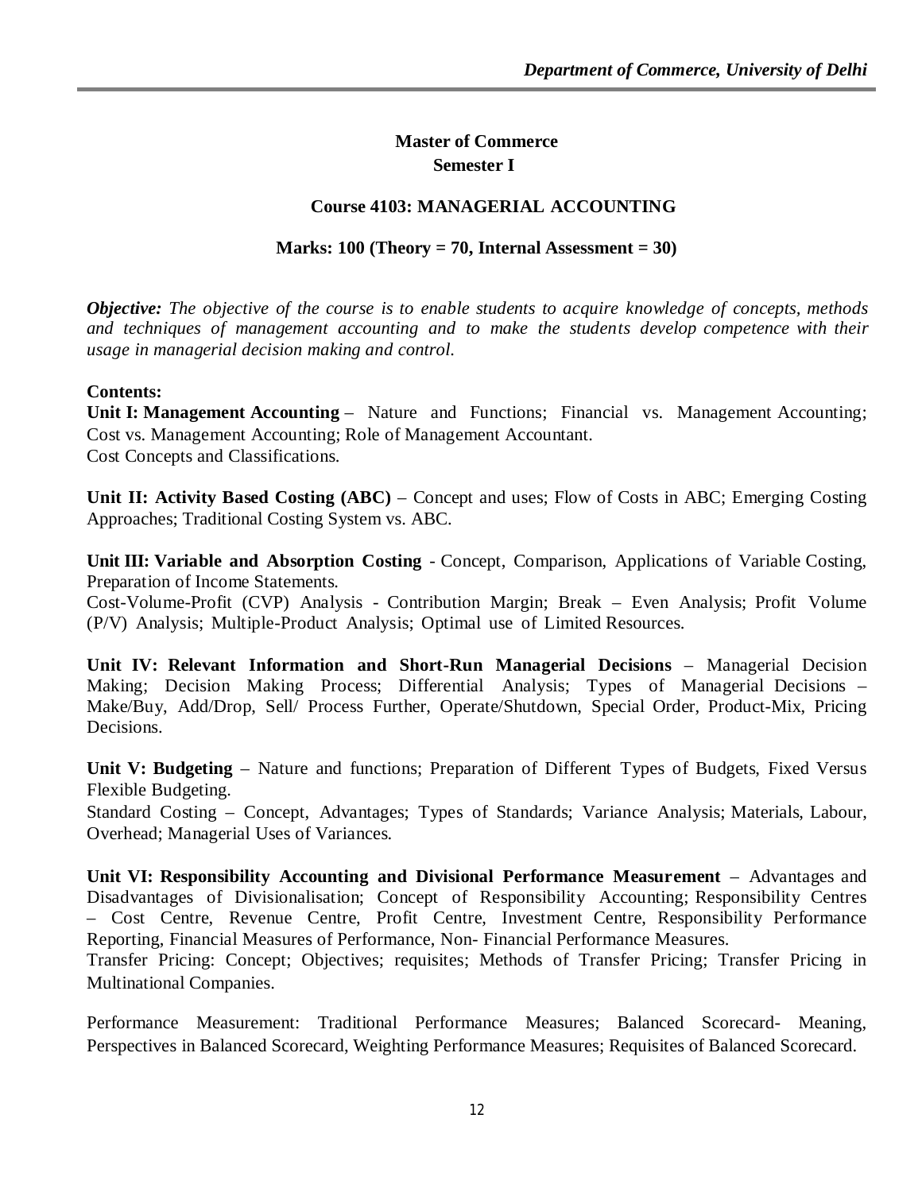## Master of Commerce
## Semester I

### Course 4103: MANAGERIAL ACCOUNTING

**Marks: 100 (Theory = 70, Internal Assessment = 30)**

***Objective:*** *The objective of the course is to enable students to acquire knowledge of concepts, methods and techniques of management accounting and to make the students develop competence with their usage in managerial decision making and control.*

**Contents:**

**Unit I: Management Accounting** – Nature and Functions; Financial vs. Management Accounting; Cost vs. Management Accounting; Role of Management Accountant.
Cost Concepts and Classifications.

**Unit II: Activity Based Costing (ABC)** – Concept and uses; Flow of Costs in ABC; Emerging Costing Approaches; Traditional Costing System vs. ABC.

**Unit III: Variable and Absorption Costing** - Concept, Comparison, Applications of Variable Costing, Preparation of Income Statements.
Cost-Volume-Profit (CVP) Analysis - Contribution Margin; Break – Even Analysis; Profit Volume (P/V) Analysis; Multiple-Product Analysis; Optimal use of Limited Resources.

**Unit IV: Relevant Information and Short-Run Managerial Decisions** – Managerial Decision Making; Decision Making Process; Differential Analysis; Types of Managerial Decisions – Make/Buy, Add/Drop, Sell/ Process Further, Operate/Shutdown, Special Order, Product-Mix, Pricing Decisions.

**Unit V: Budgeting** – Nature and functions; Preparation of Different Types of Budgets, Fixed Versus Flexible Budgeting.
Standard Costing – Concept, Advantages; Types of Standards; Variance Analysis; Materials, Labour, Overhead; Managerial Uses of Variances.

**Unit VI: Responsibility Accounting and Divisional Performance Measurement** – Advantages and Disadvantages of Divisionalisation; Concept of Responsibility Accounting; Responsibility Centres – Cost Centre, Revenue Centre, Profit Centre, Investment Centre, Responsibility Performance Reporting, Financial Measures of Performance, Non- Financial Performance Measures.
Transfer Pricing: Concept; Objectives; requisites; Methods of Transfer Pricing; Transfer Pricing in Multinational Companies.

Performance Measurement: Traditional Performance Measures; Balanced Scorecard- Meaning, Perspectives in Balanced Scorecard, Weighting Performance Measures; Requisites of Balanced Scorecard.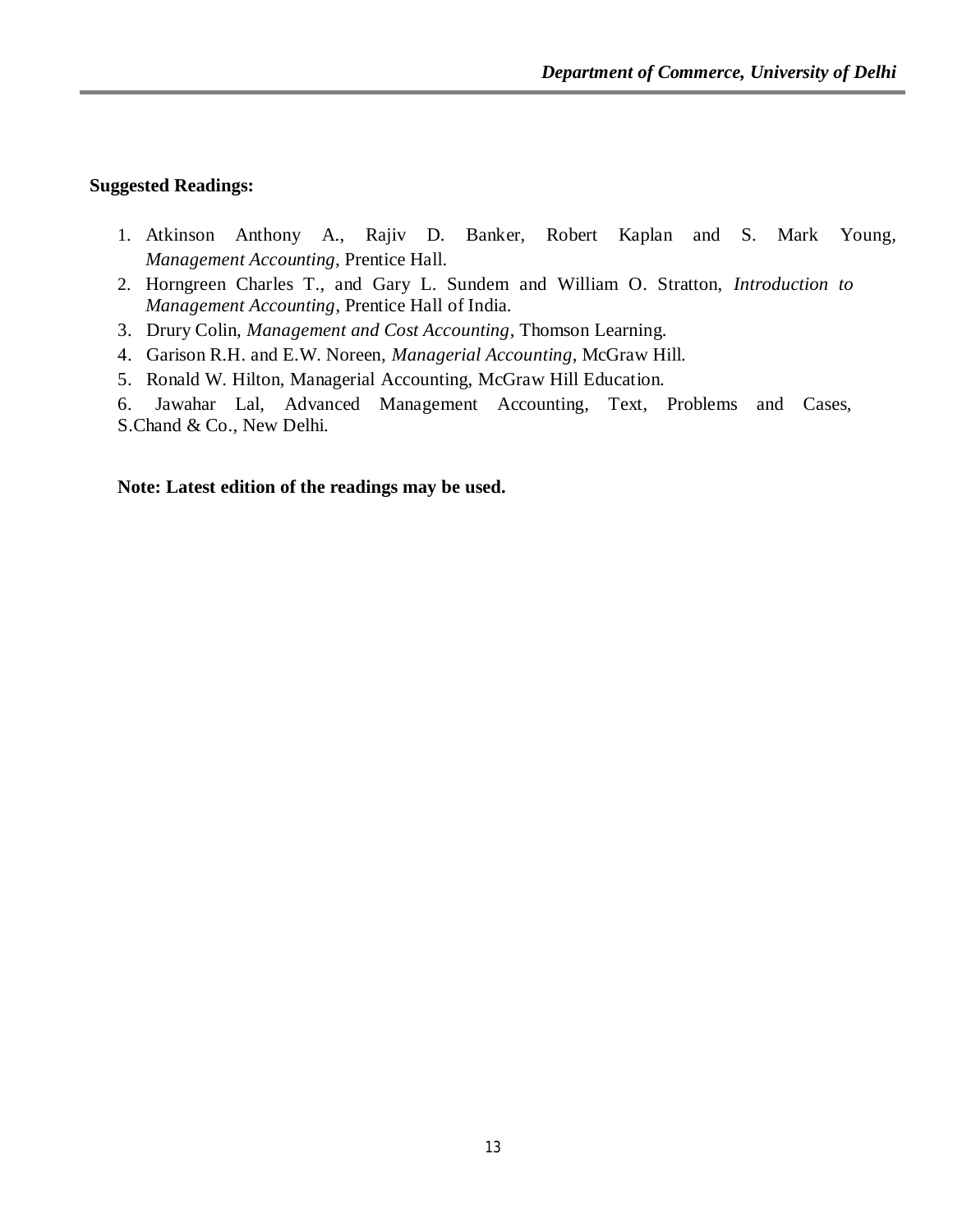**Suggested Readings:**

1. Atkinson Anthony A., Rajiv D. Banker, Robert Kaplan and S. Mark Young, *Management Accounting,* Prentice Hall.
2. Horngreen Charles T., and Gary L. Sundem and William O. Stratton, *Introduction to Management Accounting*, Prentice Hall of India.
3. Drury Colin, *Management and Cost Accounting*, Thomson Learning.
4. Garison R.H. and E.W. Noreen, *Managerial Accounting*, McGraw Hill.
5. Ronald W. Hilton, Managerial Accounting, McGraw Hill Education.
6. Jawahar Lal, Advanced Management Accounting, Text, Problems and Cases, S.Chand & Co., New Delhi.

**Note: Latest edition of the readings may be used.**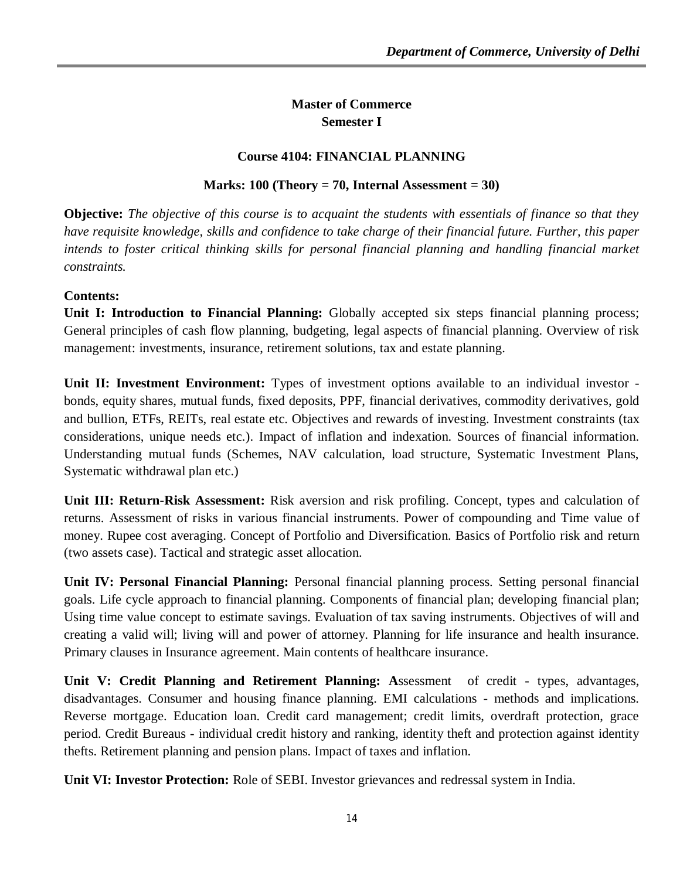## Master of Commerce
## Semester I

### Course 4104: FINANCIAL PLANNING

**Marks: 100 (Theory = 70, Internal Assessment = 30)**

**Objective:** *The objective of this course is to acquaint the students with essentials of finance so that they have requisite knowledge, skills and confidence to take charge of their financial future. Further, this paper intends to foster critical thinking skills for personal financial planning and handling financial market constraints.*

**Contents:**

**Unit I: Introduction to Financial Planning:** Globally accepted six steps financial planning process; General principles of cash flow planning, budgeting, legal aspects of financial planning. Overview of risk management: investments, insurance, retirement solutions, tax and estate planning.

**Unit II: Investment Environment:** Types of investment options available to an individual investor - bonds, equity shares, mutual funds, fixed deposits, PPF, financial derivatives, commodity derivatives, gold and bullion, ETFs, REITs, real estate etc. Objectives and rewards of investing. Investment constraints (tax considerations, unique needs etc.). Impact of inflation and indexation. Sources of financial information. Understanding mutual funds (Schemes, NAV calculation, load structure, Systematic Investment Plans, Systematic withdrawal plan etc.)

**Unit III: Return-Risk Assessment:** Risk aversion and risk profiling. Concept, types and calculation of returns. Assessment of risks in various financial instruments. Power of compounding and Time value of money. Rupee cost averaging. Concept of Portfolio and Diversification. Basics of Portfolio risk and return (two assets case). Tactical and strategic asset allocation.

**Unit IV: Personal Financial Planning:** Personal financial planning process. Setting personal financial goals. Life cycle approach to financial planning. Components of financial plan; developing financial plan; Using time value concept to estimate savings. Evaluation of tax saving instruments. Objectives of will and creating a valid will; living will and power of attorney. Planning for life insurance and health insurance. Primary clauses in Insurance agreement. Main contents of healthcare insurance.

**Unit V: Credit Planning and Retirement Planning: A**ssessment of credit - types, advantages, disadvantages. Consumer and housing finance planning. EMI calculations - methods and implications. Reverse mortgage. Education loan. Credit card management; credit limits, overdraft protection, grace period. Credit Bureaus - individual credit history and ranking, identity theft and protection against identity thefts. Retirement planning and pension plans. Impact of taxes and inflation.

**Unit VI: Investor Protection:** Role of SEBI. Investor grievances and redressal system in India.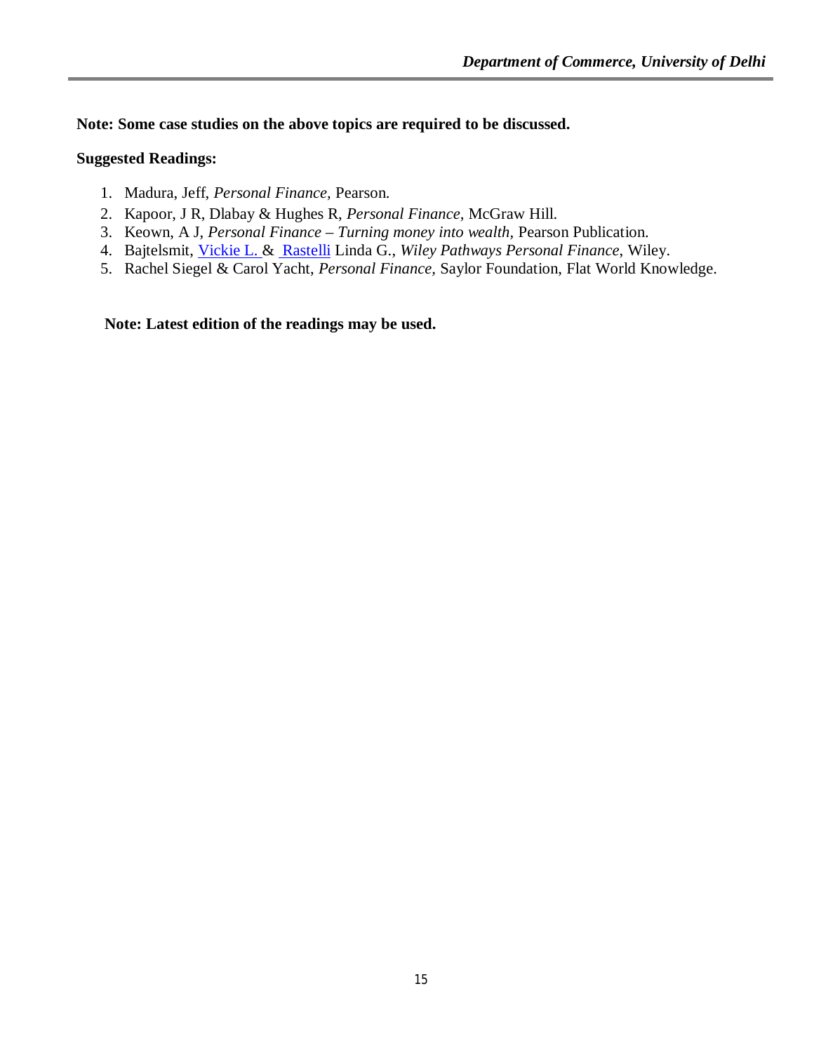**Note: Some case studies on the above topics are required to be discussed.**

**Suggested Readings:**

1. Madura, Jeff, *Personal Finance,* Pearson.
2. Kapoor, J R, Dlabay & Hughes R, *Personal Finance,* McGraw Hill.
3. Keown, A J, *Personal Finance – Turning money into wealth*, Pearson Publication.
4. Bajtelsmit, Vickie L. & Rastelli Linda G., *Wiley Pathways Personal Finance*, Wiley.
5. Rachel Siegel & Carol Yacht, *Personal Finance*, Saylor Foundation, Flat World Knowledge.

**Note: Latest edition of the readings may be used.**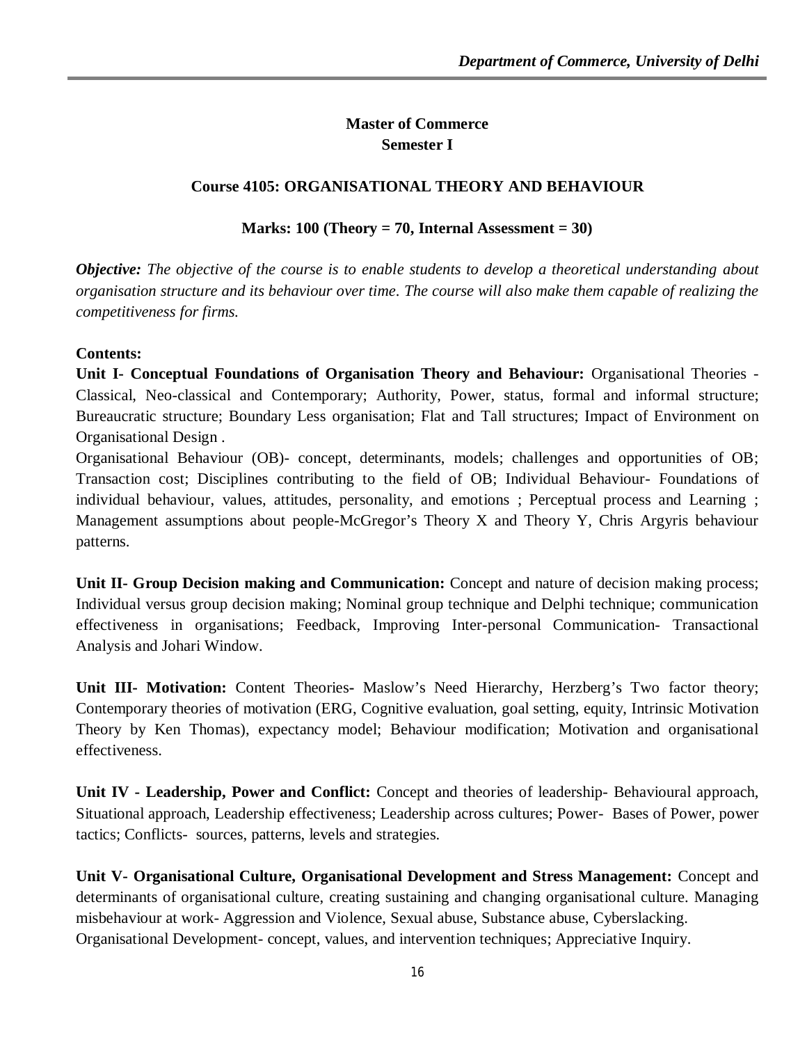**Master of Commerce**
**Semester I**

**Course 4105: ORGANISATIONAL THEORY AND BEHAVIOUR**

**Marks: 100 (Theory = 70, Internal Assessment = 30)**

***Objective:*** *The objective of the course is to enable students to develop a theoretical understanding about organisation structure and its behaviour over time. The course will also make them capable of realizing the competitiveness for firms.*

**Contents:**

**Unit I- Conceptual Foundations of Organisation Theory and Behaviour:** Organisational Theories - Classical, Neo-classical and Contemporary; Authority, Power, status, formal and informal structure; Bureaucratic structure; Boundary Less organisation; Flat and Tall structures; Impact of Environment on Organisational Design .

Organisational Behaviour (OB)- concept, determinants, models; challenges and opportunities of OB; Transaction cost; Disciplines contributing to the field of OB; Individual Behaviour- Foundations of individual behaviour, values, attitudes, personality, and emotions ; Perceptual process and Learning ; Management assumptions about people-McGregor's Theory X and Theory Y, Chris Argyris behaviour patterns.

**Unit II- Group Decision making and Communication:** Concept and nature of decision making process; Individual versus group decision making; Nominal group technique and Delphi technique; communication effectiveness in organisations; Feedback, Improving Inter-personal Communication- Transactional Analysis and Johari Window.

**Unit III- Motivation:** Content Theories- Maslow's Need Hierarchy, Herzberg's Two factor theory; Contemporary theories of motivation (ERG, Cognitive evaluation, goal setting, equity, Intrinsic Motivation Theory by Ken Thomas), expectancy model; Behaviour modification; Motivation and organisational effectiveness.

**Unit IV - Leadership, Power and Conflict:** Concept and theories of leadership- Behavioural approach, Situational approach, Leadership effectiveness; Leadership across cultures; Power- Bases of Power, power tactics; Conflicts- sources, patterns, levels and strategies.

**Unit V- Organisational Culture, Organisational Development and Stress Management:** Concept and determinants of organisational culture, creating sustaining and changing organisational culture. Managing misbehaviour at work- Aggression and Violence, Sexual abuse, Substance abuse, Cyberslacking.

Organisational Development- concept, values, and intervention techniques; Appreciative Inquiry.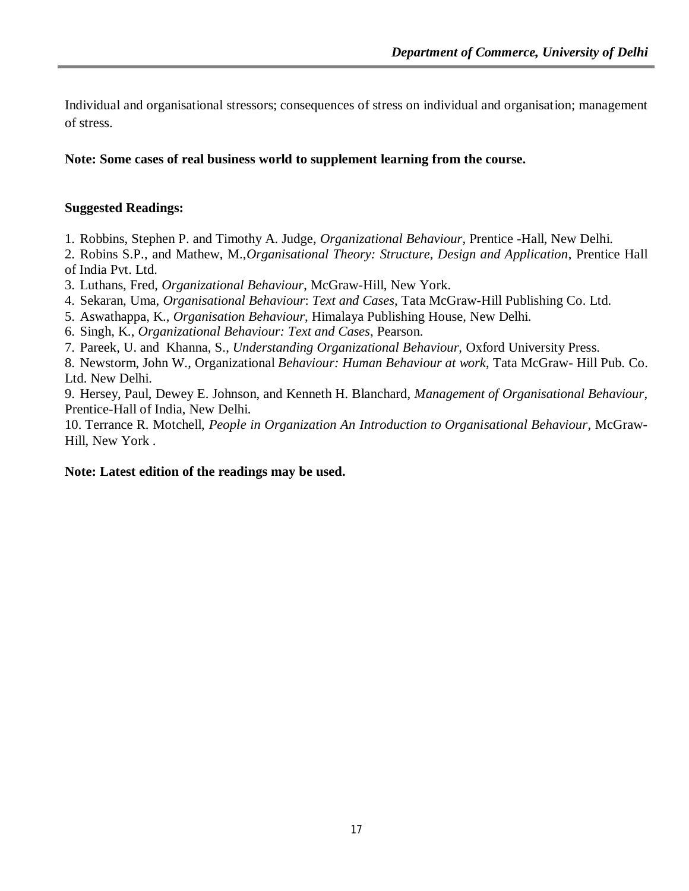Individual and organisational stressors; consequences of stress on individual and organisation; management of stress.

**Note: Some cases of real business world to supplement learning from the course.**

**Suggested Readings:**

1. Robbins, Stephen P. and Timothy A. Judge, *Organizational Behaviour*, Prentice -Hall, New Delhi.
2. Robins S.P., and Mathew, M.,*Organisational Theory: Structure, Design and Application*, Prentice Hall of India Pvt. Ltd.
3. Luthans, Fred, *Organizational Behaviour*, McGraw-Hill, New York.
4. Sekaran, Uma, *Organisational Behaviour*: *Text and Cases*, Tata McGraw-Hill Publishing Co. Ltd.
5. Aswathappa, K., *Organisation Behaviour*, Himalaya Publishing House, New Delhi.
6. Singh, K., *Organizational Behaviour: Text and Cases*, Pearson.
7. Pareek, U. and Khanna, S., *Understanding Organizational Behaviour,* Oxford University Press.
8. Newstorm, John W., Organizational *Behaviour: Human Behaviour at work*, Tata McGraw- Hill Pub. Co. Ltd. New Delhi.
9. Hersey, Paul, Dewey E. Johnson, and Kenneth H. Blanchard, *Management of Organisational Behaviour*, Prentice-Hall of India, New Delhi.
10. Terrance R. Motchell, *People in Organization An Introduction to Organisational Behaviour*, McGraw-Hill, New York .

**Note: Latest edition of the readings may be used.**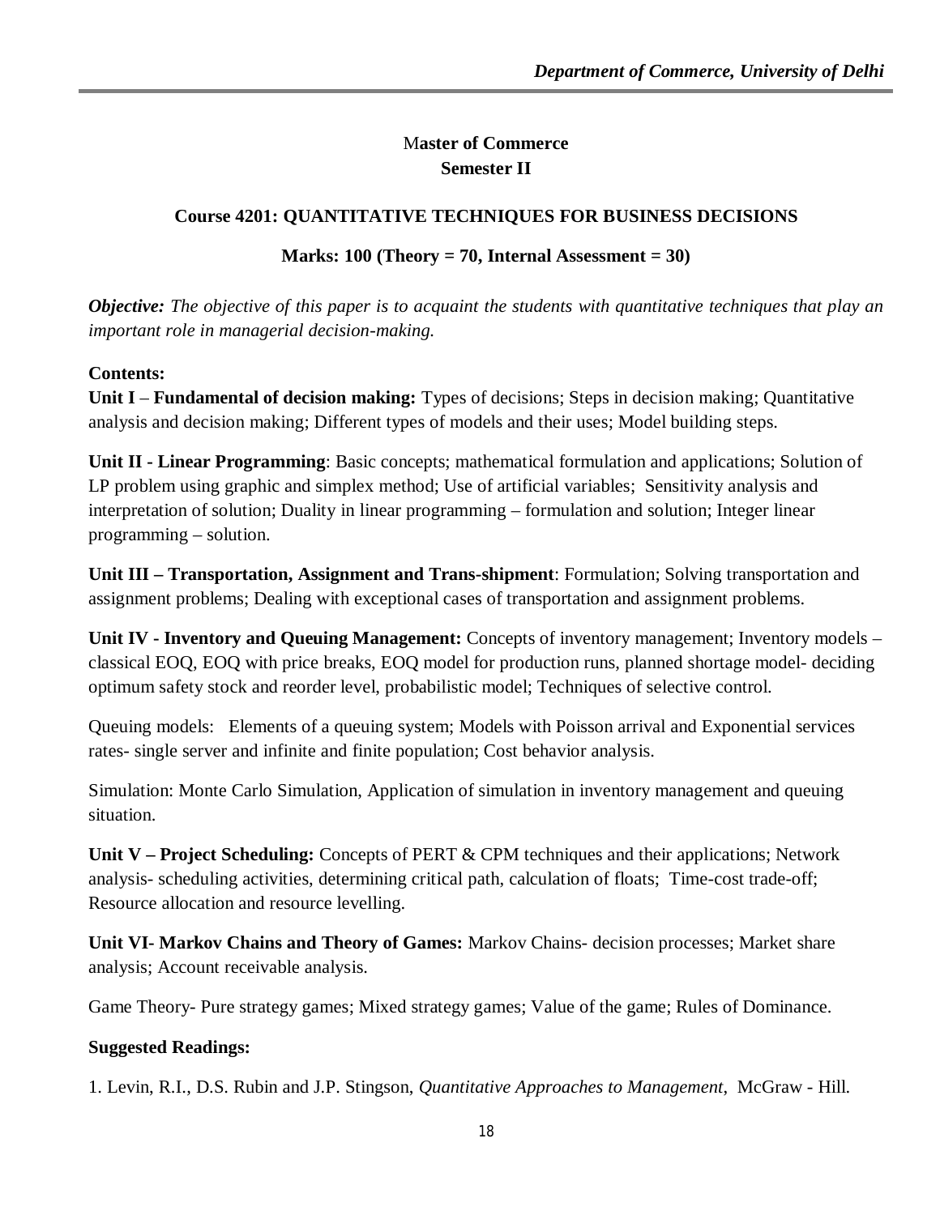## Master of Commerce
## Semester II

### Course 4201: QUANTITATIVE TECHNIQUES FOR BUSINESS DECISIONS

**Marks: 100 (Theory = 70, Internal Assessment = 30)**

***Objective:*** *The objective of this paper is to acquaint the students with quantitative techniques that play an important role in managerial decision-making.*

**Contents:**

**Unit I** – **Fundamental of decision making:** Types of decisions; Steps in decision making; Quantitative analysis and decision making; Different types of models and their uses; Model building steps.

**Unit II - Linear Programming**: Basic concepts; mathematical formulation and applications; Solution of LP problem using graphic and simplex method; Use of artificial variables; Sensitivity analysis and interpretation of solution; Duality in linear programming – formulation and solution; Integer linear programming – solution.

**Unit III – Transportation, Assignment and Trans-shipment**: Formulation; Solving transportation and assignment problems; Dealing with exceptional cases of transportation and assignment problems.

**Unit IV - Inventory and Queuing Management:** Concepts of inventory management; Inventory models – classical EOQ, EOQ with price breaks, EOQ model for production runs, planned shortage model- deciding optimum safety stock and reorder level, probabilistic model; Techniques of selective control.

Queuing models: Elements of a queuing system; Models with Poisson arrival and Exponential services rates- single server and infinite and finite population; Cost behavior analysis.

Simulation: Monte Carlo Simulation, Application of simulation in inventory management and queuing situation.

**Unit V – Project Scheduling:** Concepts of PERT & CPM techniques and their applications; Network analysis- scheduling activities, determining critical path, calculation of floats; Time-cost trade-off; Resource allocation and resource levelling.

**Unit VI- Markov Chains and Theory of Games:** Markov Chains- decision processes; Market share analysis; Account receivable analysis.

Game Theory- Pure strategy games; Mixed strategy games; Value of the game; Rules of Dominance.

**Suggested Readings:**

1. Levin, R.I., D.S. Rubin and J.P. Stingson, *Quantitative Approaches to Management*, McGraw - Hill.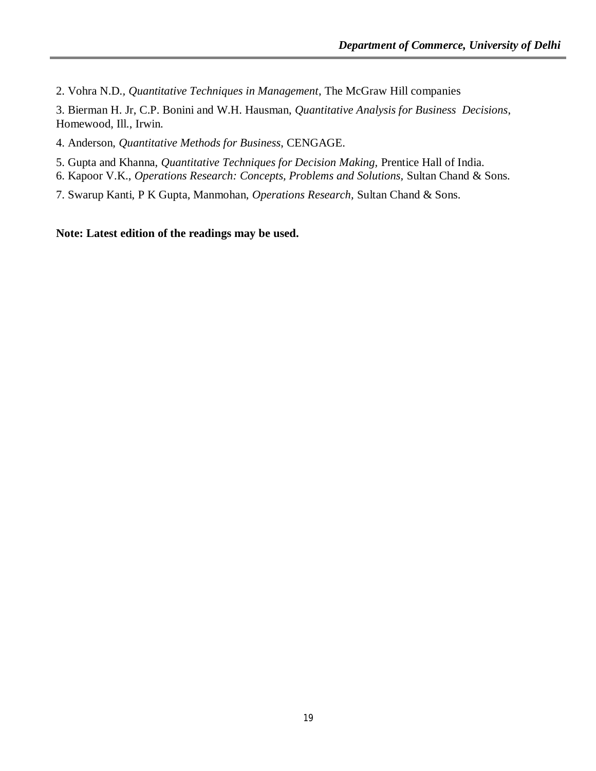2. Vohra N.D., *Quantitative Techniques in Management*, The McGraw Hill companies

3. Bierman H. Jr, C.P. Bonini and W.H. Hausman, *Quantitative Analysis for Business Decisions*, Homewood, Ill., Irwin.

4. Anderson, *Quantitative Methods for Business*, CENGAGE.

5. Gupta and Khanna, *Quantitative Techniques for Decision Making,* Prentice Hall of India.

6. Kapoor V.K., *Operations Research: Concepts, Problems and Solutions*, Sultan Chand & Sons.

7. Swarup Kanti, P K Gupta, Manmohan, *Operations Research,* Sultan Chand & Sons.

**Note: Latest edition of the readings may be used.**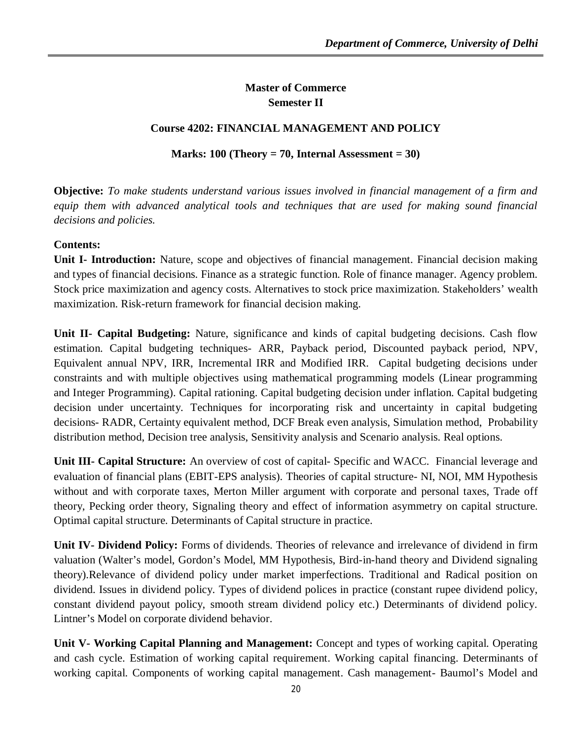## Master of Commerce
## Semester II

### Course 4202: FINANCIAL MANAGEMENT AND POLICY

**Marks: 100 (Theory = 70, Internal Assessment = 30)**

**Objective:** *To make students understand various issues involved in financial management of a firm and equip them with advanced analytical tools and techniques that are used for making sound financial decisions and policies.*

**Contents:**

**Unit I- Introduction:** Nature, scope and objectives of financial management. Financial decision making and types of financial decisions. Finance as a strategic function. Role of finance manager. Agency problem. Stock price maximization and agency costs. Alternatives to stock price maximization. Stakeholders' wealth maximization. Risk-return framework for financial decision making.

**Unit II- Capital Budgeting:** Nature, significance and kinds of capital budgeting decisions. Cash flow estimation. Capital budgeting techniques- ARR, Payback period, Discounted payback period, NPV, Equivalent annual NPV, IRR, Incremental IRR and Modified IRR. Capital budgeting decisions under constraints and with multiple objectives using mathematical programming models (Linear programming and Integer Programming). Capital rationing. Capital budgeting decision under inflation. Capital budgeting decision under uncertainty. Techniques for incorporating risk and uncertainty in capital budgeting decisions- RADR, Certainty equivalent method, DCF Break even analysis, Simulation method, Probability distribution method, Decision tree analysis, Sensitivity analysis and Scenario analysis. Real options.

**Unit III- Capital Structure:** An overview of cost of capital- Specific and WACC. Financial leverage and evaluation of financial plans (EBIT-EPS analysis). Theories of capital structure- NI, NOI, MM Hypothesis without and with corporate taxes, Merton Miller argument with corporate and personal taxes, Trade off theory, Pecking order theory, Signaling theory and effect of information asymmetry on capital structure. Optimal capital structure. Determinants of Capital structure in practice.

**Unit IV- Dividend Policy:** Forms of dividends. Theories of relevance and irrelevance of dividend in firm valuation (Walter's model, Gordon's Model, MM Hypothesis, Bird-in-hand theory and Dividend signaling theory).Relevance of dividend policy under market imperfections. Traditional and Radical position on dividend. Issues in dividend policy. Types of dividend polices in practice (constant rupee dividend policy, constant dividend payout policy, smooth stream dividend policy etc.) Determinants of dividend policy. Lintner's Model on corporate dividend behavior.

**Unit V- Working Capital Planning and Management:** Concept and types of working capital. Operating and cash cycle. Estimation of working capital requirement. Working capital financing. Determinants of working capital. Components of working capital management. Cash management- Baumol's Model and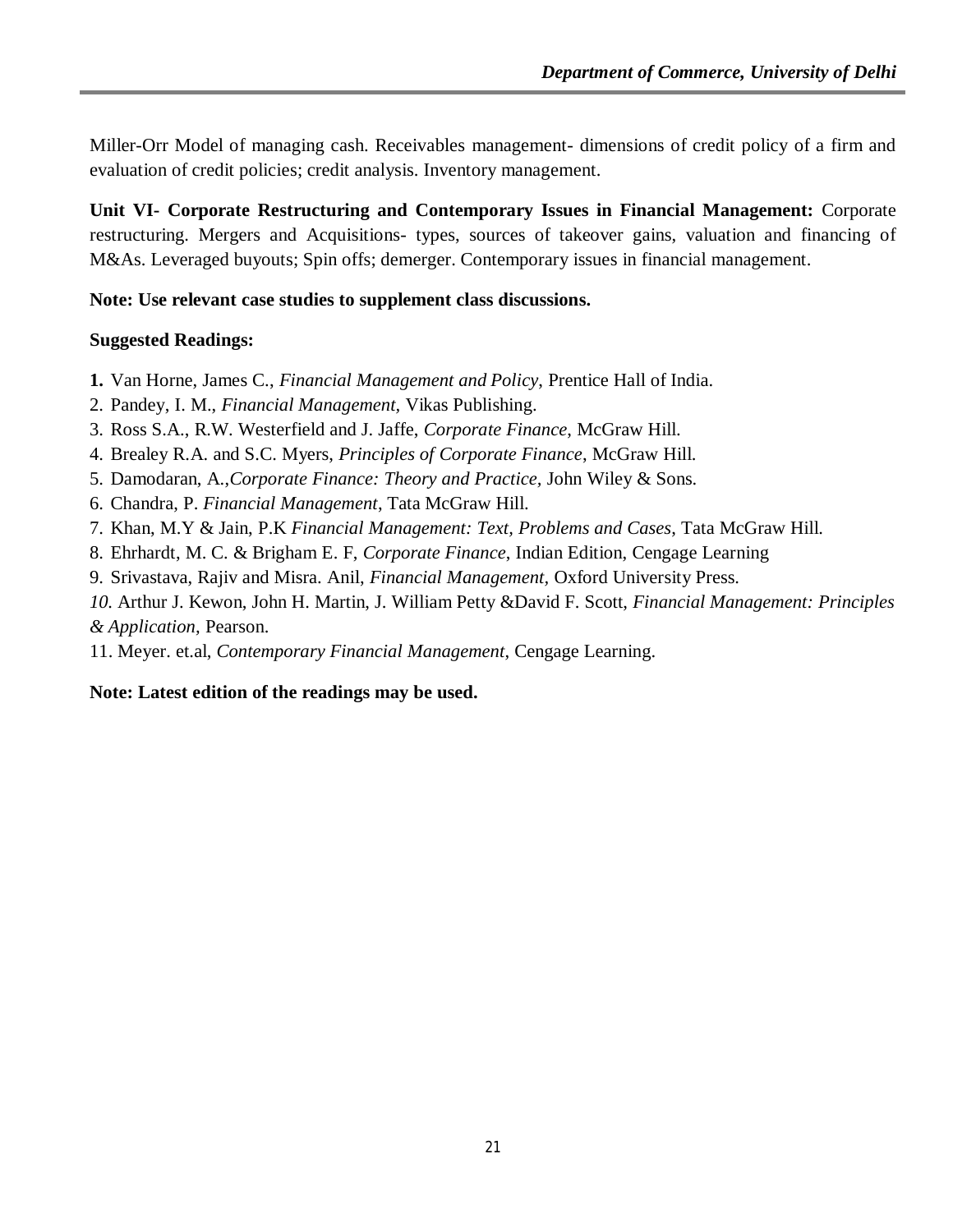Miller-Orr Model of managing cash. Receivables management- dimensions of credit policy of a firm and evaluation of credit policies; credit analysis. Inventory management.

**Unit VI- Corporate Restructuring and Contemporary Issues in Financial Management:** Corporate restructuring. Mergers and Acquisitions- types, sources of takeover gains, valuation and financing of M&As. Leveraged buyouts; Spin offs; demerger. Contemporary issues in financial management.

**Note: Use relevant case studies to supplement class discussions.**

**Suggested Readings:**

1. Van Horne, James C., *Financial Management and Policy*, Prentice Hall of India.
2. Pandey, I. M., *Financial Management,* Vikas Publishing.
3. Ross S.A., R.W. Westerfield and J. Jaffe, *Corporate Finance*, McGraw Hill.
4. Brealey R.A. and S.C. Myers, *Principles of Corporate Finance*, McGraw Hill.
5. Damodaran, A.,*Corporate Finance: Theory and Practice,* John Wiley & Sons.
6. Chandra, P. *Financial Management,* Tata McGraw Hill.
7. Khan, M.Y & Jain, P.K *Financial Management: Text, Problems and Cases*, Tata McGraw Hill.
8. Ehrhardt, M. C. & Brigham E. F, *Corporate Finance*, Indian Edition, Cengage Learning
9. Srivastava, Rajiv and Misra. Anil, *Financial Management,* Oxford University Press.
10. Arthur J. Kewon, John H. Martin, J. William Petty &David F. Scott, *Financial Management: Principles & Application,* Pearson.
11. Meyer. et.al, *Contemporary Financial Management*, Cengage Learning.

**Note: Latest edition of the readings may be used.**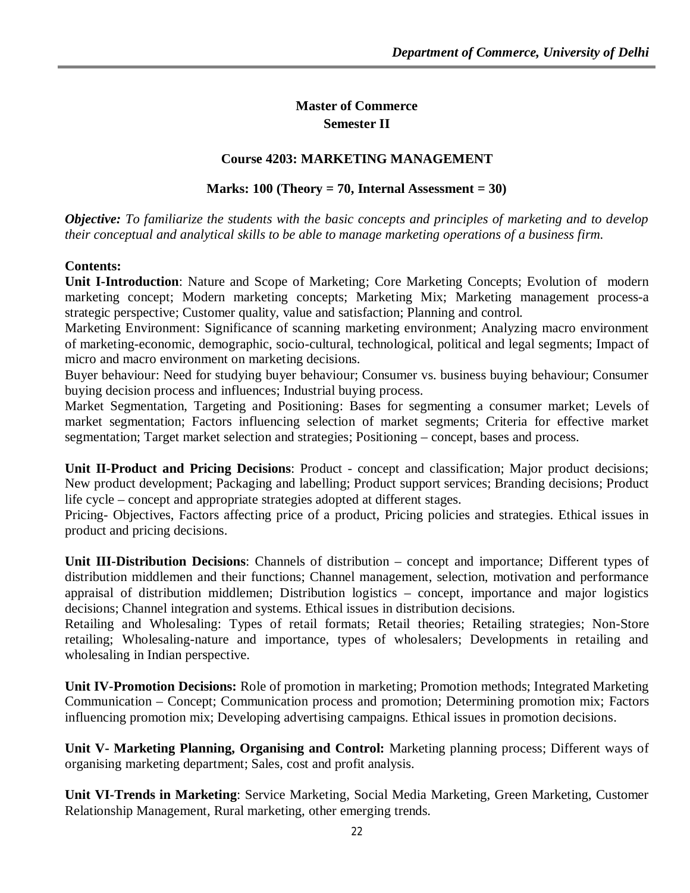## Master of Commerce
## Semester II

### Course 4203: MARKETING MANAGEMENT

**Marks: 100 (Theory = 70, Internal Assessment = 30)**

***Objective:*** *To familiarize the students with the basic concepts and principles of marketing and to develop their conceptual and analytical skills to be able to manage marketing operations of a business firm.*

**Contents:**

**Unit I-Introduction**: Nature and Scope of Marketing; Core Marketing Concepts; Evolution of modern marketing concept; Modern marketing concepts; Marketing Mix; Marketing management process-a strategic perspective; Customer quality, value and satisfaction; Planning and control.

Marketing Environment: Significance of scanning marketing environment; Analyzing macro environment of marketing-economic, demographic, socio-cultural, technological, political and legal segments; Impact of micro and macro environment on marketing decisions.

Buyer behaviour: Need for studying buyer behaviour; Consumer vs. business buying behaviour; Consumer buying decision process and influences; Industrial buying process.

Market Segmentation, Targeting and Positioning: Bases for segmenting a consumer market; Levels of market segmentation; Factors influencing selection of market segments; Criteria for effective market segmentation; Target market selection and strategies; Positioning – concept, bases and process.

**Unit II-Product and Pricing Decisions**: Product - concept and classification; Major product decisions; New product development; Packaging and labelling; Product support services; Branding decisions; Product life cycle – concept and appropriate strategies adopted at different stages.

Pricing- Objectives, Factors affecting price of a product, Pricing policies and strategies. Ethical issues in product and pricing decisions.

**Unit III-Distribution Decisions**: Channels of distribution – concept and importance; Different types of distribution middlemen and their functions; Channel management, selection, motivation and performance appraisal of distribution middlemen; Distribution logistics – concept, importance and major logistics decisions; Channel integration and systems. Ethical issues in distribution decisions.

Retailing and Wholesaling: Types of retail formats; Retail theories; Retailing strategies; Non-Store retailing; Wholesaling-nature and importance, types of wholesalers; Developments in retailing and wholesaling in Indian perspective.

**Unit IV-Promotion Decisions:** Role of promotion in marketing; Promotion methods; Integrated Marketing Communication – Concept; Communication process and promotion; Determining promotion mix; Factors influencing promotion mix; Developing advertising campaigns. Ethical issues in promotion decisions.

**Unit V- Marketing Planning, Organising and Control:** Marketing planning process; Different ways of organising marketing department; Sales, cost and profit analysis.

**Unit VI-Trends in Marketing**: Service Marketing, Social Media Marketing, Green Marketing, Customer Relationship Management, Rural marketing, other emerging trends.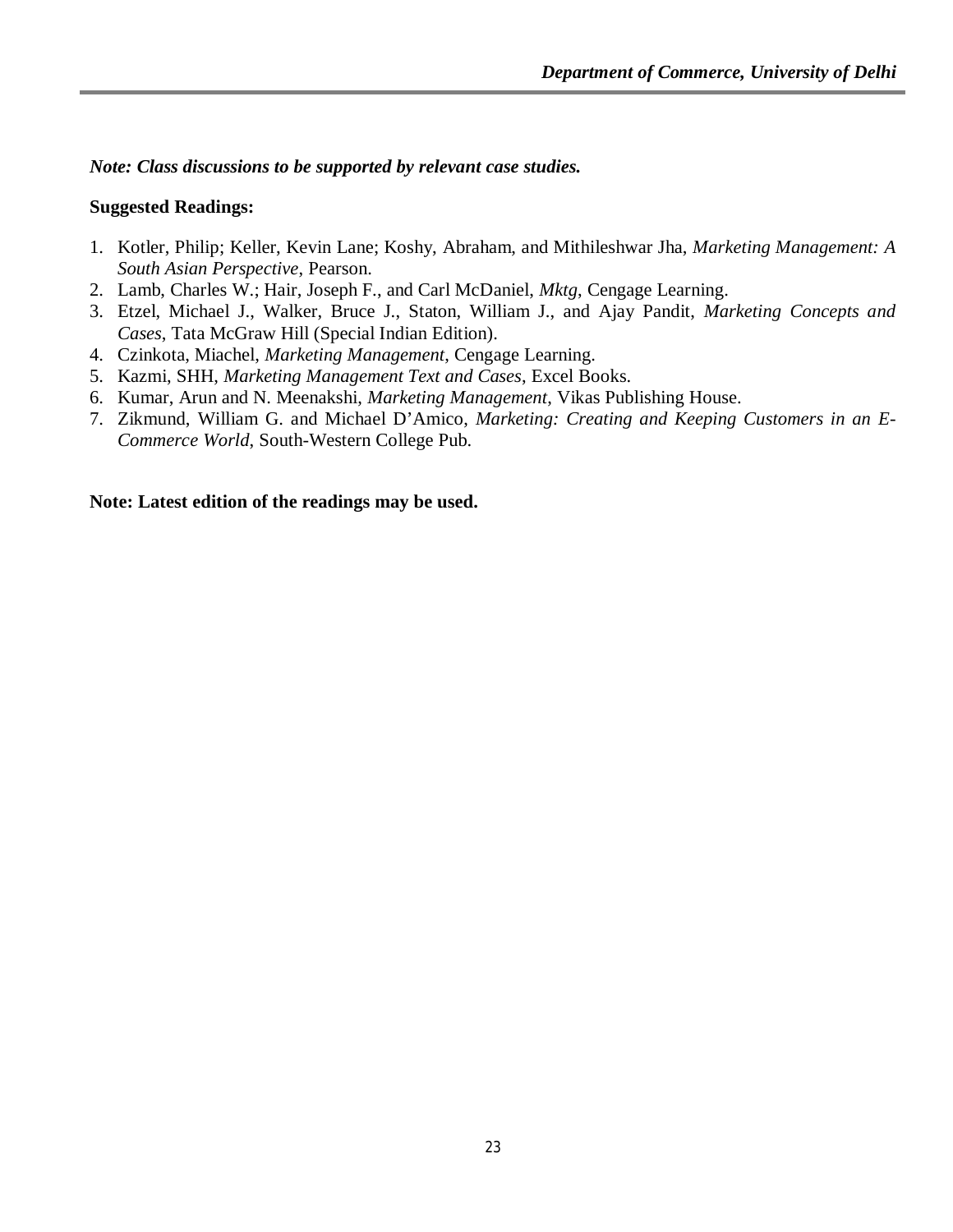***Note: Class discussions to be supported by relevant case studies.***

**Suggested Readings:**

1. Kotler, Philip; Keller, Kevin Lane; Koshy, Abraham, and Mithileshwar Jha, *Marketing Management: A South Asian Perspective*, Pearson.
2. Lamb, Charles W.; Hair, Joseph F., and Carl McDaniel, *Mktg*, Cengage Learning.
3. Etzel, Michael J., Walker, Bruce J., Staton, William J., and Ajay Pandit, *Marketing Concepts and Cases*, Tata McGraw Hill (Special Indian Edition).
4. Czinkota, Miachel, *Marketing Management*, Cengage Learning.
5. Kazmi, SHH, *Marketing Management Text and Cases*, Excel Books.
6. Kumar, Arun and N. Meenakshi, *Marketing Management*, Vikas Publishing House.
7. Zikmund, William G. and Michael D'Amico, *Marketing: Creating and Keeping Customers in an E-Commerce World*, South-Western College Pub.

**Note: Latest edition of the readings may be used.**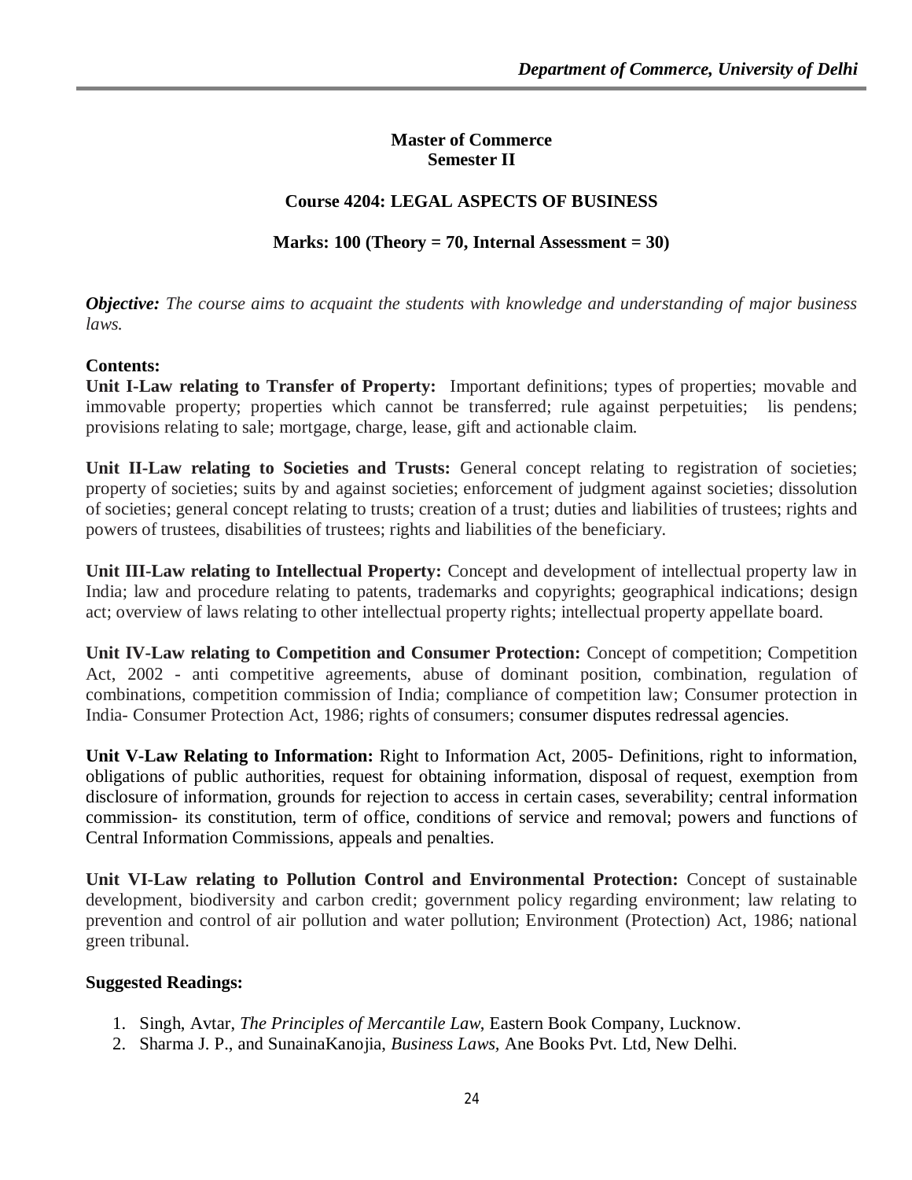## Master of Commerce
## Semester II

### Course 4204: LEGAL ASPECTS OF BUSINESS

**Marks: 100 (Theory = 70, Internal Assessment = 30)**

***Objective:*** *The course aims to acquaint the students with knowledge and understanding of major business laws.*

**Contents:**

**Unit I-Law relating to Transfer of Property:** Important definitions; types of properties; movable and immovable property; properties which cannot be transferred; rule against perpetuities; lis pendens; provisions relating to sale; mortgage, charge, lease, gift and actionable claim.

**Unit II-Law relating to Societies and Trusts:** General concept relating to registration of societies; property of societies; suits by and against societies; enforcement of judgment against societies; dissolution of societies; general concept relating to trusts; creation of a trust; duties and liabilities of trustees; rights and powers of trustees, disabilities of trustees; rights and liabilities of the beneficiary.

**Unit III-Law relating to Intellectual Property:** Concept and development of intellectual property law in India; law and procedure relating to patents, trademarks and copyrights; geographical indications; design act; overview of laws relating to other intellectual property rights; intellectual property appellate board.

**Unit IV-Law relating to Competition and Consumer Protection:** Concept of competition; Competition Act, 2002 - anti competitive agreements, abuse of dominant position, combination, regulation of combinations, competition commission of India; compliance of competition law; Consumer protection in India- Consumer Protection Act, 1986; rights of consumers; consumer disputes redressal agencies.

**Unit V-Law Relating to Information:** Right to Information Act, 2005- Definitions, right to information, obligations of public authorities, request for obtaining information, disposal of request, exemption from disclosure of information, grounds for rejection to access in certain cases, severability; central information commission- its constitution, term of office, conditions of service and removal; powers and functions of Central Information Commissions, appeals and penalties.

**Unit VI-Law relating to Pollution Control and Environmental Protection:** Concept of sustainable development, biodiversity and carbon credit; government policy regarding environment; law relating to prevention and control of air pollution and water pollution; Environment (Protection) Act, 1986; national green tribunal.

**Suggested Readings:**

1. Singh, Avtar, *The Principles of Mercantile Law*, Eastern Book Company, Lucknow.
2. Sharma J. P., and SunainaKanojia, *Business Laws,* Ane Books Pvt. Ltd, New Delhi.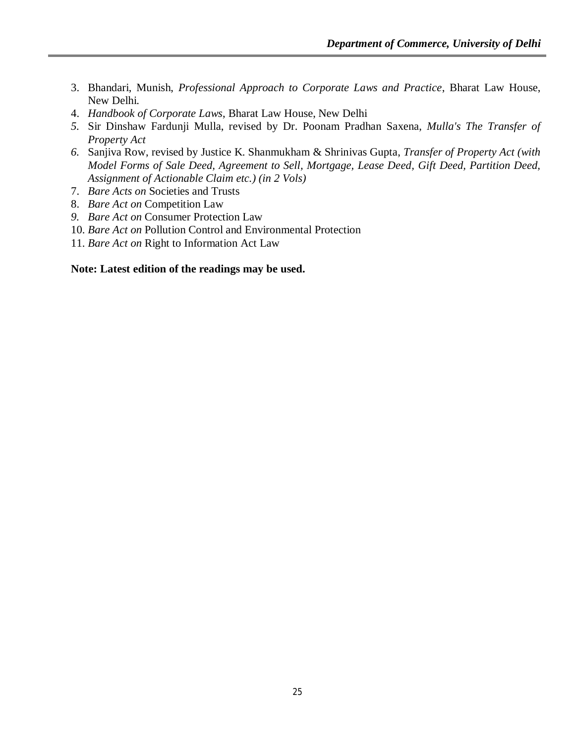3. Bhandari, Munish, *Professional Approach to Corporate Laws and Practice*, Bharat Law House, New Delhi.
4. *Handbook of Corporate Laws*, Bharat Law House, New Delhi
5. Sir Dinshaw Fardunji Mulla, revised by Dr. Poonam Pradhan Saxena, *Mulla's The Transfer of Property Act*
6. Sanjiva Row, revised by Justice K. Shanmukham & Shrinivas Gupta, *Transfer of Property Act (with Model Forms of Sale Deed, Agreement to Sell, Mortgage, Lease Deed, Gift Deed, Partition Deed, Assignment of Actionable Claim etc.) (in 2 Vols)*
7. *Bare Acts on* Societies and Trusts
8. *Bare Act on* Competition Law
9. *Bare Act on* Consumer Protection Law
10. *Bare Act on* Pollution Control and Environmental Protection
11. *Bare Act on* Right to Information Act Law

**Note: Latest edition of the readings may be used.**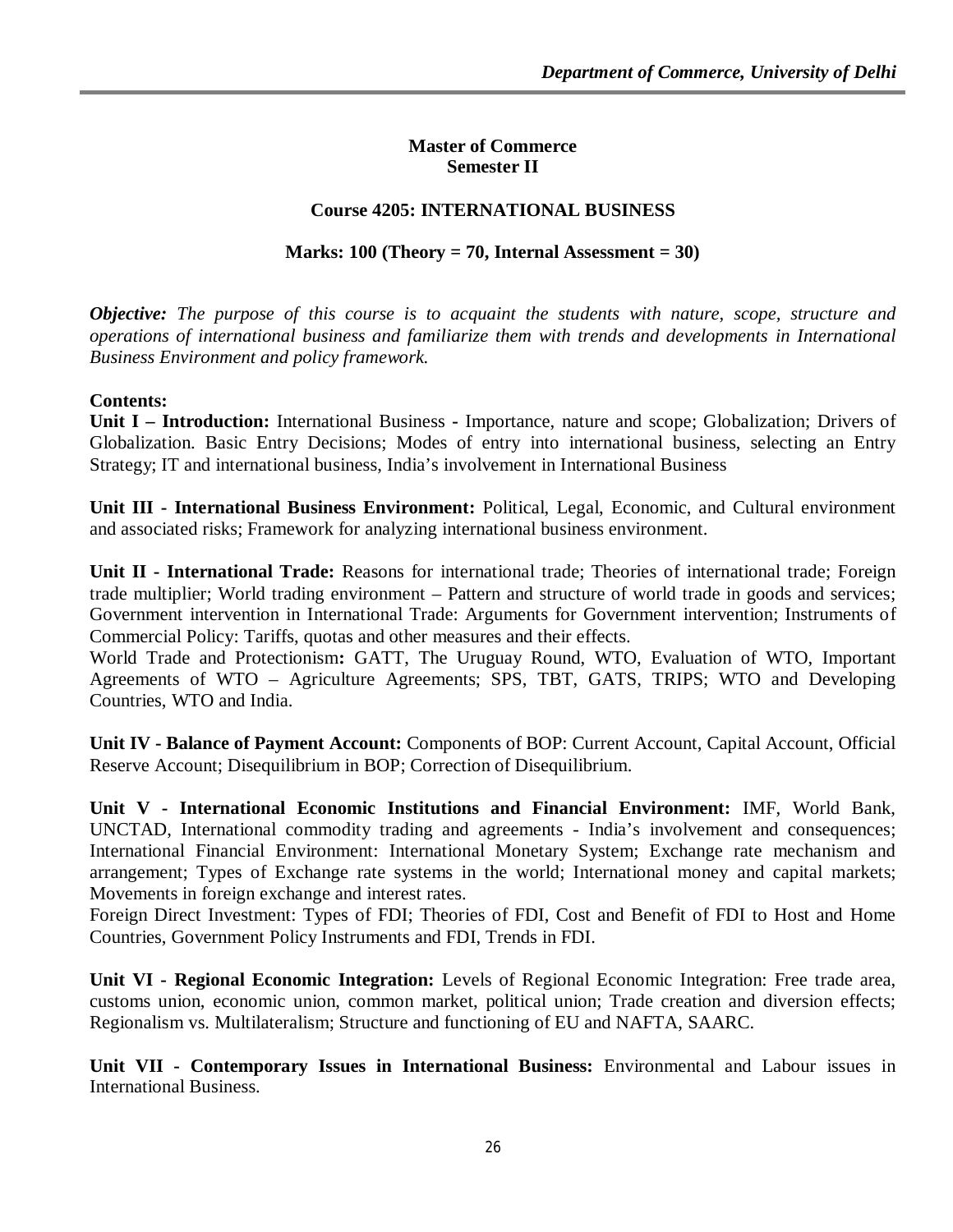**Master of Commerce**
**Semester II**

## Course 4205: INTERNATIONAL BUSINESS

**Marks: 100 (Theory = 70, Internal Assessment = 30)**

***Objective:*** *The purpose of this course is to acquaint the students with nature, scope, structure and operations of international business and familiarize them with trends and developments in International Business Environment and policy framework.*

**Contents:**

**Unit I – Introduction:** International Business - Importance, nature and scope; Globalization; Drivers of Globalization. Basic Entry Decisions; Modes of entry into international business, selecting an Entry Strategy; IT and international business, India's involvement in International Business

**Unit III - International Business Environment:** Political, Legal, Economic, and Cultural environment and associated risks; Framework for analyzing international business environment.

**Unit II - International Trade:** Reasons for international trade; Theories of international trade; Foreign trade multiplier; World trading environment – Pattern and structure of world trade in goods and services; Government intervention in International Trade: Arguments for Government intervention; Instruments of Commercial Policy: Tariffs, quotas and other measures and their effects.

World Trade and Protectionism**:** GATT, The Uruguay Round, WTO, Evaluation of WTO, Important Agreements of WTO – Agriculture Agreements; SPS, TBT, GATS, TRIPS; WTO and Developing Countries, WTO and India.

**Unit IV - Balance of Payment Account:** Components of BOP: Current Account, Capital Account, Official Reserve Account; Disequilibrium in BOP; Correction of Disequilibrium.

**Unit V - International Economic Institutions and Financial Environment:** IMF, World Bank, UNCTAD, International commodity trading and agreements - India's involvement and consequences; International Financial Environment: International Monetary System; Exchange rate mechanism and arrangement; Types of Exchange rate systems in the world; International money and capital markets; Movements in foreign exchange and interest rates.

Foreign Direct Investment: Types of FDI; Theories of FDI, Cost and Benefit of FDI to Host and Home Countries, Government Policy Instruments and FDI, Trends in FDI.

**Unit VI - Regional Economic Integration:** Levels of Regional Economic Integration: Free trade area, customs union, economic union, common market, political union; Trade creation and diversion effects; Regionalism vs. Multilateralism; Structure and functioning of EU and NAFTA, SAARC.

**Unit VII - Contemporary Issues in International Business:** Environmental and Labour issues in International Business.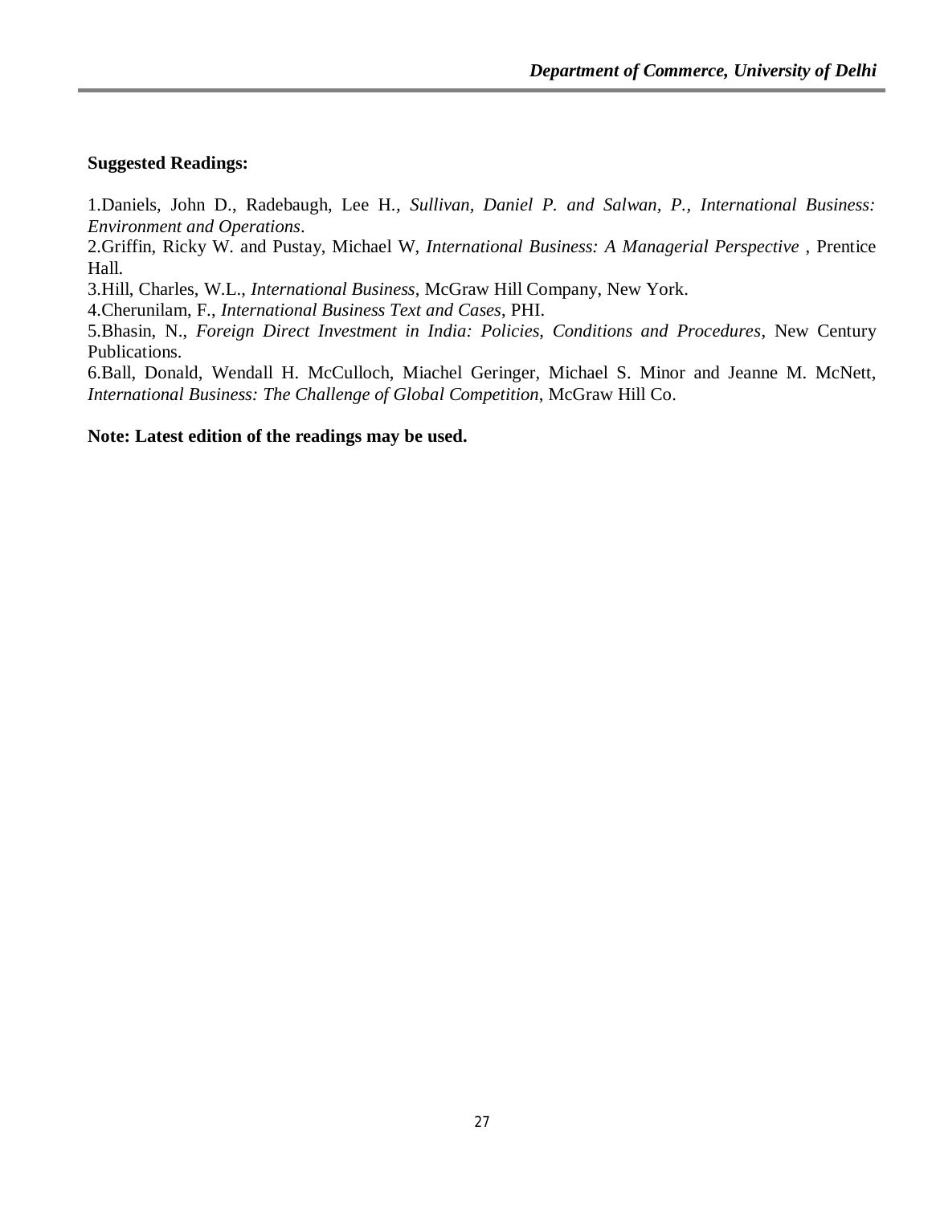**Suggested Readings:**

1.Daniels, John D., Radebaugh, Lee H., *Sullivan, Daniel P. and Salwan, P., International Business: Environment and Operations*.
2.Griffin, Ricky W. and Pustay, Michael W, *International Business: A Managerial Perspective* , Prentice Hall.
3.Hill, Charles, W.L., *International Business*, McGraw Hill Company, New York.
4.Cherunilam, F., *International Business Text and Cases*, PHI.
5.Bhasin, N., *Foreign Direct Investment in India: Policies, Conditions and Procedures*, New Century Publications.
6.Ball, Donald, Wendall H. McCulloch, Miachel Geringer, Michael S. Minor and Jeanne M. McNett, *International Business: The Challenge of Global Competition*, McGraw Hill Co.

**Note: Latest edition of the readings may be used.**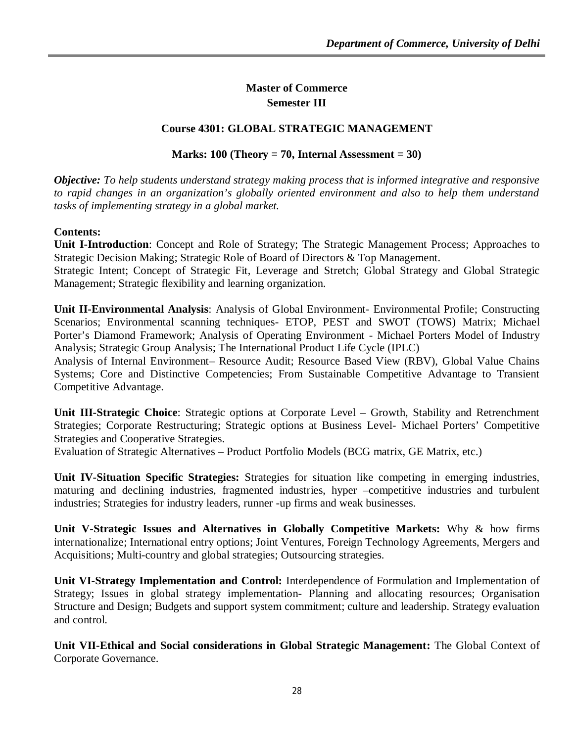## Master of Commerce
## Semester III

### Course 4301: GLOBAL STRATEGIC MANAGEMENT

**Marks: 100 (Theory = 70, Internal Assessment = 30)**

***Objective:*** *To help students understand strategy making process that is informed integrative and responsive to rapid changes in an organization's globally oriented environment and also to help them understand tasks of implementing strategy in a global market.*

**Contents:**

**Unit I-Introduction**: Concept and Role of Strategy; The Strategic Management Process; Approaches to Strategic Decision Making; Strategic Role of Board of Directors & Top Management.

Strategic Intent; Concept of Strategic Fit, Leverage and Stretch; Global Strategy and Global Strategic Management; Strategic flexibility and learning organization.

**Unit II-Environmental Analysis**: Analysis of Global Environment- Environmental Profile; Constructing Scenarios; Environmental scanning techniques- ETOP, PEST and SWOT (TOWS) Matrix; Michael Porter's Diamond Framework; Analysis of Operating Environment - Michael Porters Model of Industry Analysis; Strategic Group Analysis; The International Product Life Cycle (IPLC)

Analysis of Internal Environment– Resource Audit; Resource Based View (RBV), Global Value Chains Systems; Core and Distinctive Competencies; From Sustainable Competitive Advantage to Transient Competitive Advantage.

**Unit III-Strategic Choice**: Strategic options at Corporate Level – Growth, Stability and Retrenchment Strategies; Corporate Restructuring; Strategic options at Business Level- Michael Porters' Competitive Strategies and Cooperative Strategies.

Evaluation of Strategic Alternatives – Product Portfolio Models (BCG matrix, GE Matrix, etc.)

**Unit IV-Situation Specific Strategies:** Strategies for situation like competing in emerging industries, maturing and declining industries, fragmented industries, hyper –competitive industries and turbulent industries; Strategies for industry leaders, runner -up firms and weak businesses.

**Unit V-Strategic Issues and Alternatives in Globally Competitive Markets:** Why & how firms internationalize; International entry options; Joint Ventures, Foreign Technology Agreements, Mergers and Acquisitions; Multi-country and global strategies; Outsourcing strategies.

**Unit VI-Strategy Implementation and Control:** Interdependence of Formulation and Implementation of Strategy; Issues in global strategy implementation- Planning and allocating resources; Organisation Structure and Design; Budgets and support system commitment; culture and leadership. Strategy evaluation and control.

**Unit VII-Ethical and Social considerations in Global Strategic Management:** The Global Context of Corporate Governance.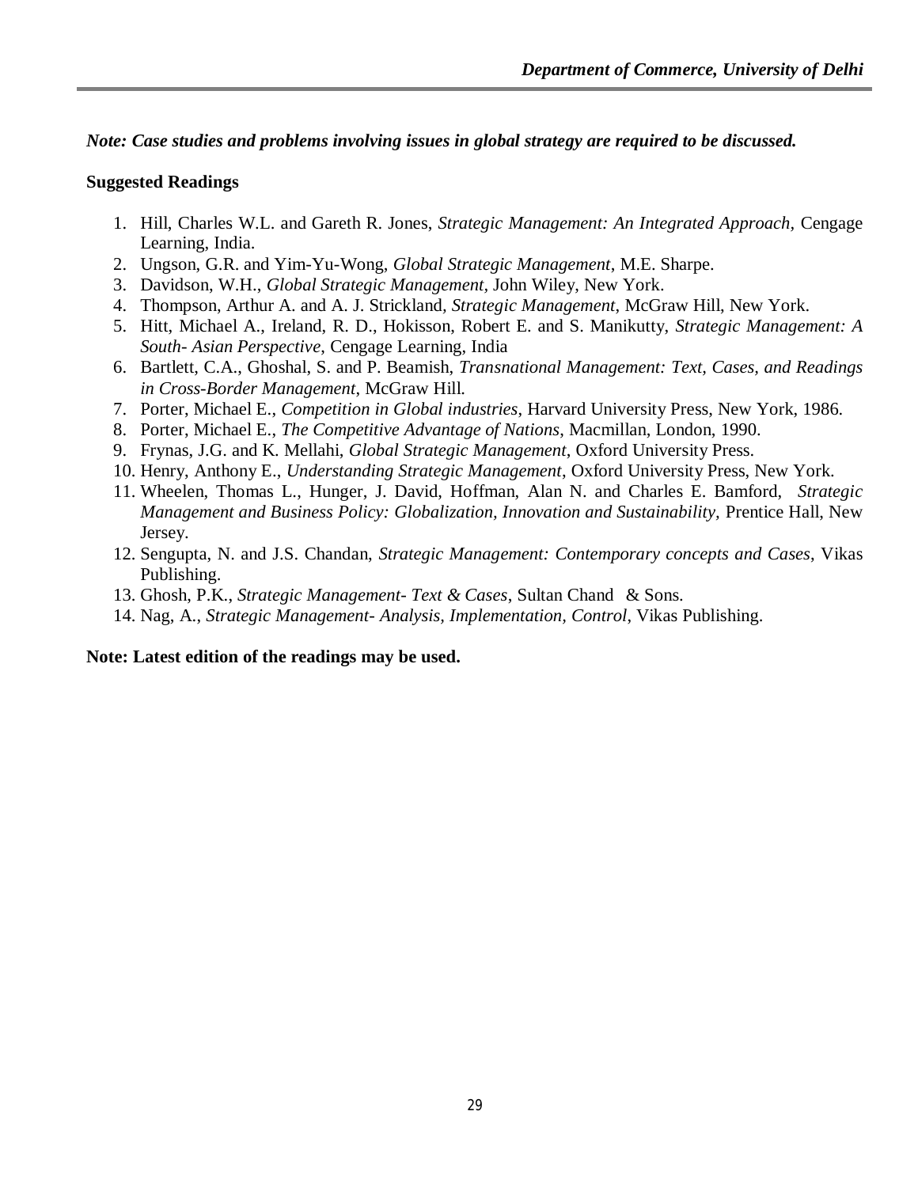***Note: Case studies and problems involving issues in global strategy are required to be discussed.***

**Suggested Readings**

1. Hill, Charles W.L. and Gareth R. Jones, *Strategic Management: An Integrated Approach,* Cengage Learning, India.
2. Ungson, G.R. and Yim-Yu-Wong, *Global Strategic Management*, M.E. Sharpe.
3. Davidson, W.H., *Global Strategic Management,* John Wiley, New York.
4. Thompson, Arthur A. and A. J. Strickland, *Strategic Management*, McGraw Hill, New York.
5. Hitt, Michael A., Ireland, R. D., Hokisson, Robert E. and S. Manikutty, *Strategic Management: A South- Asian Perspective*, Cengage Learning, India
6. Bartlett, C.A., Ghoshal, S. and P. Beamish, *Transnational Management: Text, Cases, and Readings in Cross-Border Management*, McGraw Hill.
7. Porter, Michael E., *Competition in Global industries*, Harvard University Press, New York, 1986.
8. Porter, Michael E., *The Competitive Advantage of Nations*, Macmillan, London, 1990.
9. Frynas, J.G. and K. Mellahi, *Global Strategic Management*, Oxford University Press.
10. Henry, Anthony E., *Understanding Strategic Management*, Oxford University Press, New York.
11. Wheelen, Thomas L., Hunger, J. David, Hoffman, Alan N. and Charles E. Bamford, *Strategic Management and Business Policy: Globalization, Innovation and Sustainability,* Prentice Hall, New Jersey.
12. Sengupta, N. and J.S. Chandan, *Strategic Management: Contemporary concepts and Cases*, Vikas Publishing.
13. Ghosh, P.K., *Strategic Management- Text & Cases,* Sultan Chand & Sons.
14. Nag, A., *Strategic Management- Analysis, Implementation, Control*, Vikas Publishing.

**Note: Latest edition of the readings may be used.**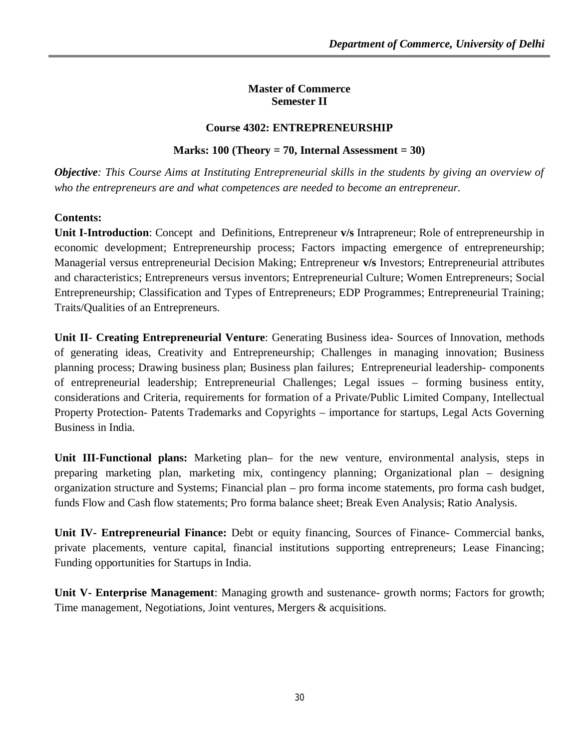## Master of Commerce
## Semester II

### Course 4302: ENTREPRENEURSHIP

**Marks: 100 (Theory = 70, Internal Assessment = 30)**

***Objective**: This Course Aims at Instituting Entrepreneurial skills in the students by giving an overview of who the entrepreneurs are and what competences are needed to become an entrepreneur.*

**Contents:**

**Unit I-Introduction**: Concept and Definitions, Entrepreneur **v/s** Intrapreneur; Role of entrepreneurship in economic development; Entrepreneurship process; Factors impacting emergence of entrepreneurship; Managerial versus entrepreneurial Decision Making; Entrepreneur **v/s** Investors; Entrepreneurial attributes and characteristics; Entrepreneurs versus inventors; Entrepreneurial Culture; Women Entrepreneurs; Social Entrepreneurship; Classification and Types of Entrepreneurs; EDP Programmes; Entrepreneurial Training; Traits/Qualities of an Entrepreneurs.

**Unit II- Creating Entrepreneurial Venture**: Generating Business idea- Sources of Innovation, methods of generating ideas, Creativity and Entrepreneurship; Challenges in managing innovation; Business planning process; Drawing business plan; Business plan failures; Entrepreneurial leadership- components of entrepreneurial leadership; Entrepreneurial Challenges; Legal issues – forming business entity, considerations and Criteria, requirements for formation of a Private/Public Limited Company, Intellectual Property Protection- Patents Trademarks and Copyrights – importance for startups, Legal Acts Governing Business in India.

**Unit III-Functional plans:** Marketing plan– for the new venture, environmental analysis, steps in preparing marketing plan, marketing mix, contingency planning; Organizational plan – designing organization structure and Systems; Financial plan – pro forma income statements, pro forma cash budget, funds Flow and Cash flow statements; Pro forma balance sheet; Break Even Analysis; Ratio Analysis.

**Unit IV- Entrepreneurial Finance:** Debt or equity financing, Sources of Finance- Commercial banks, private placements, venture capital, financial institutions supporting entrepreneurs; Lease Financing; Funding opportunities for Startups in India.

**Unit V- Enterprise Management**: Managing growth and sustenance- growth norms; Factors for growth; Time management, Negotiations, Joint ventures, Mergers & acquisitions.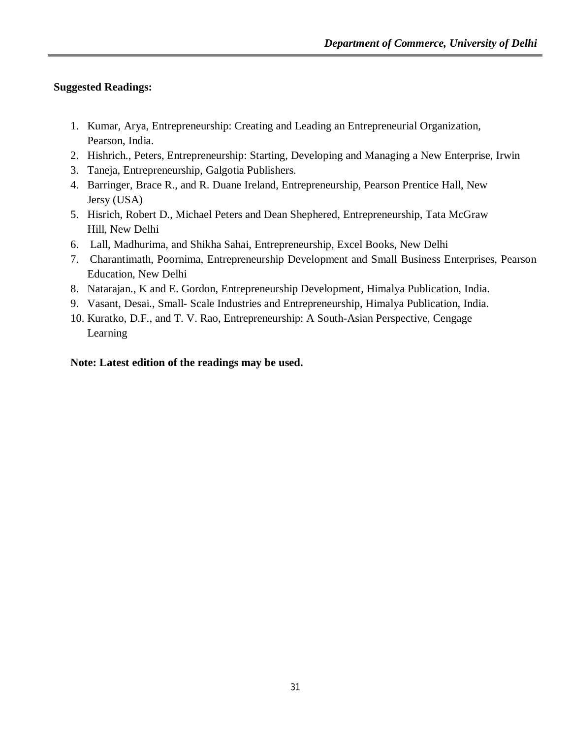**Suggested Readings:**

1. Kumar, Arya, Entrepreneurship: Creating and Leading an Entrepreneurial Organization, Pearson, India.
2. Hishrich., Peters, Entrepreneurship: Starting, Developing and Managing a New Enterprise, Irwin
3. Taneja, Entrepreneurship, Galgotia Publishers.
4. Barringer, Brace R., and R. Duane Ireland, Entrepreneurship, Pearson Prentice Hall, New Jersy (USA)
5. Hisrich, Robert D., Michael Peters and Dean Shephered, Entrepreneurship, Tata McGraw Hill, New Delhi
6. Lall, Madhurima, and Shikha Sahai, Entrepreneurship, Excel Books, New Delhi
7. Charantimath, Poornima, Entrepreneurship Development and Small Business Enterprises, Pearson Education, New Delhi
8. Natarajan., K and E. Gordon, Entrepreneurship Development, Himalya Publication, India.
9. Vasant, Desai., Small- Scale Industries and Entrepreneurship, Himalya Publication, India.
10. Kuratko, D.F., and T. V. Rao, Entrepreneurship: A South-Asian Perspective, Cengage Learning

**Note: Latest edition of the readings may be used.**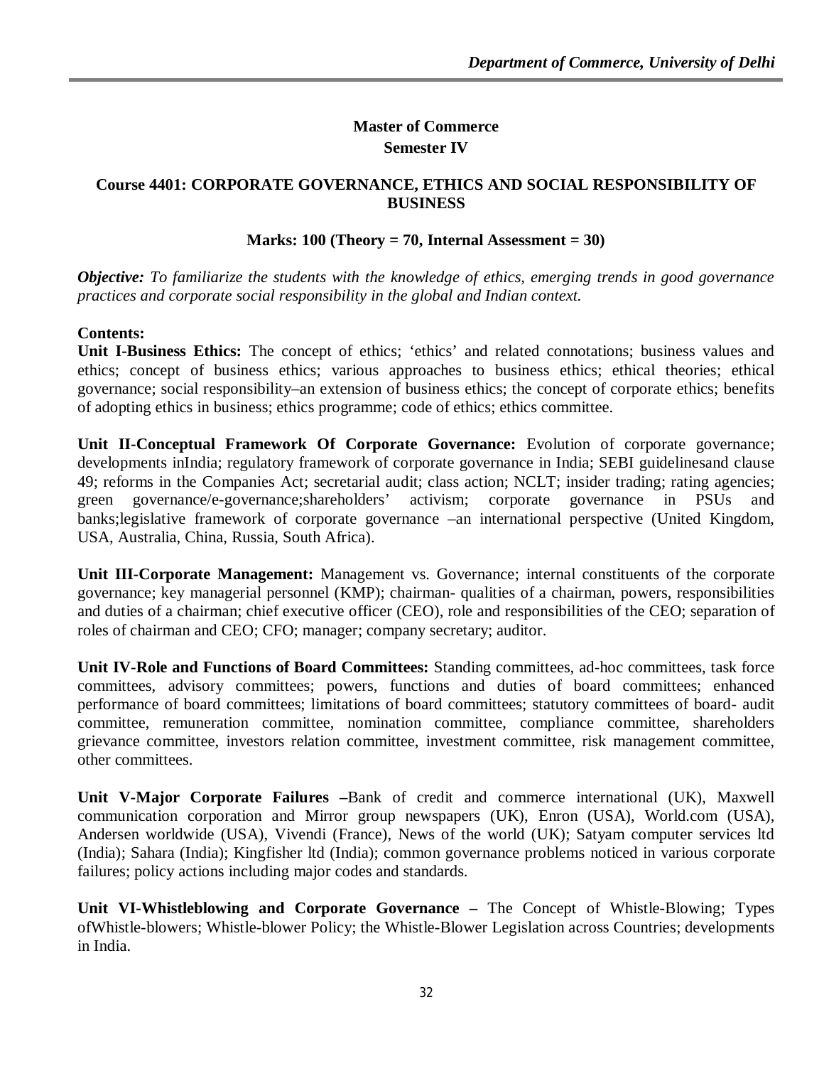## Master of Commerce
### Semester IV

### Course 4401: CORPORATE GOVERNANCE, ETHICS AND SOCIAL RESPONSIBILITY OF BUSINESS

**Marks: 100 (Theory = 70, Internal Assessment = 30)**

***Objective:*** *To familiarize the students with the knowledge of ethics, emerging trends in good governance practices and corporate social responsibility in the global and Indian context.*

**Contents:**

**Unit I-Business Ethics:** The concept of ethics; 'ethics' and related connotations; business values and ethics; concept of business ethics; various approaches to business ethics; ethical theories; ethical governance; social responsibility–an extension of business ethics; the concept of corporate ethics; benefits of adopting ethics in business; ethics programme; code of ethics; ethics committee.

**Unit II-Conceptual Framework Of Corporate Governance:** Evolution of corporate governance; developments inIndia; regulatory framework of corporate governance in India; SEBI guidelinesand clause 49; reforms in the Companies Act; secretarial audit; class action; NCLT; insider trading; rating agencies; green governance/e-governance;shareholders' activism; corporate governance in PSUs and banks;legislative framework of corporate governance –an international perspective (United Kingdom, USA, Australia, China, Russia, South Africa).

**Unit III-Corporate Management:** Management vs. Governance; internal constituents of the corporate governance; key managerial personnel (KMP); chairman- qualities of a chairman, powers, responsibilities and duties of a chairman; chief executive officer (CEO), role and responsibilities of the CEO; separation of roles of chairman and CEO; CFO; manager; company secretary; auditor.

**Unit IV-Role and Functions of Board Committees:** Standing committees, ad-hoc committees, task force committees, advisory committees; powers, functions and duties of board committees; enhanced performance of board committees; limitations of board committees; statutory committees of board- audit committee, remuneration committee, nomination committee, compliance committee, shareholders grievance committee, investors relation committee, investment committee, risk management committee, other committees.

**Unit V-Major Corporate Failures –**Bank of credit and commerce international (UK), Maxwell communication corporation and Mirror group newspapers (UK), Enron (USA), World.com (USA), Andersen worldwide (USA), Vivendi (France), News of the world (UK); Satyam computer services ltd (India); Sahara (India); Kingfisher ltd (India); common governance problems noticed in various corporate failures; policy actions including major codes and standards.

**Unit VI-Whistleblowing and Corporate Governance –** The Concept of Whistle-Blowing; Types ofWhistle-blowers; Whistle-blower Policy; the Whistle-Blower Legislation across Countries; developments in India.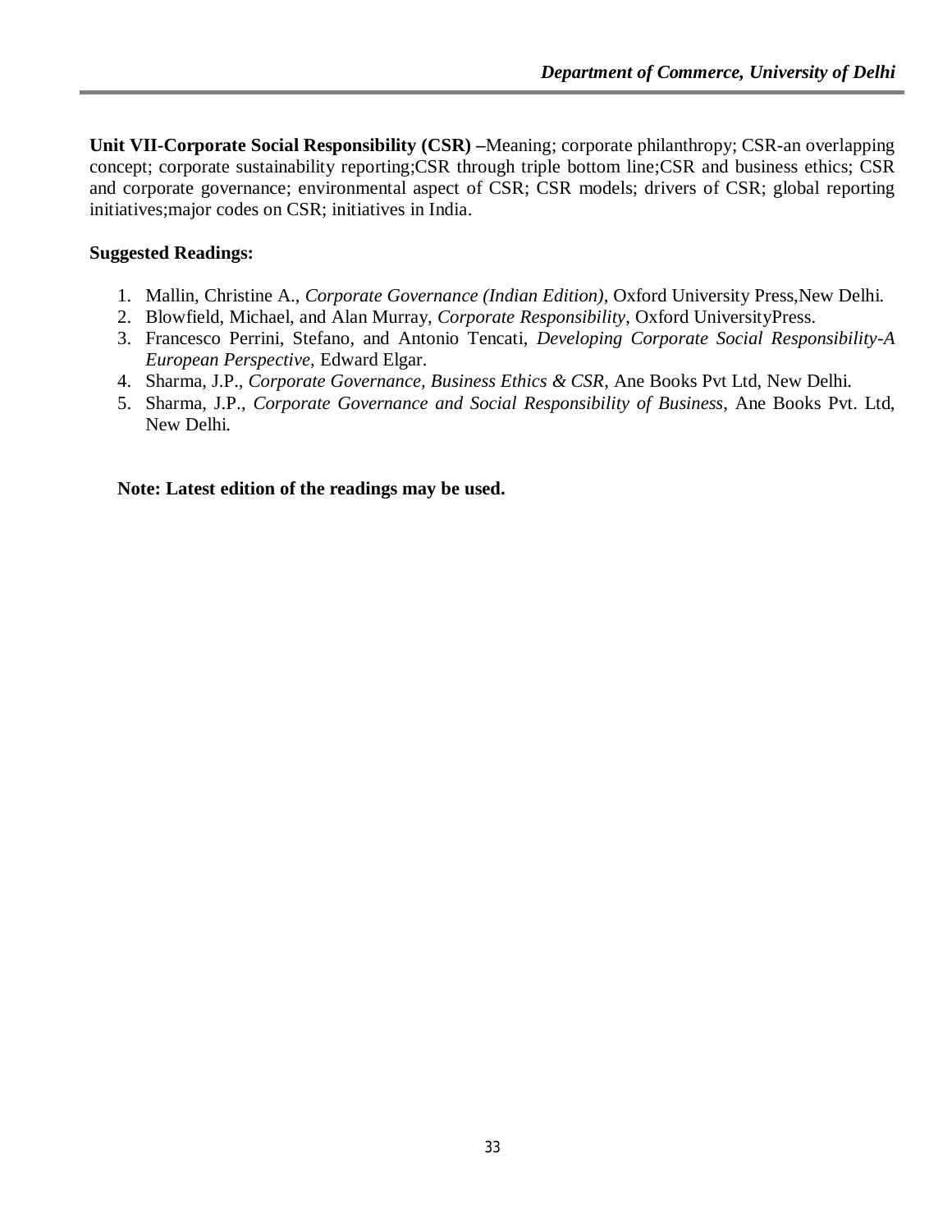**Unit VII-Corporate Social Responsibility (CSR) –**Meaning; corporate philanthropy; CSR-an overlapping concept; corporate sustainability reporting;CSR through triple bottom line;CSR and business ethics; CSR and corporate governance; environmental aspect of CSR; CSR models; drivers of CSR; global reporting initiatives;major codes on CSR; initiatives in India.

**Suggested Readings:**

1. Mallin, Christine A., *Corporate Governance (Indian Edition)*, Oxford University Press,New Delhi.
2. Blowfield, Michael, and Alan Murray, *Corporate Responsibility*, Oxford UniversityPress.
3. Francesco Perrini, Stefano, and Antonio Tencati, *Developing Corporate Social Responsibility-A European Perspective*, Edward Elgar.
4. Sharma, J.P., *Corporate Governance, Business Ethics & CSR*, Ane Books Pvt Ltd, New Delhi.
5. Sharma, J.P., *Corporate Governance and Social Responsibility of Business*, Ane Books Pvt. Ltd, New Delhi.

**Note: Latest edition of the readings may be used.**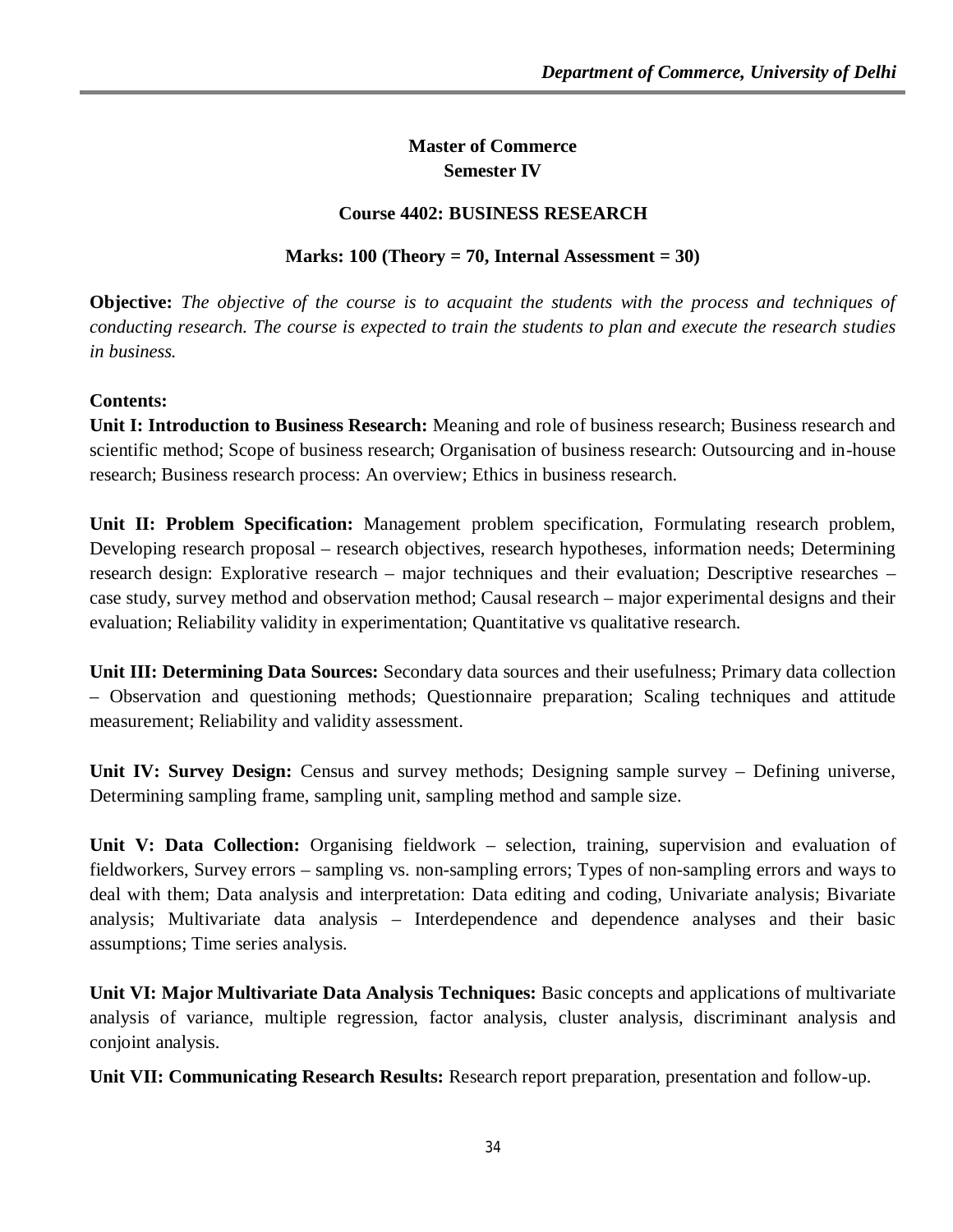## Master of Commerce
## Semester IV

### Course 4402: BUSINESS RESEARCH

**Marks: 100 (Theory = 70, Internal Assessment = 30)**

**Objective:** *The objective of the course is to acquaint the students with the process and techniques of conducting research. The course is expected to train the students to plan and execute the research studies in business.*

**Contents:**

**Unit I: Introduction to Business Research:** Meaning and role of business research; Business research and scientific method; Scope of business research; Organisation of business research: Outsourcing and in-house research; Business research process: An overview; Ethics in business research.

**Unit II: Problem Specification:** Management problem specification, Formulating research problem, Developing research proposal – research objectives, research hypotheses, information needs; Determining research design: Explorative research – major techniques and their evaluation; Descriptive researches – case study, survey method and observation method; Causal research – major experimental designs and their evaluation; Reliability validity in experimentation; Quantitative vs qualitative research.

**Unit III: Determining Data Sources:** Secondary data sources and their usefulness; Primary data collection – Observation and questioning methods; Questionnaire preparation; Scaling techniques and attitude measurement; Reliability and validity assessment.

**Unit IV: Survey Design:** Census and survey methods; Designing sample survey – Defining universe, Determining sampling frame, sampling unit, sampling method and sample size.

**Unit V: Data Collection:** Organising fieldwork – selection, training, supervision and evaluation of fieldworkers, Survey errors – sampling vs. non-sampling errors; Types of non-sampling errors and ways to deal with them; Data analysis and interpretation: Data editing and coding, Univariate analysis; Bivariate analysis; Multivariate data analysis – Interdependence and dependence analyses and their basic assumptions; Time series analysis.

**Unit VI: Major Multivariate Data Analysis Techniques:** Basic concepts and applications of multivariate analysis of variance, multiple regression, factor analysis, cluster analysis, discriminant analysis and conjoint analysis.

**Unit VII: Communicating Research Results:** Research report preparation, presentation and follow-up.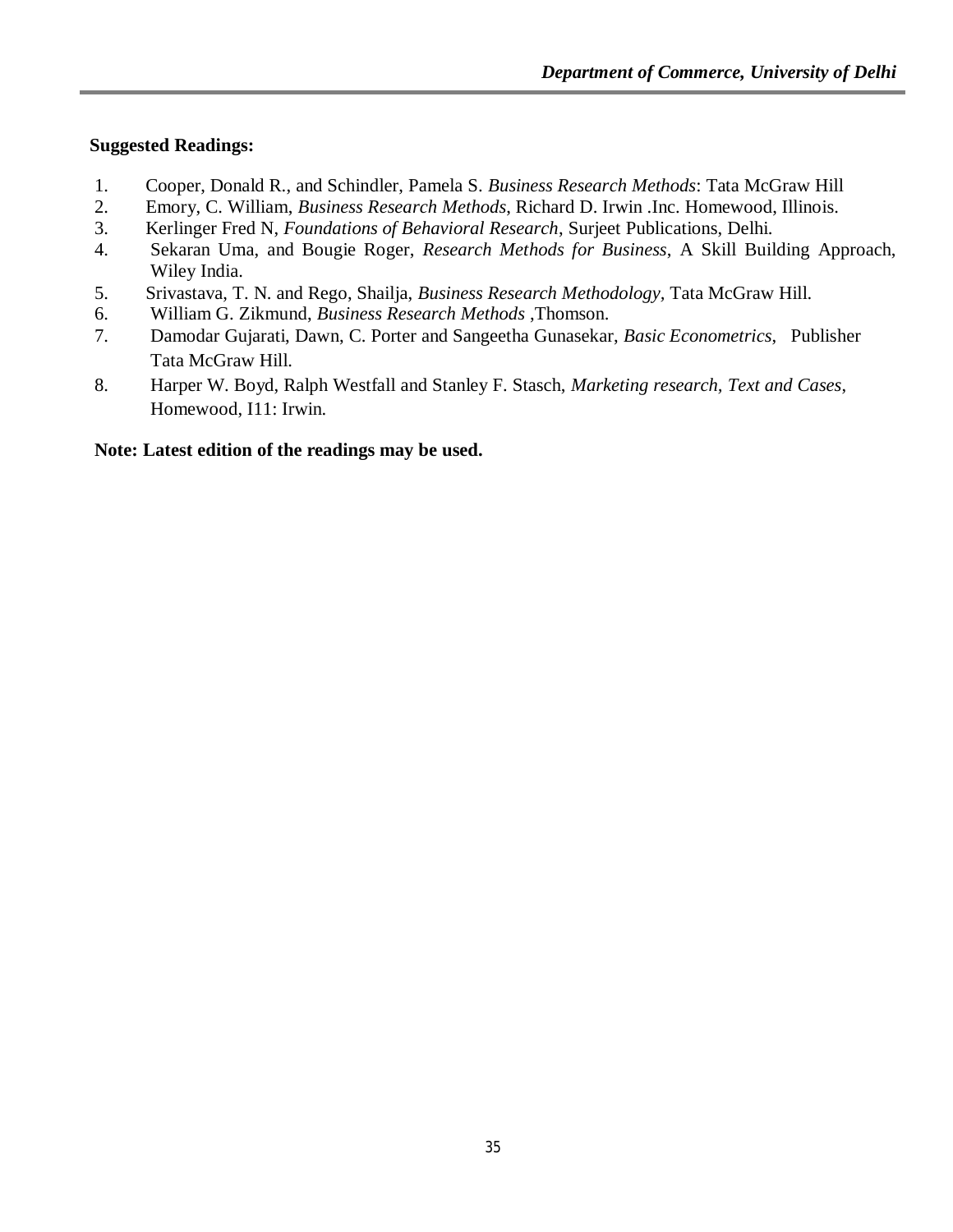**Suggested Readings:**

1. Cooper, Donald R., and Schindler, Pamela S. *Business Research Methods*: Tata McGraw Hill
2. Emory, C. William, *Business Research Methods*, Richard D. Irwin .Inc. Homewood, Illinois.
3. Kerlinger Fred N, *Foundations of Behavioral Research*, Surjeet Publications, Delhi.
4. Sekaran Uma, and Bougie Roger, *Research Methods for Business*, A Skill Building Approach, Wiley India.
5. Srivastava, T. N. and Rego, Shailja, *Business Research Methodology,* Tata McGraw Hill.
6. William G. Zikmund, *Business Research Methods* ,Thomson.
7. Damodar Gujarati, Dawn, C. Porter and Sangeetha Gunasekar, *Basic Econometrics*, Publisher Tata McGraw Hill.
8. Harper W. Boyd, Ralph Westfall and Stanley F. Stasch, *Marketing research, Text and Cases*, Homewood, I11: Irwin.

**Note: Latest edition of the readings may be used.**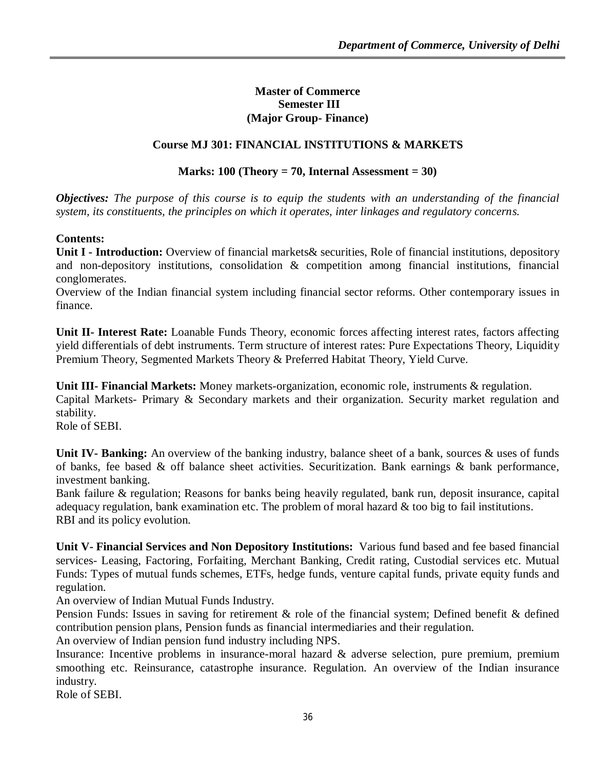**Master of Commerce**
**Semester III**
**(Major Group- Finance)**

## Course MJ 301: FINANCIAL INSTITUTIONS & MARKETS

**Marks: 100 (Theory = 70, Internal Assessment = 30)**

***Objectives:*** *The purpose of this course is to equip the students with an understanding of the financial system, its constituents, the principles on which it operates, inter linkages and regulatory concerns.*

**Contents:**

**Unit I - Introduction:** Overview of financial markets& securities, Role of financial institutions, depository and non-depository institutions, consolidation & competition among financial institutions, financial conglomerates.

Overview of the Indian financial system including financial sector reforms. Other contemporary issues in finance.

**Unit II- Interest Rate:** Loanable Funds Theory, economic forces affecting interest rates, factors affecting yield differentials of debt instruments. Term structure of interest rates: Pure Expectations Theory, Liquidity Premium Theory, Segmented Markets Theory & Preferred Habitat Theory, Yield Curve.

**Unit III- Financial Markets:** Money markets-organization, economic role, instruments & regulation.

Capital Markets- Primary & Secondary markets and their organization. Security market regulation and stability.

Role of SEBI.

**Unit IV- Banking:** An overview of the banking industry, balance sheet of a bank, sources & uses of funds of banks, fee based & off balance sheet activities. Securitization. Bank earnings & bank performance, investment banking.

Bank failure & regulation; Reasons for banks being heavily regulated, bank run, deposit insurance, capital adequacy regulation, bank examination etc. The problem of moral hazard & too big to fail institutions.

RBI and its policy evolution.

**Unit V- Financial Services and Non Depository Institutions:** Various fund based and fee based financial services- Leasing, Factoring, Forfaiting, Merchant Banking, Credit rating, Custodial services etc. Mutual Funds: Types of mutual funds schemes, ETFs, hedge funds, venture capital funds, private equity funds and regulation.

An overview of Indian Mutual Funds Industry.

Pension Funds: Issues in saving for retirement & role of the financial system; Defined benefit & defined contribution pension plans, Pension funds as financial intermediaries and their regulation.

An overview of Indian pension fund industry including NPS.

Insurance: Incentive problems in insurance-moral hazard & adverse selection, pure premium, premium smoothing etc. Reinsurance, catastrophe insurance. Regulation. An overview of the Indian insurance industry.

Role of SEBI.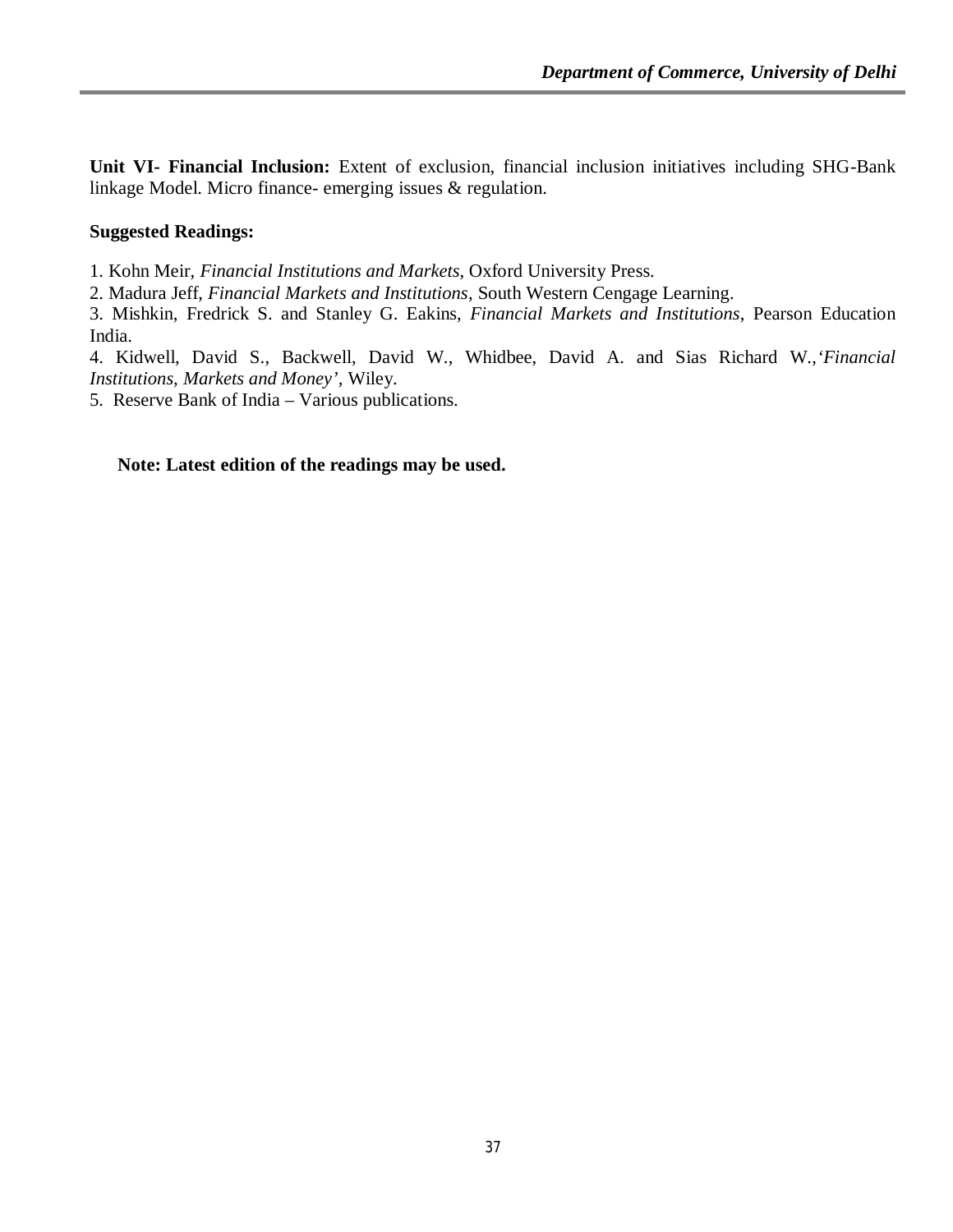**Unit VI- Financial Inclusion:** Extent of exclusion, financial inclusion initiatives including SHG-Bank linkage Model. Micro finance- emerging issues & regulation.

**Suggested Readings:**

1. Kohn Meir, *Financial Institutions and Markets*, Oxford University Press.
2. Madura Jeff, *Financial Markets and Institutions*, South Western Cengage Learning.
3. Mishkin, Fredrick S. and Stanley G. Eakins, *Financial Markets and Institutions*, Pearson Education India.
4. Kidwell, David S., Backwell, David W., Whidbee, David A. and Sias Richard W.,*'Financial Institutions, Markets and Money'*, Wiley.
5. Reserve Bank of India – Various publications.

**Note: Latest edition of the readings may be used.**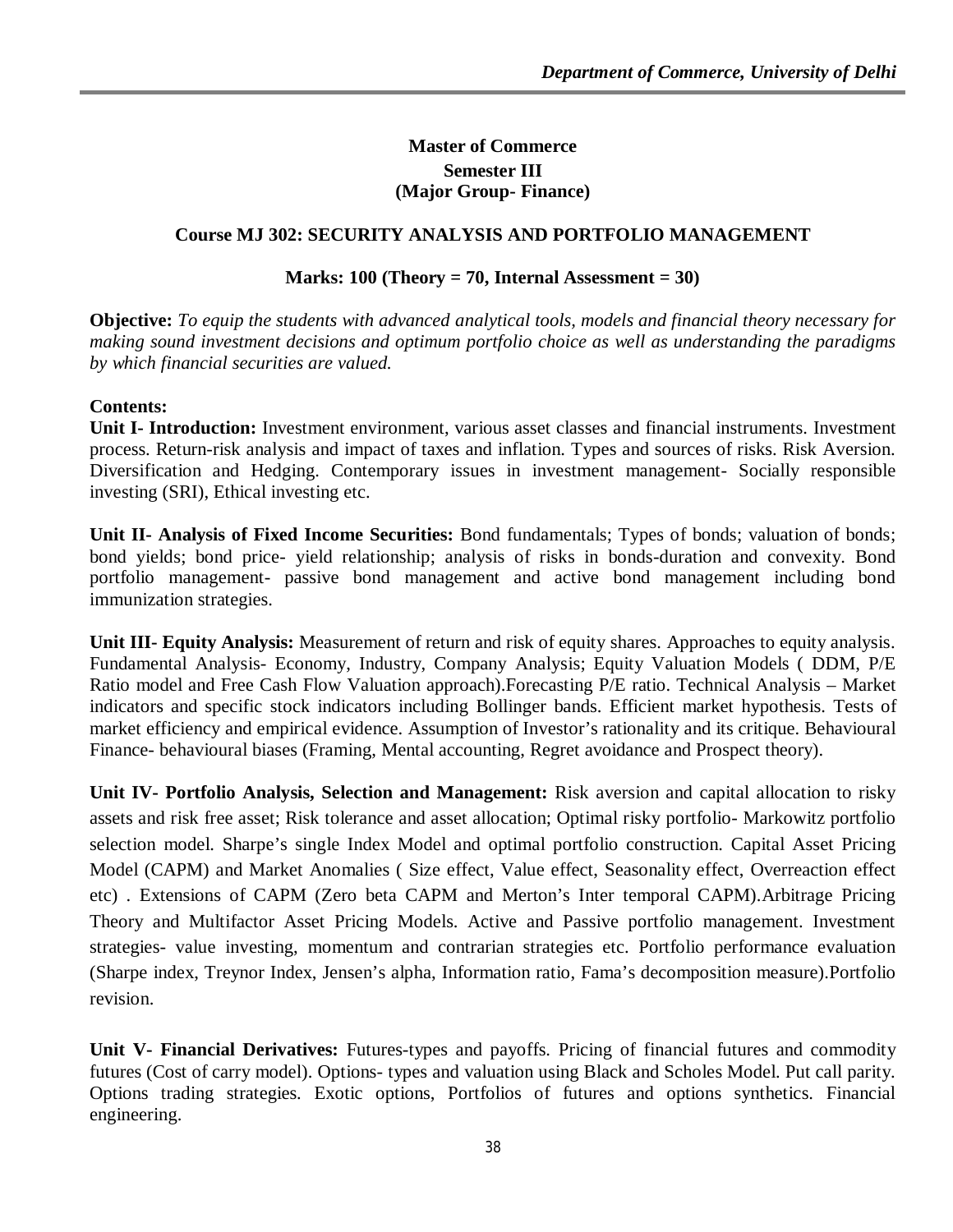## Master of Commerce

### Semester III
### (Major Group- Finance)

### Course MJ 302: SECURITY ANALYSIS AND PORTFOLIO MANAGEMENT

**Marks: 100 (Theory = 70, Internal Assessment = 30)**

**Objective:** *To equip the students with advanced analytical tools, models and financial theory necessary for making sound investment decisions and optimum portfolio choice as well as understanding the paradigms by which financial securities are valued.*

**Contents:**

**Unit I- Introduction:** Investment environment, various asset classes and financial instruments. Investment process. Return-risk analysis and impact of taxes and inflation. Types and sources of risks. Risk Aversion. Diversification and Hedging. Contemporary issues in investment management- Socially responsible investing (SRI), Ethical investing etc.

**Unit II- Analysis of Fixed Income Securities:** Bond fundamentals; Types of bonds; valuation of bonds; bond yields; bond price- yield relationship; analysis of risks in bonds-duration and convexity. Bond portfolio management- passive bond management and active bond management including bond immunization strategies.

**Unit III- Equity Analysis:** Measurement of return and risk of equity shares. Approaches to equity analysis. Fundamental Analysis- Economy, Industry, Company Analysis; Equity Valuation Models ( DDM, P/E Ratio model and Free Cash Flow Valuation approach).Forecasting P/E ratio. Technical Analysis – Market indicators and specific stock indicators including Bollinger bands. Efficient market hypothesis. Tests of market efficiency and empirical evidence. Assumption of Investor's rationality and its critique. Behavioural Finance- behavioural biases (Framing, Mental accounting, Regret avoidance and Prospect theory).

**Unit IV- Portfolio Analysis, Selection and Management:** Risk aversion and capital allocation to risky assets and risk free asset; Risk tolerance and asset allocation; Optimal risky portfolio- Markowitz portfolio selection model. Sharpe's single Index Model and optimal portfolio construction. Capital Asset Pricing Model (CAPM) and Market Anomalies ( Size effect, Value effect, Seasonality effect, Overreaction effect etc) . Extensions of CAPM (Zero beta CAPM and Merton's Inter temporal CAPM).Arbitrage Pricing Theory and Multifactor Asset Pricing Models. Active and Passive portfolio management. Investment strategies- value investing, momentum and contrarian strategies etc. Portfolio performance evaluation (Sharpe index, Treynor Index, Jensen's alpha, Information ratio, Fama's decomposition measure).Portfolio revision.

**Unit V- Financial Derivatives:** Futures-types and payoffs. Pricing of financial futures and commodity futures (Cost of carry model). Options- types and valuation using Black and Scholes Model. Put call parity. Options trading strategies. Exotic options, Portfolios of futures and options synthetics. Financial engineering.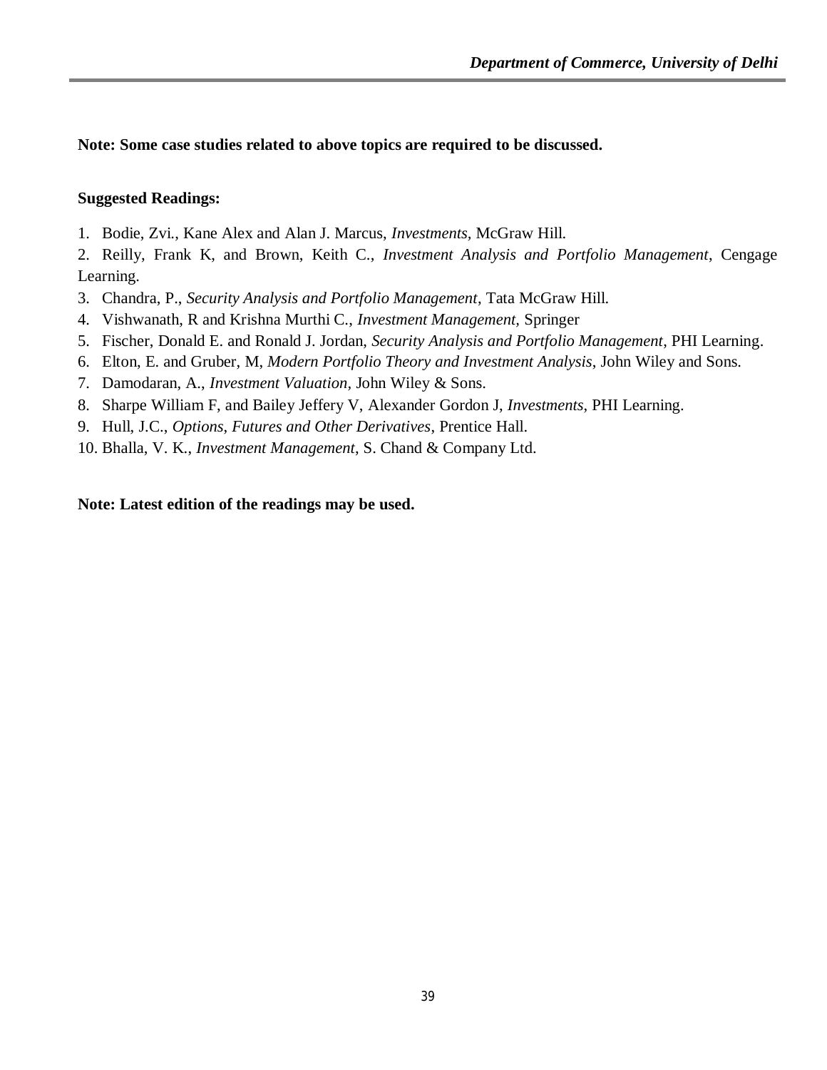**Note: Some case studies related to above topics are required to be discussed.**

**Suggested Readings:**

1. Bodie, Zvi., Kane Alex and Alan J. Marcus, *Investments*, McGraw Hill.
2. Reilly, Frank K, and Brown, Keith C., *Investment Analysis and Portfolio Management*, Cengage Learning.
3. Chandra, P., *Security Analysis and Portfolio Management*, Tata McGraw Hill.
4. Vishwanath, R and Krishna Murthi C., *Investment Management,* Springer
5. Fischer, Donald E. and Ronald J. Jordan, *Security Analysis and Portfolio Management*, PHI Learning.
6. Elton, E. and Gruber, M, *Modern Portfolio Theory and Investment Analysis*, John Wiley and Sons.
7. Damodaran, A., *Investment Valuation*, John Wiley & Sons.
8. Sharpe William F, and Bailey Jeffery V, Alexander Gordon J, *Investments*, PHI Learning.
9. Hull, J.C., *Options*, *Futures and Other Derivatives*, Prentice Hall.
10. Bhalla, V. K., *Investment Management*, S. Chand & Company Ltd.

**Note: Latest edition of the readings may be used.**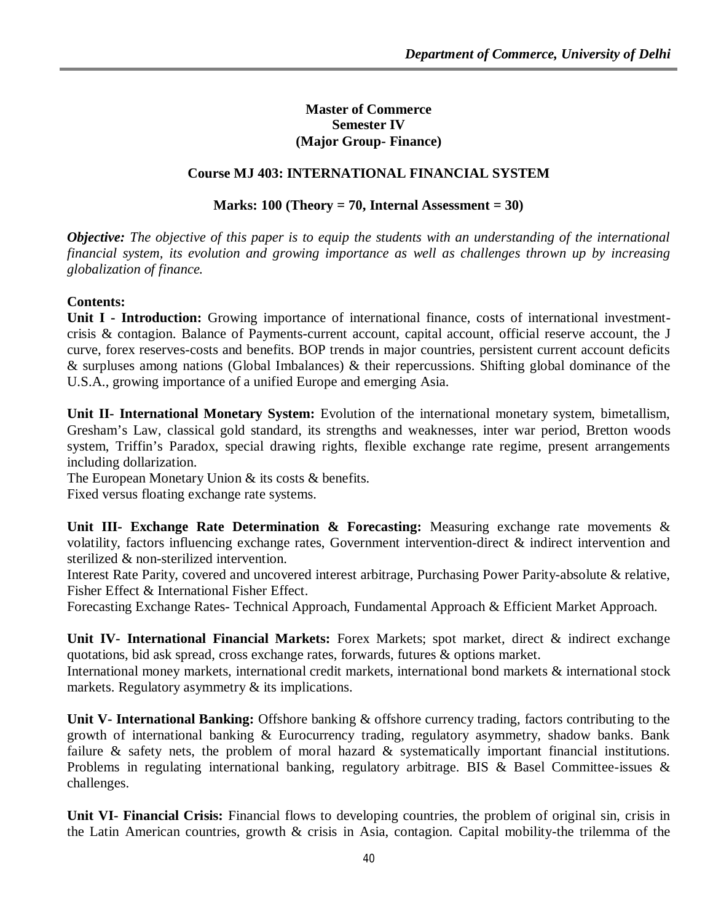**Master of Commerce**
**Semester IV**
**(Major Group- Finance)**

**Course MJ 403: INTERNATIONAL FINANCIAL SYSTEM**

**Marks: 100 (Theory = 70, Internal Assessment = 30)**

***Objective:*** *The objective of this paper is to equip the students with an understanding of the international financial system, its evolution and growing importance as well as challenges thrown up by increasing globalization of finance.*

**Contents:**

**Unit I - Introduction:** Growing importance of international finance, costs of international investment-crisis & contagion. Balance of Payments-current account, capital account, official reserve account, the J curve, forex reserves-costs and benefits. BOP trends in major countries, persistent current account deficits & surpluses among nations (Global Imbalances) & their repercussions. Shifting global dominance of the U.S.A., growing importance of a unified Europe and emerging Asia.

**Unit II- International Monetary System:** Evolution of the international monetary system, bimetallism, Gresham's Law, classical gold standard, its strengths and weaknesses, inter war period, Bretton woods system, Triffin's Paradox, special drawing rights, flexible exchange rate regime, present arrangements including dollarization.

The European Monetary Union & its costs & benefits.

Fixed versus floating exchange rate systems.

**Unit III- Exchange Rate Determination & Forecasting:** Measuring exchange rate movements & volatility, factors influencing exchange rates, Government intervention-direct & indirect intervention and sterilized & non-sterilized intervention.

Interest Rate Parity, covered and uncovered interest arbitrage, Purchasing Power Parity-absolute & relative, Fisher Effect & International Fisher Effect.

Forecasting Exchange Rates- Technical Approach, Fundamental Approach & Efficient Market Approach.

**Unit IV- International Financial Markets:** Forex Markets; spot market, direct & indirect exchange quotations, bid ask spread, cross exchange rates, forwards, futures & options market.

International money markets, international credit markets, international bond markets & international stock markets. Regulatory asymmetry & its implications.

**Unit V- International Banking:** Offshore banking & offshore currency trading, factors contributing to the growth of international banking & Eurocurrency trading, regulatory asymmetry, shadow banks. Bank failure & safety nets, the problem of moral hazard & systematically important financial institutions. Problems in regulating international banking, regulatory arbitrage. BIS & Basel Committee-issues & challenges.

**Unit VI- Financial Crisis:** Financial flows to developing countries, the problem of original sin, crisis in the Latin American countries, growth & crisis in Asia, contagion. Capital mobility-the trilemma of the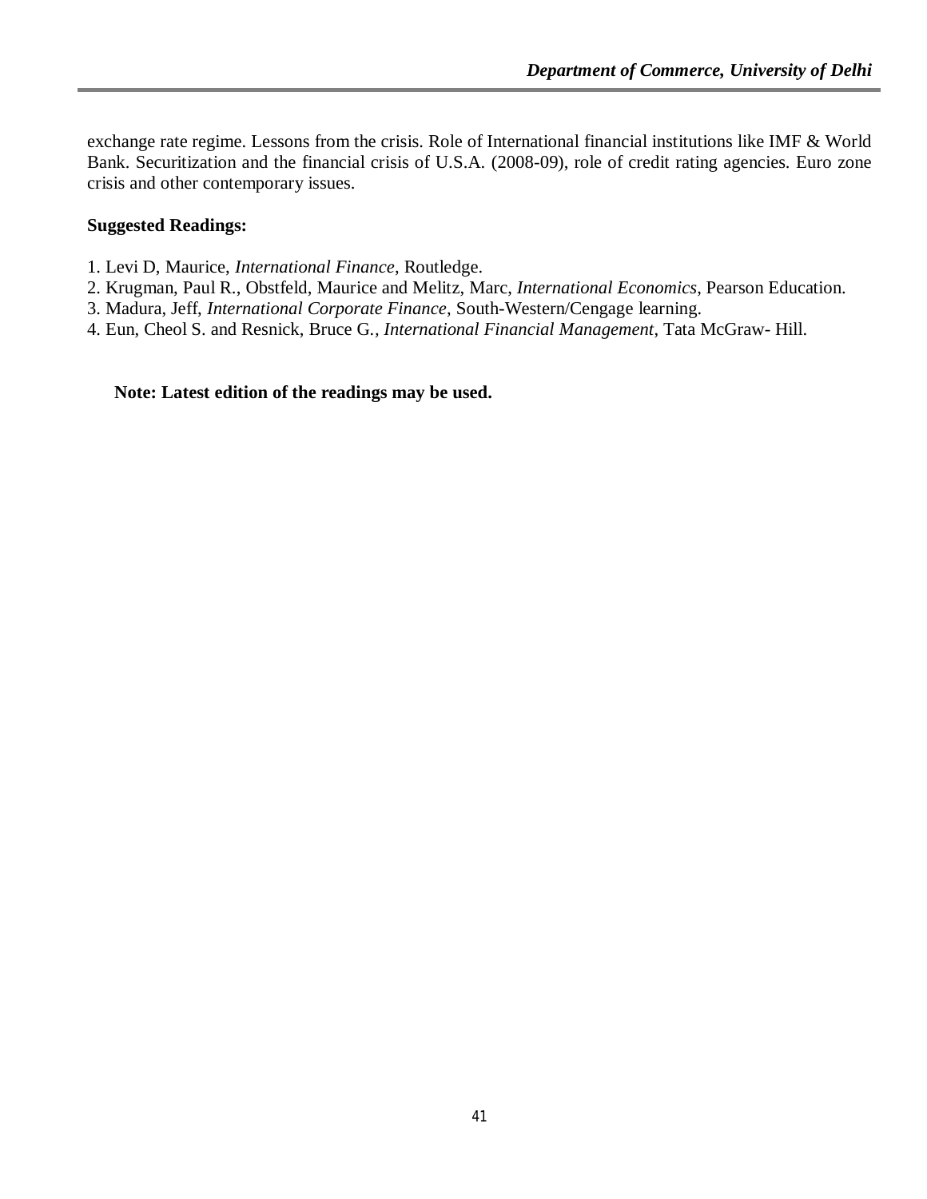exchange rate regime. Lessons from the crisis. Role of International financial institutions like IMF & World Bank. Securitization and the financial crisis of U.S.A. (2008-09), role of credit rating agencies. Euro zone crisis and other contemporary issues.

**Suggested Readings:**

1. Levi D, Maurice, *International Finance*, Routledge.
2. Krugman, Paul R., Obstfeld, Maurice and Melitz, Marc, *International Economics*, Pearson Education.
3. Madura, Jeff, *International Corporate Finance*, South-Western/Cengage learning.
4. Eun, Cheol S. and Resnick, Bruce G., *International Financial Management*, Tata McGraw- Hill.

**Note: Latest edition of the readings may be used.**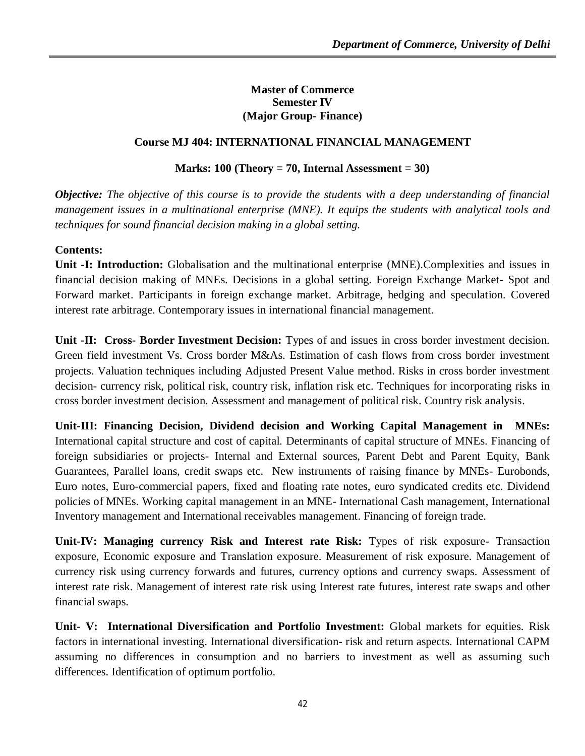**Master of Commerce**
**Semester IV**
**(Major Group- Finance)**

## Course MJ 404: INTERNATIONAL FINANCIAL MANAGEMENT

**Marks: 100 (Theory = 70, Internal Assessment = 30)**

***Objective:*** *The objective of this course is to provide the students with a deep understanding of financial management issues in a multinational enterprise (MNE). It equips the students with analytical tools and techniques for sound financial decision making in a global setting.*

**Contents:**

**Unit -I: Introduction:** Globalisation and the multinational enterprise (MNE).Complexities and issues in financial decision making of MNEs. Decisions in a global setting. Foreign Exchange Market- Spot and Forward market. Participants in foreign exchange market. Arbitrage, hedging and speculation. Covered interest rate arbitrage. Contemporary issues in international financial management.

**Unit -II: Cross- Border Investment Decision:** Types of and issues in cross border investment decision. Green field investment Vs. Cross border M&As. Estimation of cash flows from cross border investment projects. Valuation techniques including Adjusted Present Value method. Risks in cross border investment decision- currency risk, political risk, country risk, inflation risk etc. Techniques for incorporating risks in cross border investment decision. Assessment and management of political risk. Country risk analysis.

**Unit-III: Financing Decision, Dividend decision and Working Capital Management in MNEs:** International capital structure and cost of capital. Determinants of capital structure of MNEs. Financing of foreign subsidiaries or projects- Internal and External sources, Parent Debt and Parent Equity, Bank Guarantees, Parallel loans, credit swaps etc. New instruments of raising finance by MNEs- Eurobonds, Euro notes, Euro-commercial papers, fixed and floating rate notes, euro syndicated credits etc. Dividend policies of MNEs. Working capital management in an MNE- International Cash management, International Inventory management and International receivables management. Financing of foreign trade.

**Unit-IV: Managing currency Risk and Interest rate Risk:** Types of risk exposure- Transaction exposure, Economic exposure and Translation exposure. Measurement of risk exposure. Management of currency risk using currency forwards and futures, currency options and currency swaps. Assessment of interest rate risk. Management of interest rate risk using Interest rate futures, interest rate swaps and other financial swaps.

**Unit- V: International Diversification and Portfolio Investment:** Global markets for equities. Risk factors in international investing. International diversification- risk and return aspects. International CAPM assuming no differences in consumption and no barriers to investment as well as assuming such differences. Identification of optimum portfolio.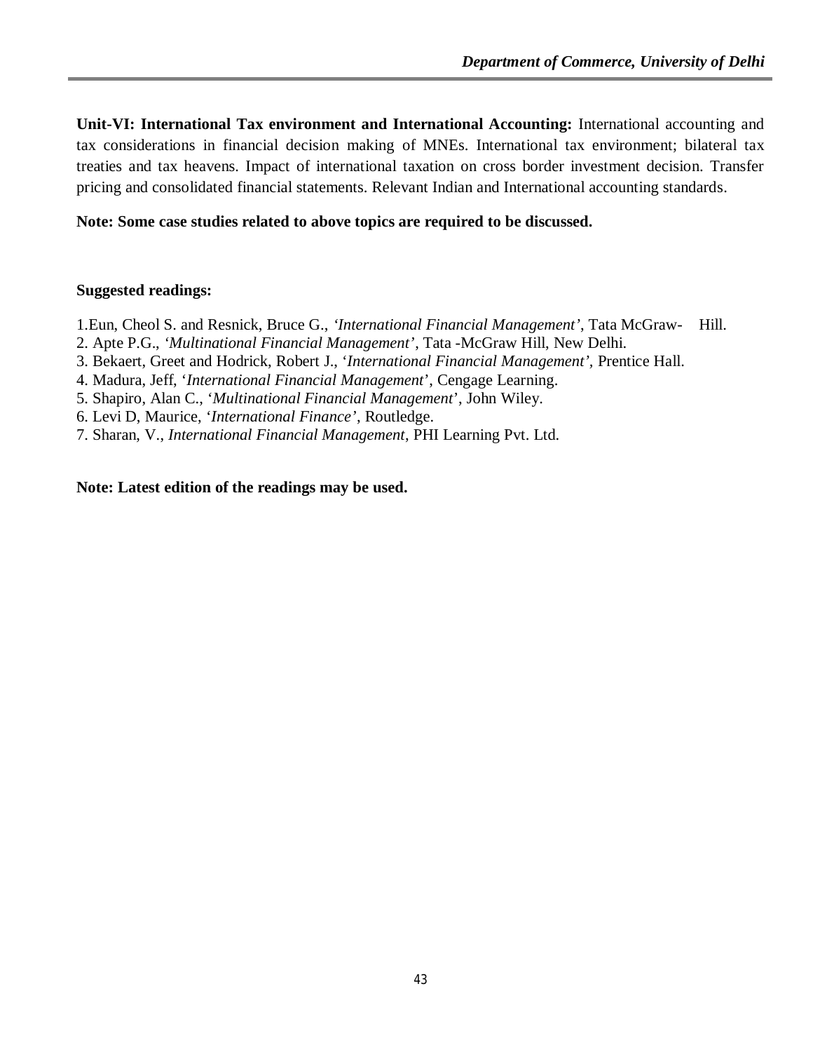**Unit-VI: International Tax environment and International Accounting:** International accounting and tax considerations in financial decision making of MNEs. International tax environment; bilateral tax treaties and tax heavens. Impact of international taxation on cross border investment decision. Transfer pricing and consolidated financial statements. Relevant Indian and International accounting standards.

**Note: Some case studies related to above topics are required to be discussed.**

**Suggested readings:**

1.Eun, Cheol S. and Resnick, Bruce G., *'International Financial Management'*, Tata McGraw- Hill.
2. Apte P.G., *'Multinational Financial Management'*, Tata -McGraw Hill, New Delhi.
3. Bekaert, Greet and Hodrick, Robert J., '*International Financial Management',* Prentice Hall.
4. Madura, Jeff, '*International Financial Management*', Cengage Learning.
5. Shapiro, Alan C., '*Multinational Financial Management*', John Wiley.
6. Levi D, Maurice, *'International Finance'*, Routledge.
7. Sharan, V., *International Financial Management*, PHI Learning Pvt. Ltd.

**Note: Latest edition of the readings may be used.**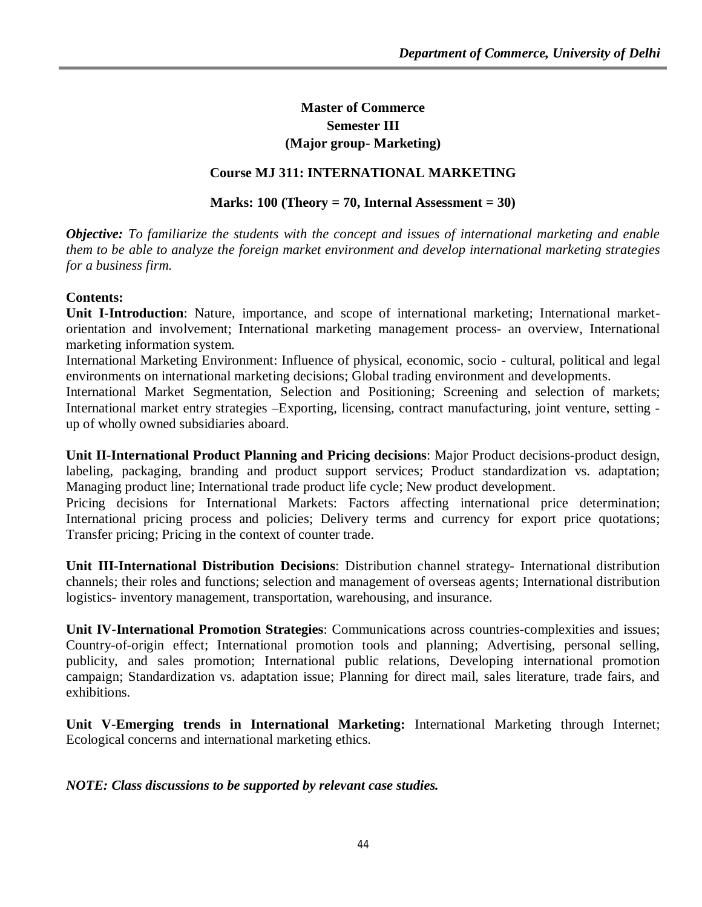## Master of Commerce
## Semester III
## (Major group- Marketing)

### Course MJ 311: INTERNATIONAL MARKETING

**Marks: 100 (Theory = 70, Internal Assessment = 30)**

***Objective:*** *To familiarize the students with the concept and issues of international marketing and enable them to be able to analyze the foreign market environment and develop international marketing strategies for a business firm.*

**Contents:**

**Unit I-Introduction**: Nature, importance, and scope of international marketing; International market-orientation and involvement; International marketing management process- an overview, International marketing information system.

International Marketing Environment: Influence of physical, economic, socio - cultural, political and legal environments on international marketing decisions; Global trading environment and developments.

International Market Segmentation, Selection and Positioning; Screening and selection of markets; International market entry strategies –Exporting, licensing, contract manufacturing, joint venture, setting - up of wholly owned subsidiaries aboard.

**Unit II-International Product Planning and Pricing decisions**: Major Product decisions-product design, labeling, packaging, branding and product support services; Product standardization vs. adaptation; Managing product line; International trade product life cycle; New product development.

Pricing decisions for International Markets: Factors affecting international price determination; International pricing process and policies; Delivery terms and currency for export price quotations; Transfer pricing; Pricing in the context of counter trade.

**Unit III-International Distribution Decisions**: Distribution channel strategy- International distribution channels; their roles and functions; selection and management of overseas agents; International distribution logistics- inventory management, transportation, warehousing, and insurance.

**Unit IV-International Promotion Strategies**: Communications across countries-complexities and issues; Country-of-origin effect; International promotion tools and planning; Advertising, personal selling, publicity, and sales promotion; International public relations, Developing international promotion campaign; Standardization vs. adaptation issue; Planning for direct mail, sales literature, trade fairs, and exhibitions.

**Unit V-Emerging trends in International Marketing:** International Marketing through Internet; Ecological concerns and international marketing ethics.

***NOTE: Class discussions to be supported by relevant case studies.***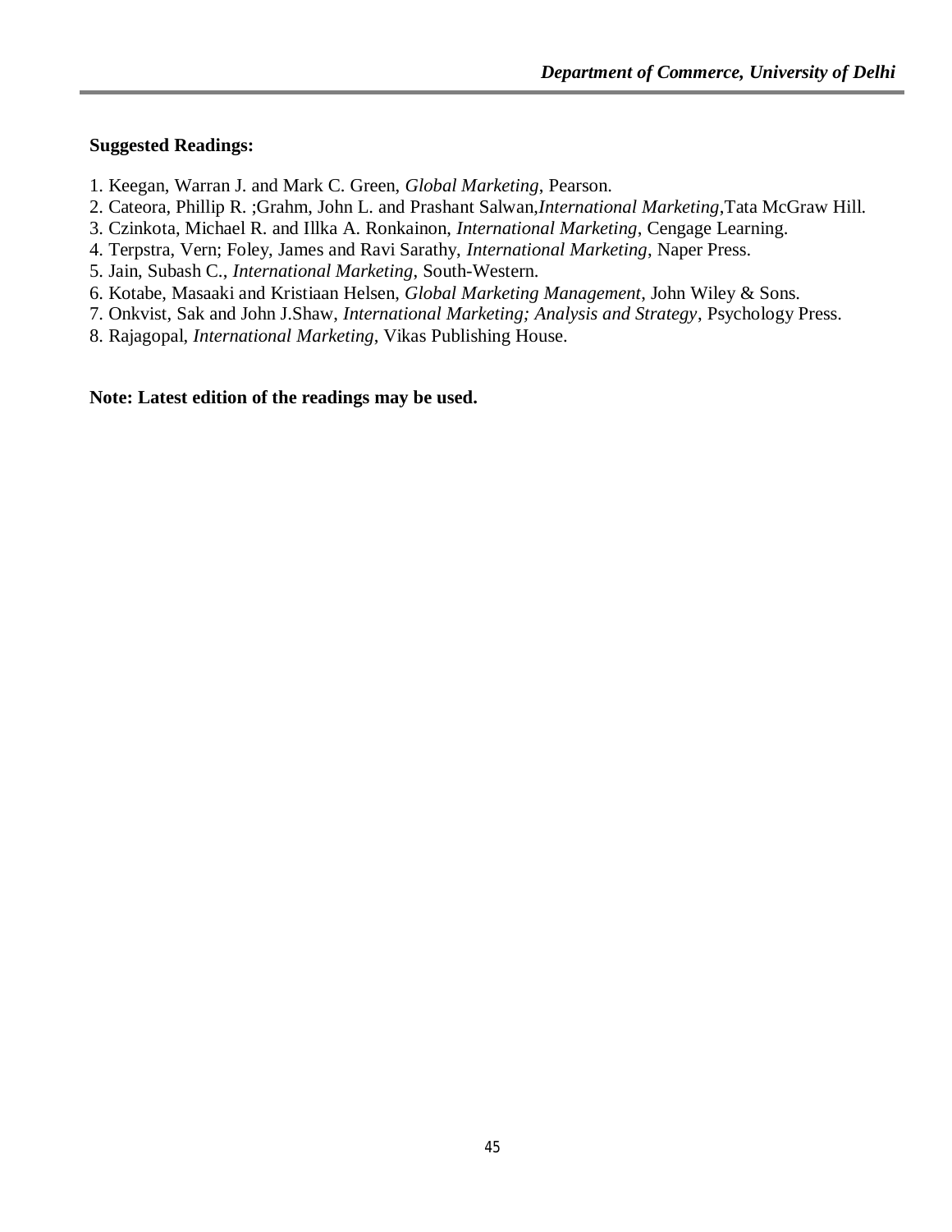**Suggested Readings:**

1. Keegan, Warran J. and Mark C. Green, *Global Marketing*, Pearson.
2. Cateora, Phillip R. ;Grahm, John L. and Prashant Salwan,*International Marketing*,Tata McGraw Hill.
3. Czinkota, Michael R. and Illka A. Ronkainon, *International Marketing*, Cengage Learning.
4. Terpstra, Vern; Foley, James and Ravi Sarathy, *International Marketing*, Naper Press.
5. Jain, Subash C., *International Marketing*, South-Western.
6. Kotabe, Masaaki and Kristiaan Helsen, *Global Marketing Management*, John Wiley & Sons.
7. Onkvist, Sak and John J.Shaw, *International Marketing; Analysis and Strategy*, Psychology Press.
8. Rajagopal, *International Marketing*, Vikas Publishing House.

**Note: Latest edition of the readings may be used.**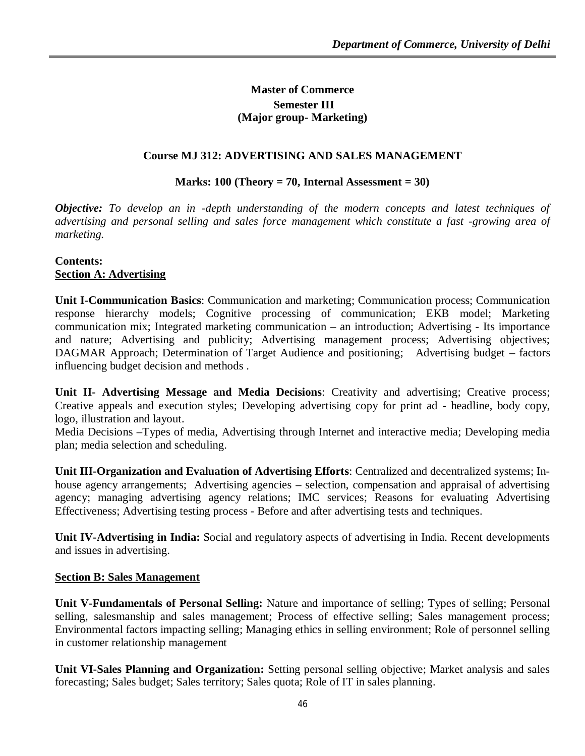# Master of Commerce
## Semester III
## (Major group- Marketing)

### Course MJ 312: ADVERTISING AND SALES MANAGEMENT

**Marks: 100 (Theory = 70, Internal Assessment = 30)**

***Objective:*** *To develop an in -depth understanding of the modern concepts and latest techniques of advertising and personal selling and sales force management which constitute a fast -growing area of marketing.*

**Contents:**

**Section A: Advertising**

**Unit I-Communication Basics**: Communication and marketing; Communication process; Communication response hierarchy models; Cognitive processing of communication; EKB model; Marketing communication mix; Integrated marketing communication – an introduction; Advertising - Its importance and nature; Advertising and publicity; Advertising management process; Advertising objectives; DAGMAR Approach; Determination of Target Audience and positioning; Advertising budget – factors influencing budget decision and methods .

**Unit II- Advertising Message and Media Decisions**: Creativity and advertising; Creative process; Creative appeals and execution styles; Developing advertising copy for print ad - headline, body copy, logo, illustration and layout.

Media Decisions –Types of media, Advertising through Internet and interactive media; Developing media plan; media selection and scheduling.

**Unit III-Organization and Evaluation of Advertising Efforts**: Centralized and decentralized systems; In-house agency arrangements; Advertising agencies – selection, compensation and appraisal of advertising agency; managing advertising agency relations; IMC services; Reasons for evaluating Advertising Effectiveness; Advertising testing process - Before and after advertising tests and techniques.

**Unit IV-Advertising in India:** Social and regulatory aspects of advertising in India. Recent developments and issues in advertising.

**Section B: Sales Management**

**Unit V-Fundamentals of Personal Selling:** Nature and importance of selling; Types of selling; Personal selling, salesmanship and sales management; Process of effective selling; Sales management process; Environmental factors impacting selling; Managing ethics in selling environment; Role of personnel selling in customer relationship management

**Unit VI-Sales Planning and Organization:** Setting personal selling objective; Market analysis and sales forecasting; Sales budget; Sales territory; Sales quota; Role of IT in sales planning.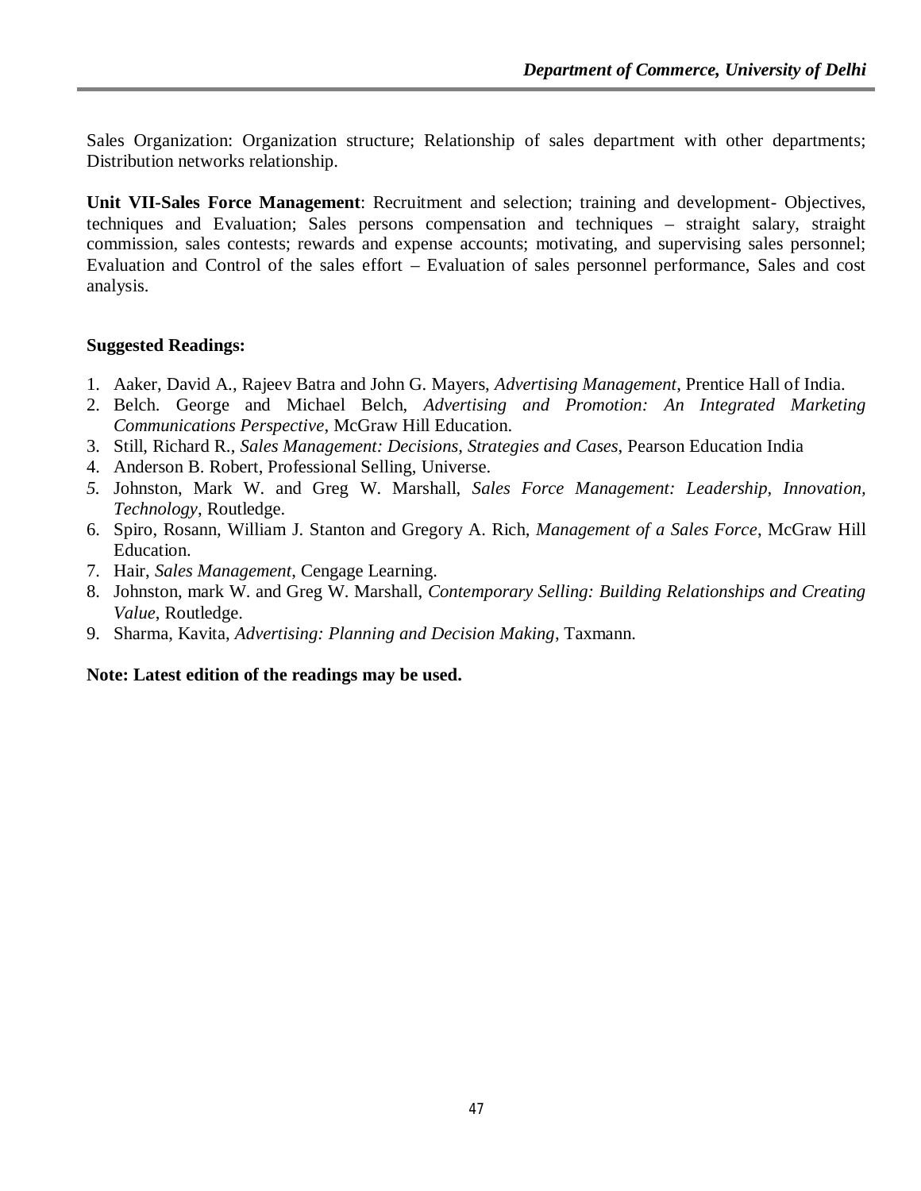Sales Organization: Organization structure; Relationship of sales department with other departments; Distribution networks relationship.

**Unit VII-Sales Force Management**: Recruitment and selection; training and development- Objectives, techniques and Evaluation; Sales persons compensation and techniques – straight salary, straight commission, sales contests; rewards and expense accounts; motivating, and supervising sales personnel; Evaluation and Control of the sales effort – Evaluation of sales personnel performance, Sales and cost analysis.

**Suggested Readings:**

1. Aaker, David A., Rajeev Batra and John G. Mayers, *Advertising Management*, Prentice Hall of India.
2. Belch. George and Michael Belch, *Advertising and Promotion: An Integrated Marketing Communications Perspective*, McGraw Hill Education.
3. Still, Richard R., *Sales Management: Decisions, Strategies and Cases*, Pearson Education India
4. Anderson B. Robert, Professional Selling, Universe.
5. Johnston, Mark W. and Greg W. Marshall, *Sales Force Management: Leadership, Innovation, Technology*, Routledge.
6. Spiro, Rosann, William J. Stanton and Gregory A. Rich, *Management of a Sales Force*, McGraw Hill Education.
7. Hair, *Sales Management*, Cengage Learning.
8. Johnston, mark W. and Greg W. Marshall, *Contemporary Selling: Building Relationships and Creating Value*, Routledge.
9. Sharma, Kavita, *Advertising: Planning and Decision Making*, Taxmann.

**Note: Latest edition of the readings may be used.**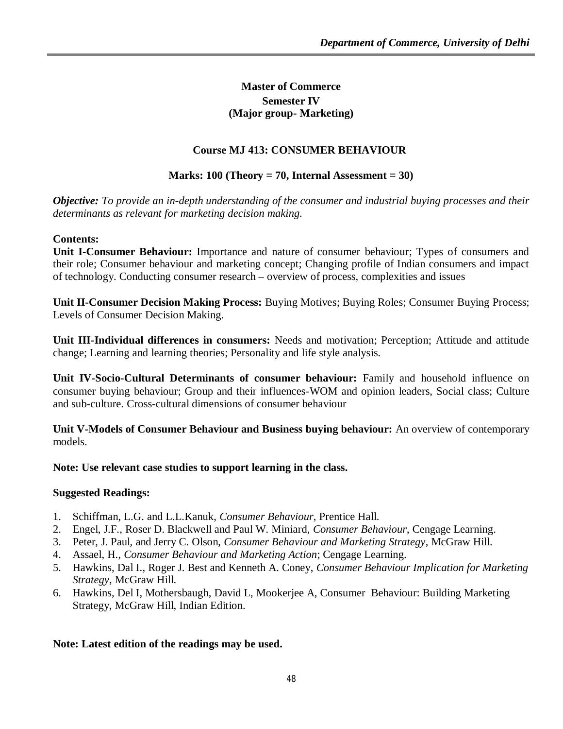## Master of Commerce
### Semester IV
### (Major group- Marketing)

### Course MJ 413: CONSUMER BEHAVIOUR

**Marks: 100 (Theory = 70, Internal Assessment = 30)**

***Objective:*** *To provide an in-depth understanding of the consumer and industrial buying processes and their determinants as relevant for marketing decision making.*

**Contents:**

**Unit I-Consumer Behaviour:** Importance and nature of consumer behaviour; Types of consumers and their role; Consumer behaviour and marketing concept; Changing profile of Indian consumers and impact of technology. Conducting consumer research – overview of process, complexities and issues

**Unit II-Consumer Decision Making Process:** Buying Motives; Buying Roles; Consumer Buying Process; Levels of Consumer Decision Making.

**Unit III-Individual differences in consumers:** Needs and motivation; Perception; Attitude and attitude change; Learning and learning theories; Personality and life style analysis.

**Unit IV-Socio-Cultural Determinants of consumer behaviour:** Family and household influence on consumer buying behaviour; Group and their influences-WOM and opinion leaders, Social class; Culture and sub-culture. Cross-cultural dimensions of consumer behaviour

**Unit V-Models of Consumer Behaviour and Business buying behaviour:** An overview of contemporary models.

**Note: Use relevant case studies to support learning in the class.**

**Suggested Readings:**

1. Schiffman, L.G. and L.L.Kanuk, *Consumer Behaviour*, Prentice Hall.
2. Engel, J.F., Roser D. Blackwell and Paul W. Miniard, *Consumer Behaviour*, Cengage Learning.
3. Peter, J. Paul, and Jerry C. Olson, *Consumer Behaviour and Marketing Strategy*, McGraw Hill.
4. Assael, H., *Consumer Behaviour and Marketing Action*; Cengage Learning.
5. Hawkins, Dal I., Roger J. Best and Kenneth A. Coney, *Consumer Behaviour Implication for Marketing Strategy*, McGraw Hill.
6. Hawkins, Del I, Mothersbaugh, David L, Mookerjee A, Consumer Behaviour: Building Marketing Strategy, McGraw Hill, Indian Edition.

**Note: Latest edition of the readings may be used.**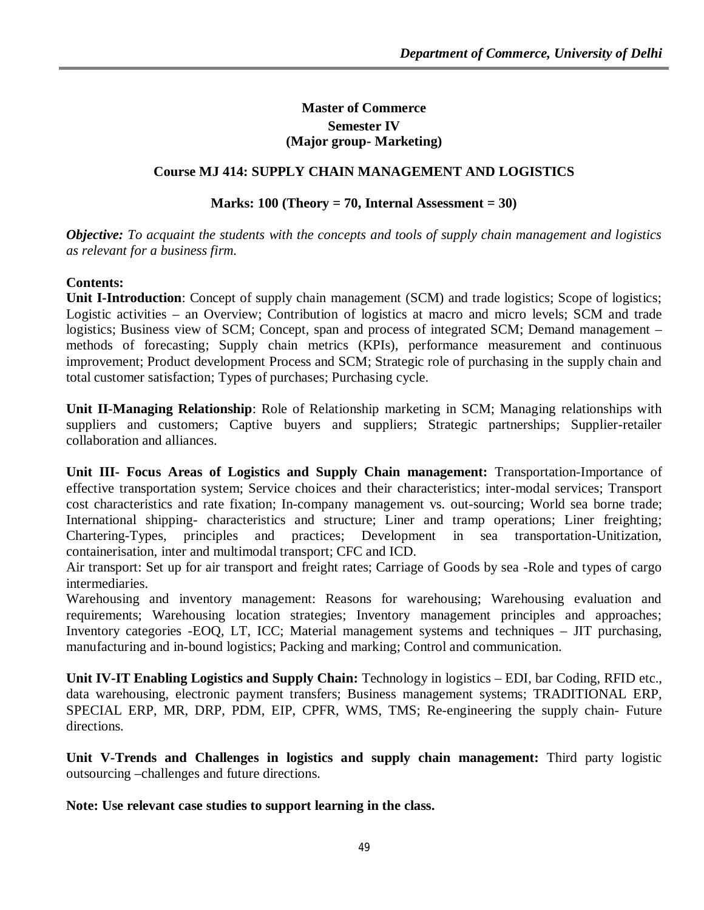# Master of Commerce

## Semester IV
## (Major group- Marketing)

### Course MJ 414: SUPPLY CHAIN MANAGEMENT AND LOGISTICS

**Marks: 100 (Theory = 70, Internal Assessment = 30)**

***Objective:*** *To acquaint the students with the concepts and tools of supply chain management and logistics as relevant for a business firm.*

**Contents:**

**Unit I-Introduction**: Concept of supply chain management (SCM) and trade logistics; Scope of logistics; Logistic activities – an Overview; Contribution of logistics at macro and micro levels; SCM and trade logistics; Business view of SCM; Concept, span and process of integrated SCM; Demand management – methods of forecasting; Supply chain metrics (KPIs), performance measurement and continuous improvement; Product development Process and SCM; Strategic role of purchasing in the supply chain and total customer satisfaction; Types of purchases; Purchasing cycle.

**Unit II-Managing Relationship**: Role of Relationship marketing in SCM; Managing relationships with suppliers and customers; Captive buyers and suppliers; Strategic partnerships; Supplier-retailer collaboration and alliances.

**Unit III- Focus Areas of Logistics and Supply Chain management:** Transportation-Importance of effective transportation system; Service choices and their characteristics; inter-modal services; Transport cost characteristics and rate fixation; In-company management vs. out-sourcing; World sea borne trade; International shipping- characteristics and structure; Liner and tramp operations; Liner freighting; Chartering-Types, principles and practices; Development in sea transportation-Unitization, containerisation, inter and multimodal transport; CFC and ICD.

Air transport: Set up for air transport and freight rates; Carriage of Goods by sea -Role and types of cargo intermediaries.

Warehousing and inventory management: Reasons for warehousing; Warehousing evaluation and requirements; Warehousing location strategies; Inventory management principles and approaches; Inventory categories -EOQ, LT, ICC; Material management systems and techniques – JIT purchasing, manufacturing and in-bound logistics; Packing and marking; Control and communication.

**Unit IV-IT Enabling Logistics and Supply Chain:** Technology in logistics – EDI, bar Coding, RFID etc., data warehousing, electronic payment transfers; Business management systems; TRADITIONAL ERP, SPECIAL ERP, MR, DRP, PDM, EIP, CPFR, WMS, TMS; Re-engineering the supply chain- Future directions.

**Unit V-Trends and Challenges in logistics and supply chain management:** Third party logistic outsourcing –challenges and future directions.

**Note: Use relevant case studies to support learning in the class.**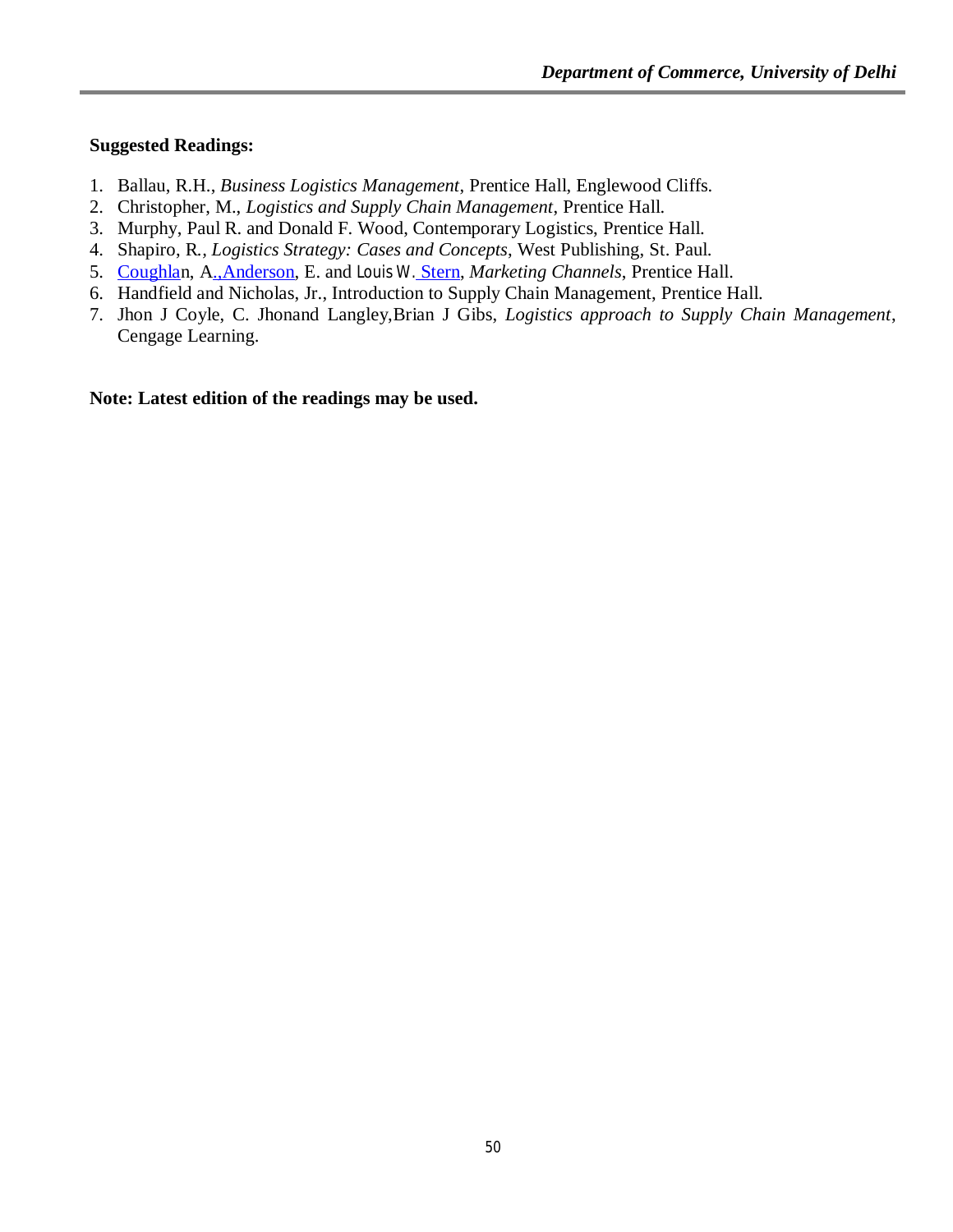**Suggested Readings:**

1. Ballau, R.H., *Business Logistics Management*, Prentice Hall, Englewood Cliffs.
2. Christopher, M., *Logistics and Supply Chain Management*, Prentice Hall.
3. Murphy, Paul R. and Donald F. Wood, Contemporary Logistics, Prentice Hall.
4. Shapiro, R., *Logistics Strategy: Cases and Concepts*, West Publishing, St. Paul.
5. Coughlan, A.,Anderson, E. and Louis W. Stern, *Marketing Channels*, Prentice Hall.
6. Handfield and Nicholas, Jr., Introduction to Supply Chain Management, Prentice Hall.
7. Jhon J Coyle, C. Jhonand Langley,Brian J Gibs, *Logistics approach to Supply Chain Management*, Cengage Learning.

**Note: Latest edition of the readings may be used.**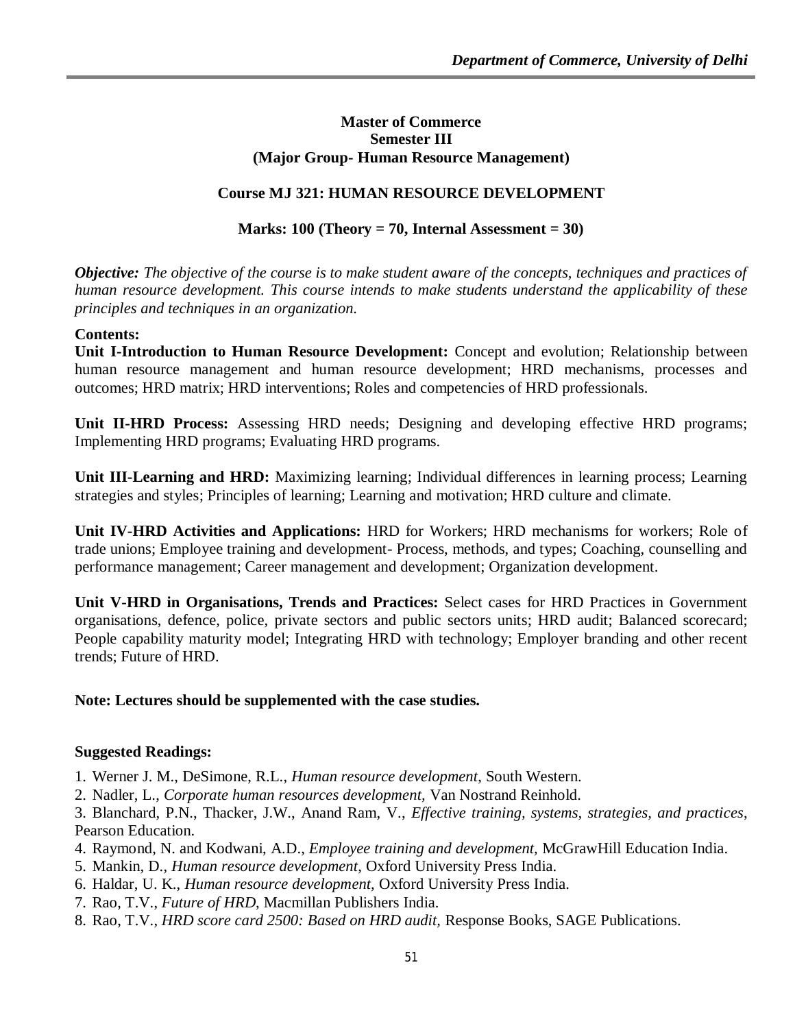**Master of Commerce**
**Semester III**
**(Major Group- Human Resource Management)**

## Course MJ 321: HUMAN RESOURCE DEVELOPMENT

**Marks: 100 (Theory = 70, Internal Assessment = 30)**

***Objective:*** *The objective of the course is to make student aware of the concepts, techniques and practices of human resource development. This course intends to make students understand the applicability of these principles and techniques in an organization.*

**Contents:**

**Unit I-Introduction to Human Resource Development:** Concept and evolution; Relationship between human resource management and human resource development; HRD mechanisms, processes and outcomes; HRD matrix; HRD interventions; Roles and competencies of HRD professionals.

**Unit II-HRD Process:** Assessing HRD needs; Designing and developing effective HRD programs; Implementing HRD programs; Evaluating HRD programs.

**Unit III-Learning and HRD:** Maximizing learning; Individual differences in learning process; Learning strategies and styles; Principles of learning; Learning and motivation; HRD culture and climate.

**Unit IV-HRD Activities and Applications:** HRD for Workers; HRD mechanisms for workers; Role of trade unions; Employee training and development- Process, methods, and types; Coaching, counselling and performance management; Career management and development; Organization development.

**Unit V-HRD in Organisations, Trends and Practices:** Select cases for HRD Practices in Government organisations, defence, police, private sectors and public sectors units; HRD audit; Balanced scorecard; People capability maturity model; Integrating HRD with technology; Employer branding and other recent trends; Future of HRD.

**Note: Lectures should be supplemented with the case studies.**

**Suggested Readings:**

1. Werner J. M., DeSimone, R.L., *Human resource development,* South Western.
2. Nadler, L., *Corporate human resources development,* Van Nostrand Reinhold.
3. Blanchard, P.N., Thacker, J.W., Anand Ram, V., *Effective training, systems, strategies, and practices*, Pearson Education.
4. Raymond, N. and Kodwani, A.D., *Employee training and development*, McGrawHill Education India.
5. Mankin, D., *Human resource development*, Oxford University Press India.
6. Haldar, U. K., *Human resource development,* Oxford University Press India.
7. Rao, T.V., *Future of HRD*, Macmillan Publishers India.
8. Rao, T.V., *HRD score card 2500: Based on HRD audit,* Response Books, SAGE Publications.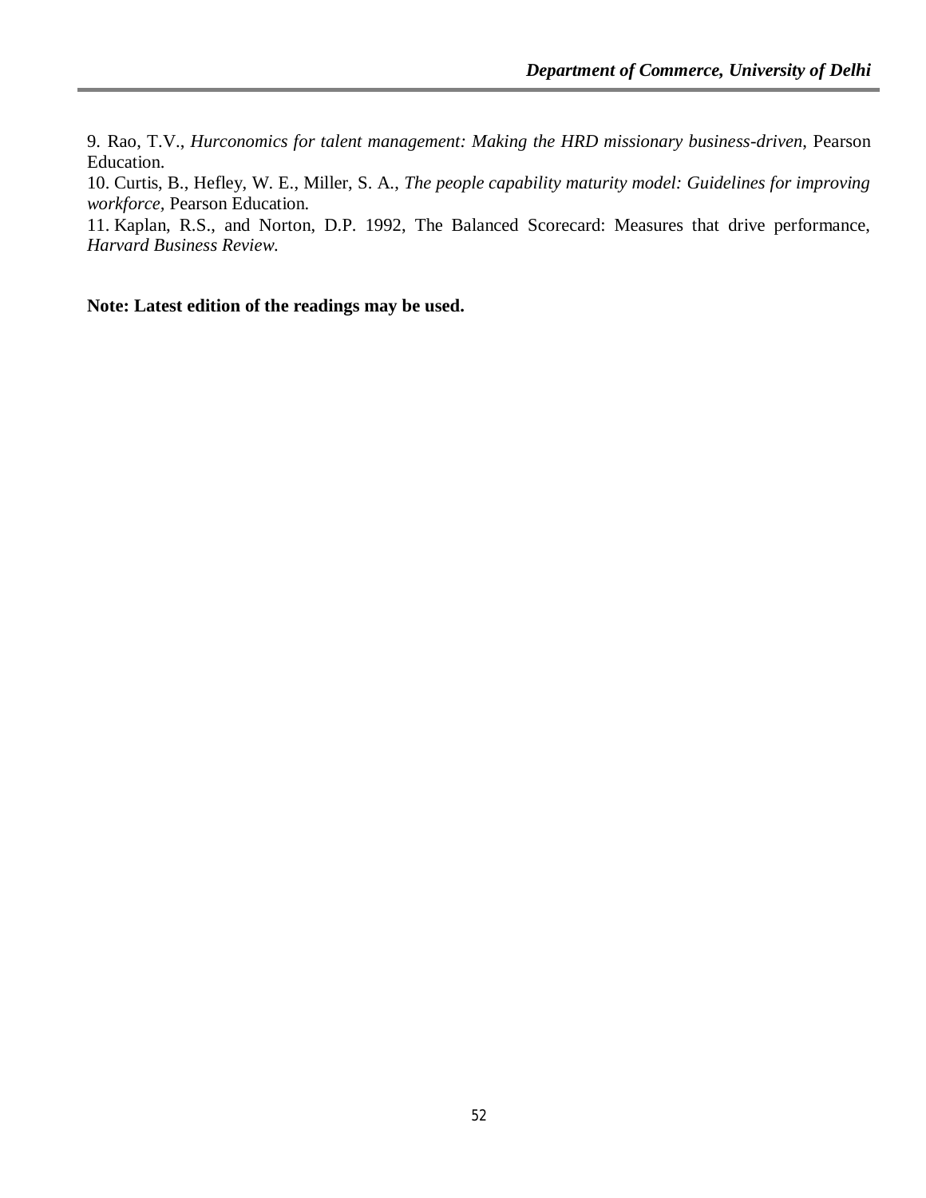9. Rao, T.V., *Hurconomics for talent management: Making the HRD missionary business-driven*, Pearson Education.

10. Curtis, B., Hefley, W. E., Miller, S. A., *The people capability maturity model: Guidelines for improving workforce*, Pearson Education.

11. Kaplan, R.S., and Norton, D.P. 1992, The Balanced Scorecard: Measures that drive performance, *Harvard Business Review.*

**Note: Latest edition of the readings may be used.**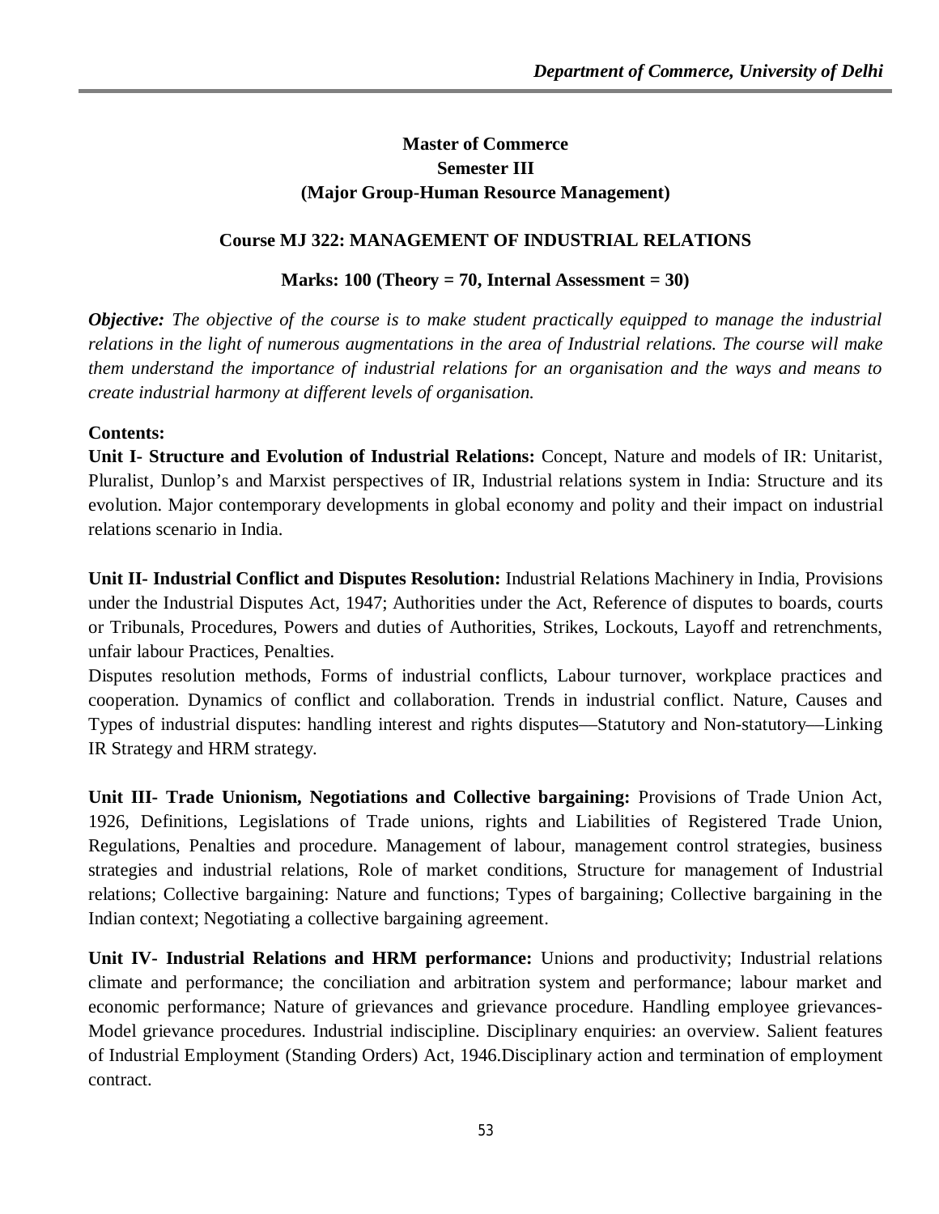**Master of Commerce**
**Semester III**
**(Major Group-Human Resource Management)**

**Course MJ 322: MANAGEMENT OF INDUSTRIAL RELATIONS**

**Marks: 100 (Theory = 70, Internal Assessment = 30)**

***Objective:*** *The objective of the course is to make student practically equipped to manage the industrial relations in the light of numerous augmentations in the area of Industrial relations. The course will make them understand the importance of industrial relations for an organisation and the ways and means to create industrial harmony at different levels of organisation.*

**Contents:**

**Unit I- Structure and Evolution of Industrial Relations:** Concept, Nature and models of IR: Unitarist, Pluralist, Dunlop's and Marxist perspectives of IR, Industrial relations system in India: Structure and its evolution. Major contemporary developments in global economy and polity and their impact on industrial relations scenario in India.

**Unit II- Industrial Conflict and Disputes Resolution:** Industrial Relations Machinery in India, Provisions under the Industrial Disputes Act, 1947; Authorities under the Act, Reference of disputes to boards, courts or Tribunals, Procedures, Powers and duties of Authorities, Strikes, Lockouts, Layoff and retrenchments, unfair labour Practices, Penalties.

Disputes resolution methods, Forms of industrial conflicts, Labour turnover, workplace practices and cooperation. Dynamics of conflict and collaboration. Trends in industrial conflict. Nature, Causes and Types of industrial disputes: handling interest and rights disputes—Statutory and Non-statutory—Linking IR Strategy and HRM strategy.

**Unit III- Trade Unionism, Negotiations and Collective bargaining:** Provisions of Trade Union Act, 1926, Definitions, Legislations of Trade unions, rights and Liabilities of Registered Trade Union, Regulations, Penalties and procedure. Management of labour, management control strategies, business strategies and industrial relations, Role of market conditions, Structure for management of Industrial relations; Collective bargaining: Nature and functions; Types of bargaining; Collective bargaining in the Indian context; Negotiating a collective bargaining agreement.

**Unit IV- Industrial Relations and HRM performance:** Unions and productivity; Industrial relations climate and performance; the conciliation and arbitration system and performance; labour market and economic performance; Nature of grievances and grievance procedure. Handling employee grievances-Model grievance procedures. Industrial indiscipline. Disciplinary enquiries: an overview. Salient features of Industrial Employment (Standing Orders) Act, 1946.Disciplinary action and termination of employment contract.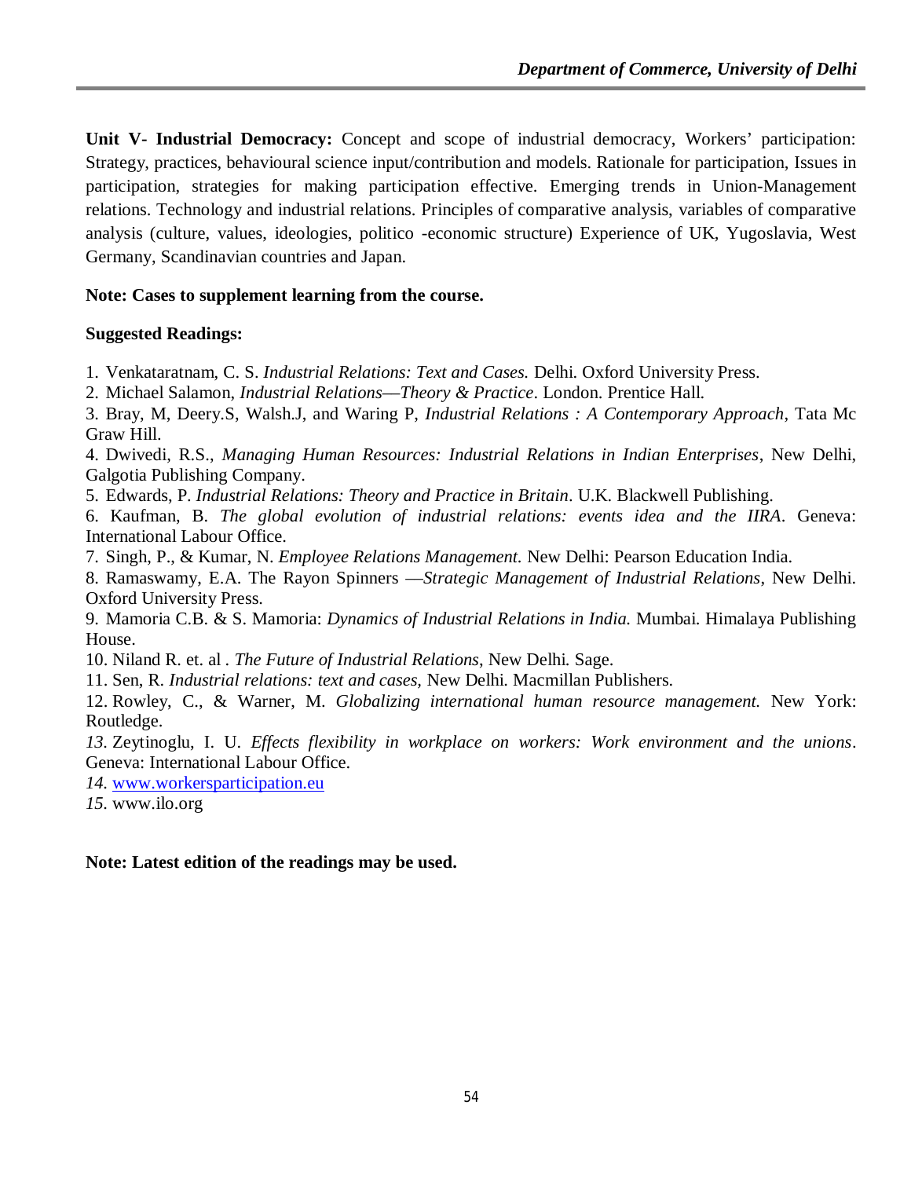**Unit V- Industrial Democracy:** Concept and scope of industrial democracy, Workers' participation: Strategy, practices, behavioural science input/contribution and models. Rationale for participation, Issues in participation, strategies for making participation effective. Emerging trends in Union-Management relations. Technology and industrial relations. Principles of comparative analysis, variables of comparative analysis (culture, values, ideologies, politico -economic structure) Experience of UK, Yugoslavia, West Germany, Scandinavian countries and Japan.

**Note: Cases to supplement learning from the course.**

**Suggested Readings:**

1. Venkataratnam, C. S. *Industrial Relations: Text and Cases.* Delhi. Oxford University Press.
2. Michael Salamon, *Industrial Relations—Theory & Practice*. London. Prentice Hall.
3. Bray, M, Deery.S, Walsh.J, and Waring P, *Industrial Relations : A Contemporary Approach*, Tata Mc Graw Hill.
4. Dwivedi, R.S., *Managing Human Resources: Industrial Relations in Indian Enterprises*, New Delhi, Galgotia Publishing Company.
5. Edwards, P. *Industrial Relations: Theory and Practice in Britain*. U.K. Blackwell Publishing.
6. Kaufman, B. *The global evolution of industrial relations: events idea and the IIRA*. Geneva: International Labour Office.
7. Singh, P., & Kumar, N. *Employee Relations Management.* New Delhi: Pearson Education India.
8. Ramaswamy, E.A. The Rayon Spinners —*Strategic Management of Industrial Relations*, New Delhi. Oxford University Press.
9. Mamoria C.B. & S. Mamoria: *Dynamics of Industrial Relations in India.* Mumbai. Himalaya Publishing House.
10. Niland R. et. al . *The Future of Industrial Relations*, New Delhi. Sage.
11. Sen, R. *Industrial relations: text and cases,* New Delhi. Macmillan Publishers.
12. Rowley, C., & Warner, M. *Globalizing international human resource management.* New York: Routledge.
13. Zeytinoglu, I. U. *Effects flexibility in workplace on workers: Work environment and the unions*. Geneva: International Labour Office.
14. www.workersparticipation.eu
15. www.ilo.org

**Note: Latest edition of the readings may be used.**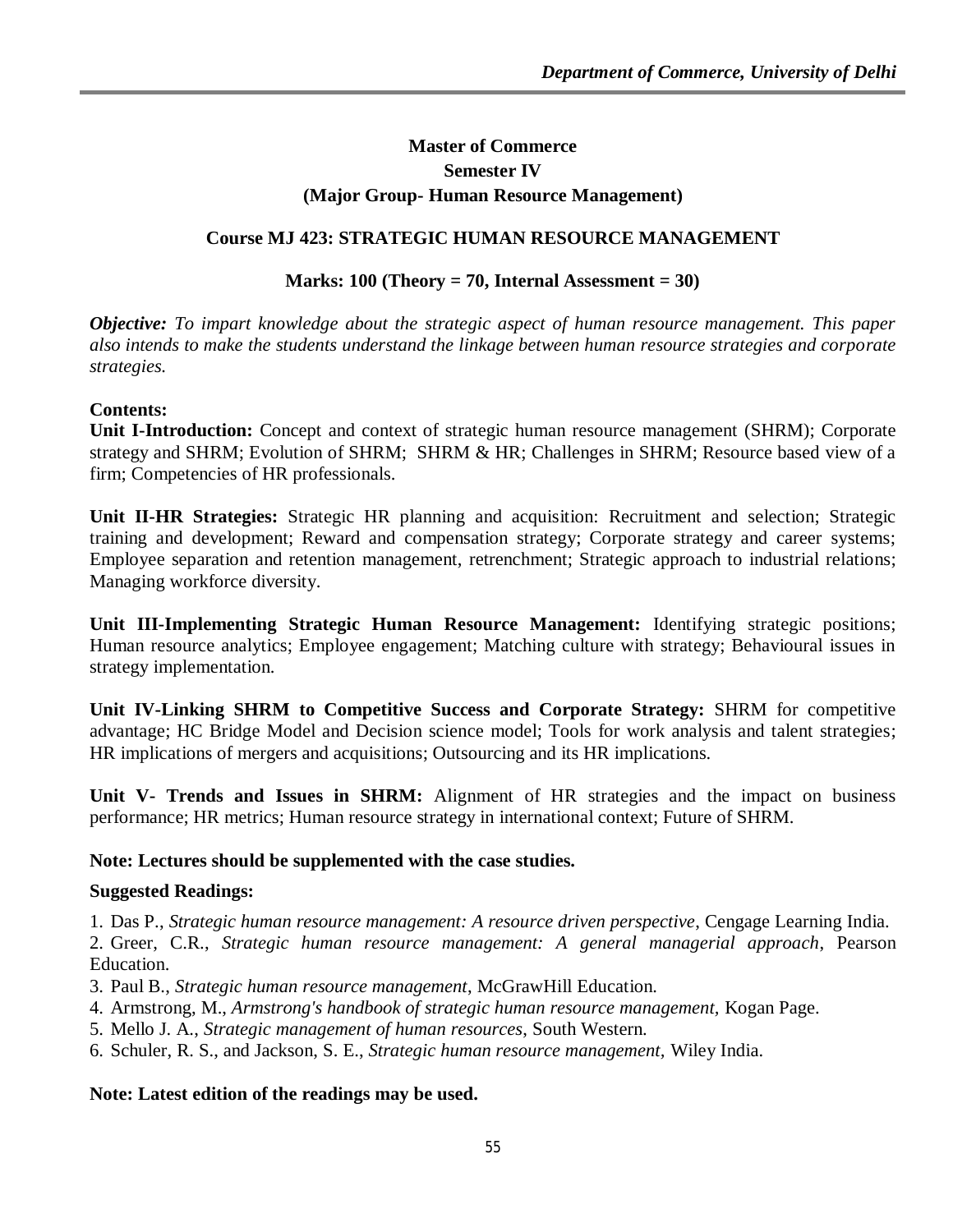**Master of Commerce**

**Semester IV**

**(Major Group- Human Resource Management)**

**Course MJ 423: STRATEGIC HUMAN RESOURCE MANAGEMENT**

**Marks: 100 (Theory = 70, Internal Assessment = 30)**

***Objective:*** *To impart knowledge about the strategic aspect of human resource management. This paper also intends to make the students understand the linkage between human resource strategies and corporate strategies.*

**Contents:**

**Unit I-Introduction:** Concept and context of strategic human resource management (SHRM); Corporate strategy and SHRM; Evolution of SHRM; SHRM & HR; Challenges in SHRM; Resource based view of a firm; Competencies of HR professionals.

**Unit II-HR Strategies:** Strategic HR planning and acquisition: Recruitment and selection; Strategic training and development; Reward and compensation strategy; Corporate strategy and career systems; Employee separation and retention management, retrenchment; Strategic approach to industrial relations; Managing workforce diversity.

**Unit III-Implementing Strategic Human Resource Management:** Identifying strategic positions; Human resource analytics; Employee engagement; Matching culture with strategy; Behavioural issues in strategy implementation.

**Unit IV-Linking SHRM to Competitive Success and Corporate Strategy:** SHRM for competitive advantage; HC Bridge Model and Decision science model; Tools for work analysis and talent strategies; HR implications of mergers and acquisitions; Outsourcing and its HR implications.

**Unit V- Trends and Issues in SHRM:** Alignment of HR strategies and the impact on business performance; HR metrics; Human resource strategy in international context; Future of SHRM.

**Note: Lectures should be supplemented with the case studies.**

**Suggested Readings:**

1. Das P., *Strategic human resource management: A resource driven perspective*, Cengage Learning India.
2. Greer, C.R., *Strategic human resource management: A general managerial approach*, Pearson Education.
3. Paul B., *Strategic human resource management*, McGrawHill Education.
4. Armstrong, M., *Armstrong's handbook of strategic human resource management,* Kogan Page.
5. Mello J. A., *Strategic management of human resources,* South Western.
6. Schuler, R. S., and Jackson, S. E., *Strategic human resource management,* Wiley India.

**Note: Latest edition of the readings may be used.**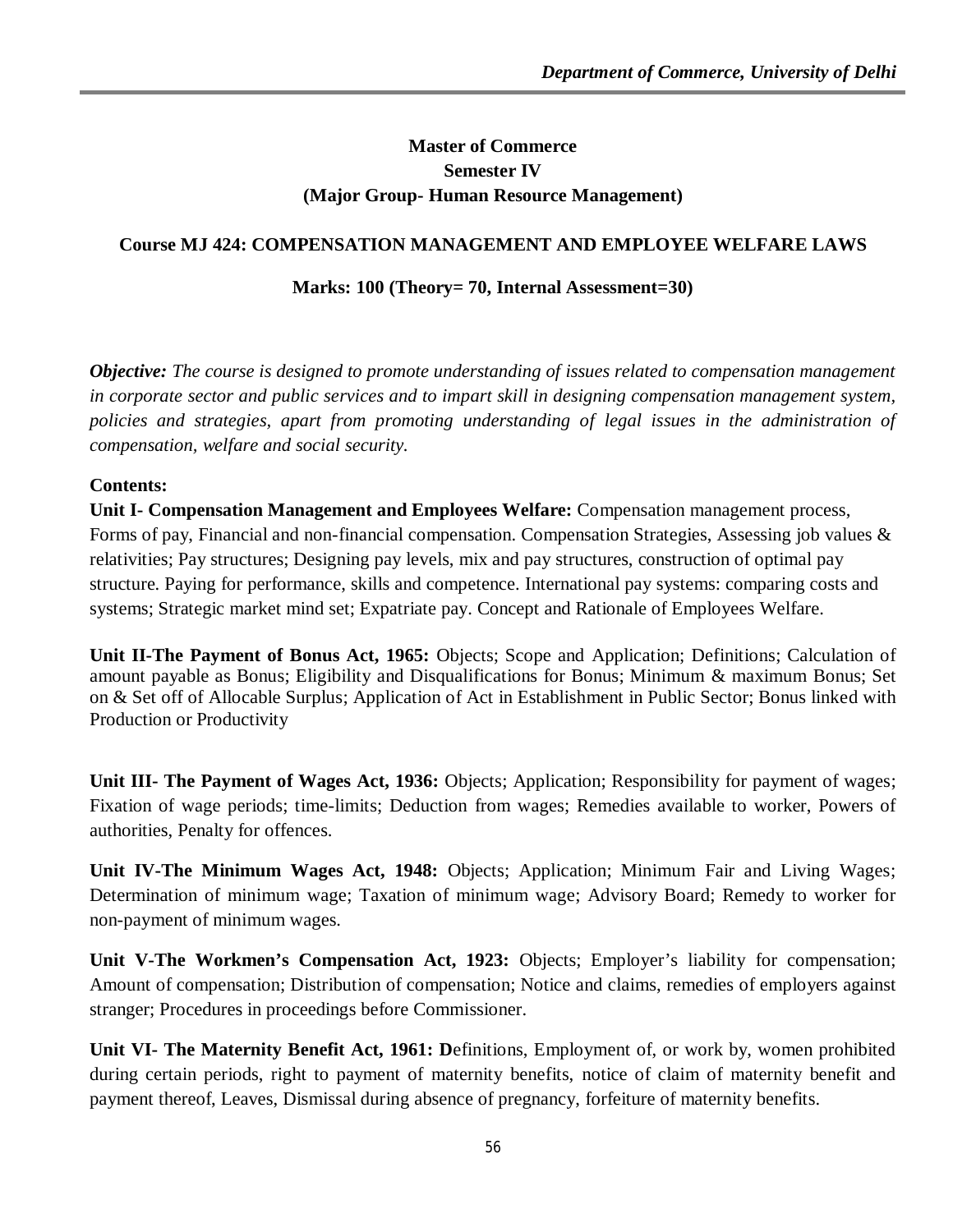**Master of Commerce**
**Semester IV**
**(Major Group- Human Resource Management)**

**Course MJ 424: COMPENSATION MANAGEMENT AND EMPLOYEE WELFARE LAWS**

**Marks: 100 (Theory= 70, Internal Assessment=30)**

***Objective:*** *The course is designed to promote understanding of issues related to compensation management in corporate sector and public services and to impart skill in designing compensation management system, policies and strategies, apart from promoting understanding of legal issues in the administration of compensation, welfare and social security.*

**Contents:**

**Unit I- Compensation Management and Employees Welfare:** Compensation management process, Forms of pay, Financial and non-financial compensation. Compensation Strategies, Assessing job values & relativities; Pay structures; Designing pay levels, mix and pay structures, construction of optimal pay structure. Paying for performance, skills and competence. International pay systems: comparing costs and systems; Strategic market mind set; Expatriate pay. Concept and Rationale of Employees Welfare.

**Unit II-The Payment of Bonus Act, 1965:** Objects; Scope and Application; Definitions; Calculation of amount payable as Bonus; Eligibility and Disqualifications for Bonus; Minimum & maximum Bonus; Set on & Set off of Allocable Surplus; Application of Act in Establishment in Public Sector; Bonus linked with Production or Productivity

**Unit III- The Payment of Wages Act, 1936:** Objects; Application; Responsibility for payment of wages; Fixation of wage periods; time-limits; Deduction from wages; Remedies available to worker, Powers of authorities, Penalty for offences.

**Unit IV-The Minimum Wages Act, 1948:** Objects; Application; Minimum Fair and Living Wages; Determination of minimum wage; Taxation of minimum wage; Advisory Board; Remedy to worker for non-payment of minimum wages.

**Unit V-The Workmen's Compensation Act, 1923:** Objects; Employer's liability for compensation; Amount of compensation; Distribution of compensation; Notice and claims, remedies of employers against stranger; Procedures in proceedings before Commissioner.

**Unit VI- The Maternity Benefit Act, 1961: D**efinitions, Employment of, or work by, women prohibited during certain periods, right to payment of maternity benefits, notice of claim of maternity benefit and payment thereof, Leaves, Dismissal during absence of pregnancy, forfeiture of maternity benefits.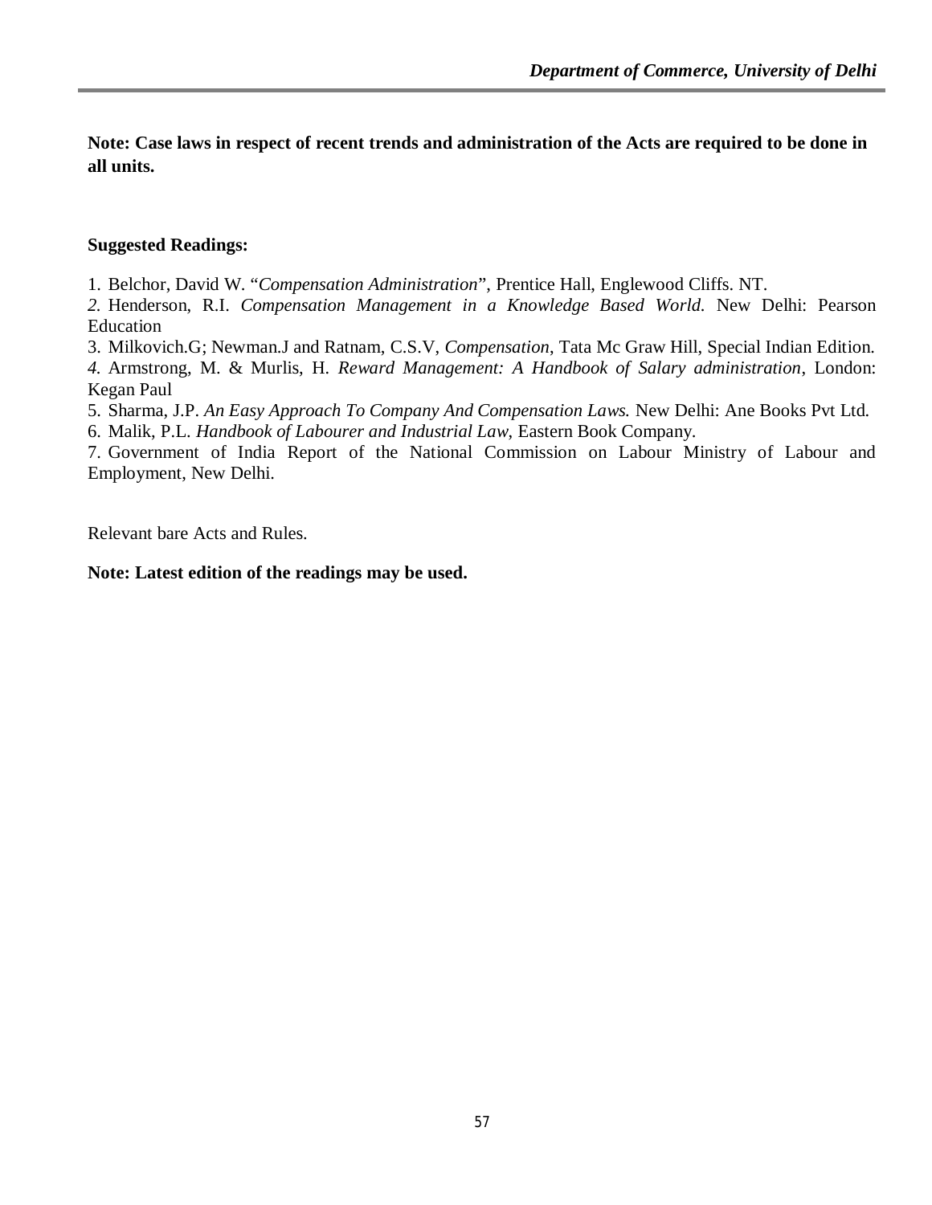**Note: Case laws in respect of recent trends and administration of the Acts are required to be done in all units.**

**Suggested Readings:**

1. Belchor, David W. "*Compensation Administration*", Prentice Hall, Englewood Cliffs. NT.
2. Henderson, R.I. *Compensation Management in a Knowledge Based World.* New Delhi: Pearson Education
3. Milkovich.G; Newman.J and Ratnam, C.S.V, *Compensation*, Tata Mc Graw Hill, Special Indian Edition.
4. Armstrong, M. & Murlis, H. *Reward Management: A Handbook of Salary administration*, London: Kegan Paul
5. Sharma, J.P. *An Easy Approach To Company And Compensation Laws.* New Delhi: Ane Books Pvt Ltd.
6. Malik, P.L. *Handbook of Labourer and Industrial Law*, Eastern Book Company.
7. Government of India Report of the National Commission on Labour Ministry of Labour and Employment, New Delhi.

Relevant bare Acts and Rules.

**Note: Latest edition of the readings may be used.**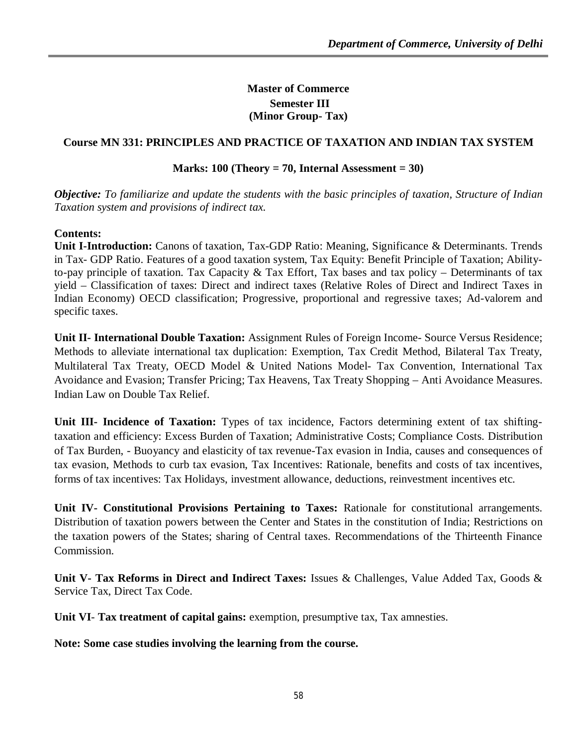## Master of Commerce
### Semester III
### (Minor Group- Tax)

**Course MN 331: PRINCIPLES AND PRACTICE OF TAXATION AND INDIAN TAX SYSTEM**

**Marks: 100 (Theory = 70, Internal Assessment = 30)**

***Objective:*** *To familiarize and update the students with the basic principles of taxation, Structure of Indian Taxation system and provisions of indirect tax.*

**Contents:**

**Unit I-Introduction:** Canons of taxation, Tax-GDP Ratio: Meaning, Significance & Determinants. Trends in Tax- GDP Ratio. Features of a good taxation system, Tax Equity: Benefit Principle of Taxation; Ability-to-pay principle of taxation. Tax Capacity & Tax Effort, Tax bases and tax policy – Determinants of tax yield – Classification of taxes: Direct and indirect taxes (Relative Roles of Direct and Indirect Taxes in Indian Economy) OECD classification; Progressive, proportional and regressive taxes; Ad-valorem and specific taxes.

**Unit II- International Double Taxation:** Assignment Rules of Foreign Income- Source Versus Residence; Methods to alleviate international tax duplication: Exemption, Tax Credit Method, Bilateral Tax Treaty, Multilateral Tax Treaty, OECD Model & United Nations Model- Tax Convention, International Tax Avoidance and Evasion; Transfer Pricing; Tax Heavens, Tax Treaty Shopping – Anti Avoidance Measures. Indian Law on Double Tax Relief.

**Unit III- Incidence of Taxation:** Types of tax incidence, Factors determining extent of tax shifting-taxation and efficiency: Excess Burden of Taxation; Administrative Costs; Compliance Costs. Distribution of Tax Burden, - Buoyancy and elasticity of tax revenue-Tax evasion in India, causes and consequences of tax evasion, Methods to curb tax evasion, Tax Incentives: Rationale, benefits and costs of tax incentives, forms of tax incentives: Tax Holidays, investment allowance, deductions, reinvestment incentives etc.

**Unit IV- Constitutional Provisions Pertaining to Taxes:** Rationale for constitutional arrangements. Distribution of taxation powers between the Center and States in the constitution of India; Restrictions on the taxation powers of the States; sharing of Central taxes. Recommendations of the Thirteenth Finance Commission.

**Unit V- Tax Reforms in Direct and Indirect Taxes:** Issues & Challenges, Value Added Tax, Goods & Service Tax, Direct Tax Code.

**Unit VI- Tax treatment of capital gains:** exemption, presumptive tax, Tax amnesties.

**Note: Some case studies involving the learning from the course.**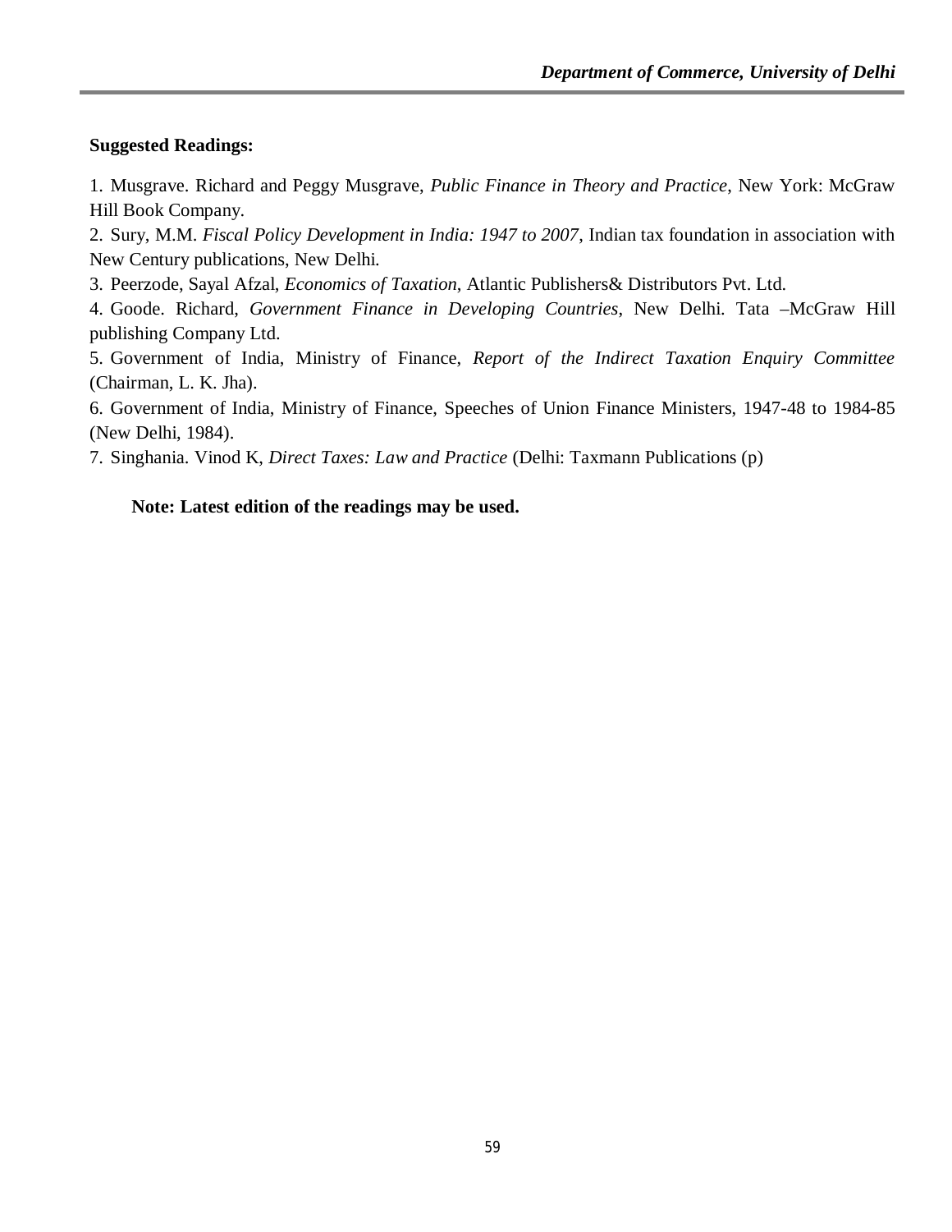**Suggested Readings:**

1. Musgrave. Richard and Peggy Musgrave, *Public Finance in Theory and Practice*, New York: McGraw Hill Book Company.
2. Sury, M.M. *Fiscal Policy Development in India: 1947 to 2007*, Indian tax foundation in association with New Century publications, New Delhi.
3. Peerzode, Sayal Afzal, *Economics of Taxation*, Atlantic Publishers& Distributors Pvt. Ltd.
4. Goode. Richard, *Government Finance in Developing Countries*, New Delhi. Tata –McGraw Hill publishing Company Ltd.
5. Government of India, Ministry of Finance, *Report of the Indirect Taxation Enquiry Committee* (Chairman, L. K. Jha).
6. Government of India, Ministry of Finance, Speeches of Union Finance Ministers, 1947-48 to 1984-85 (New Delhi, 1984).
7. Singhania. Vinod K, *Direct Taxes: Law and Practice* (Delhi: Taxmann Publications (p)

**Note: Latest edition of the readings may be used.**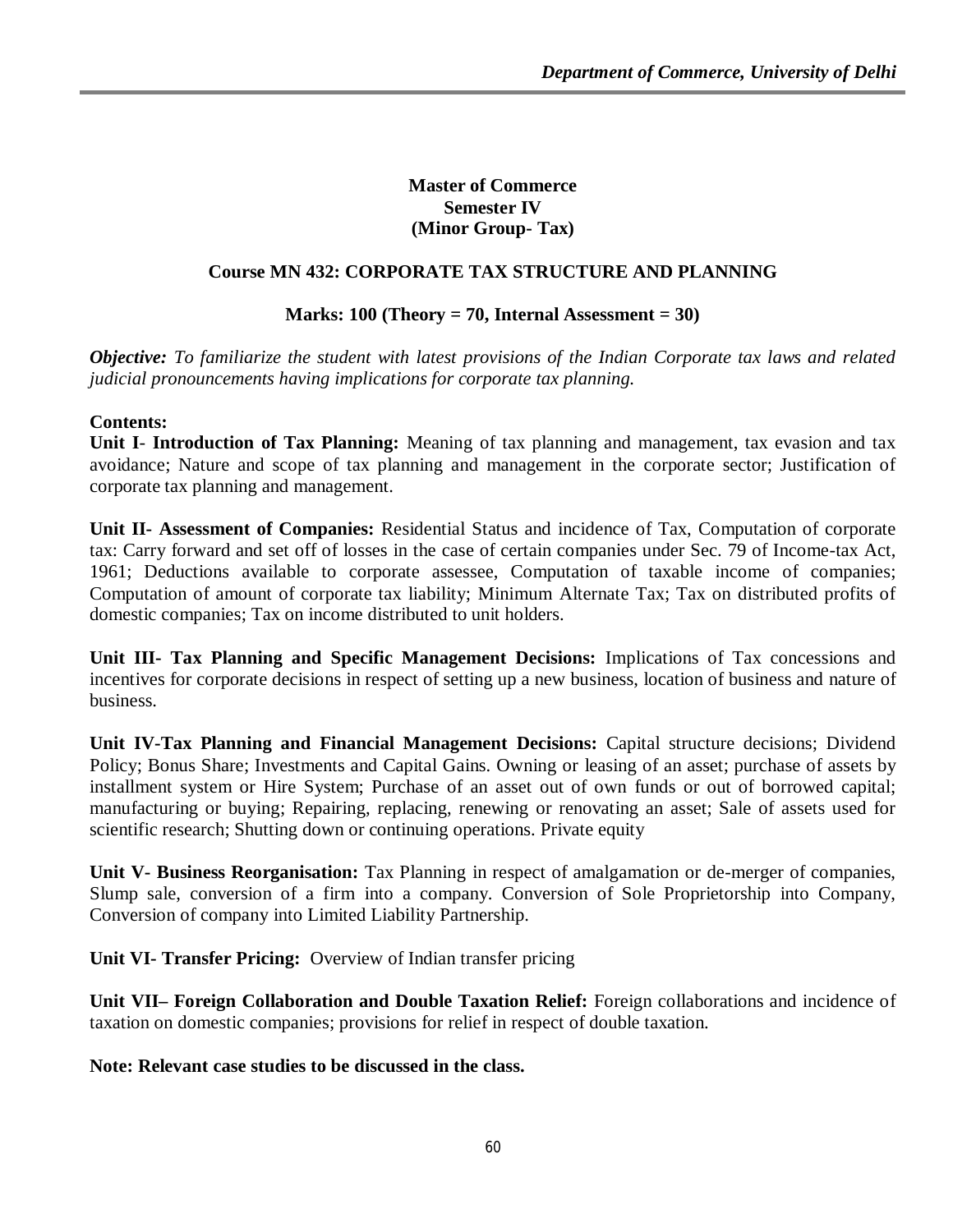**Master of Commerce**
**Semester IV**
**(Minor Group- Tax)**

**Course MN 432: CORPORATE TAX STRUCTURE AND PLANNING**

**Marks: 100 (Theory = 70, Internal Assessment = 30)**

***Objective:*** *To familiarize the student with latest provisions of the Indian Corporate tax laws and related judicial pronouncements having implications for corporate tax planning.*

**Contents:**

**Unit I- Introduction of Tax Planning:** Meaning of tax planning and management, tax evasion and tax avoidance; Nature and scope of tax planning and management in the corporate sector; Justification of corporate tax planning and management.

**Unit II- Assessment of Companies:** Residential Status and incidence of Tax, Computation of corporate tax: Carry forward and set off of losses in the case of certain companies under Sec. 79 of Income-tax Act, 1961; Deductions available to corporate assessee, Computation of taxable income of companies; Computation of amount of corporate tax liability; Minimum Alternate Tax; Tax on distributed profits of domestic companies; Tax on income distributed to unit holders.

**Unit III- Tax Planning and Specific Management Decisions:** Implications of Tax concessions and incentives for corporate decisions in respect of setting up a new business, location of business and nature of business.

**Unit IV-Tax Planning and Financial Management Decisions:** Capital structure decisions; Dividend Policy; Bonus Share; Investments and Capital Gains. Owning or leasing of an asset; purchase of assets by installment system or Hire System; Purchase of an asset out of own funds or out of borrowed capital; manufacturing or buying; Repairing, replacing, renewing or renovating an asset; Sale of assets used for scientific research; Shutting down or continuing operations. Private equity

**Unit V- Business Reorganisation:** Tax Planning in respect of amalgamation or de-merger of companies, Slump sale, conversion of a firm into a company. Conversion of Sole Proprietorship into Company, Conversion of company into Limited Liability Partnership.

**Unit VI- Transfer Pricing:** Overview of Indian transfer pricing

**Unit VII– Foreign Collaboration and Double Taxation Relief:** Foreign collaborations and incidence of taxation on domestic companies; provisions for relief in respect of double taxation.

**Note: Relevant case studies to be discussed in the class.**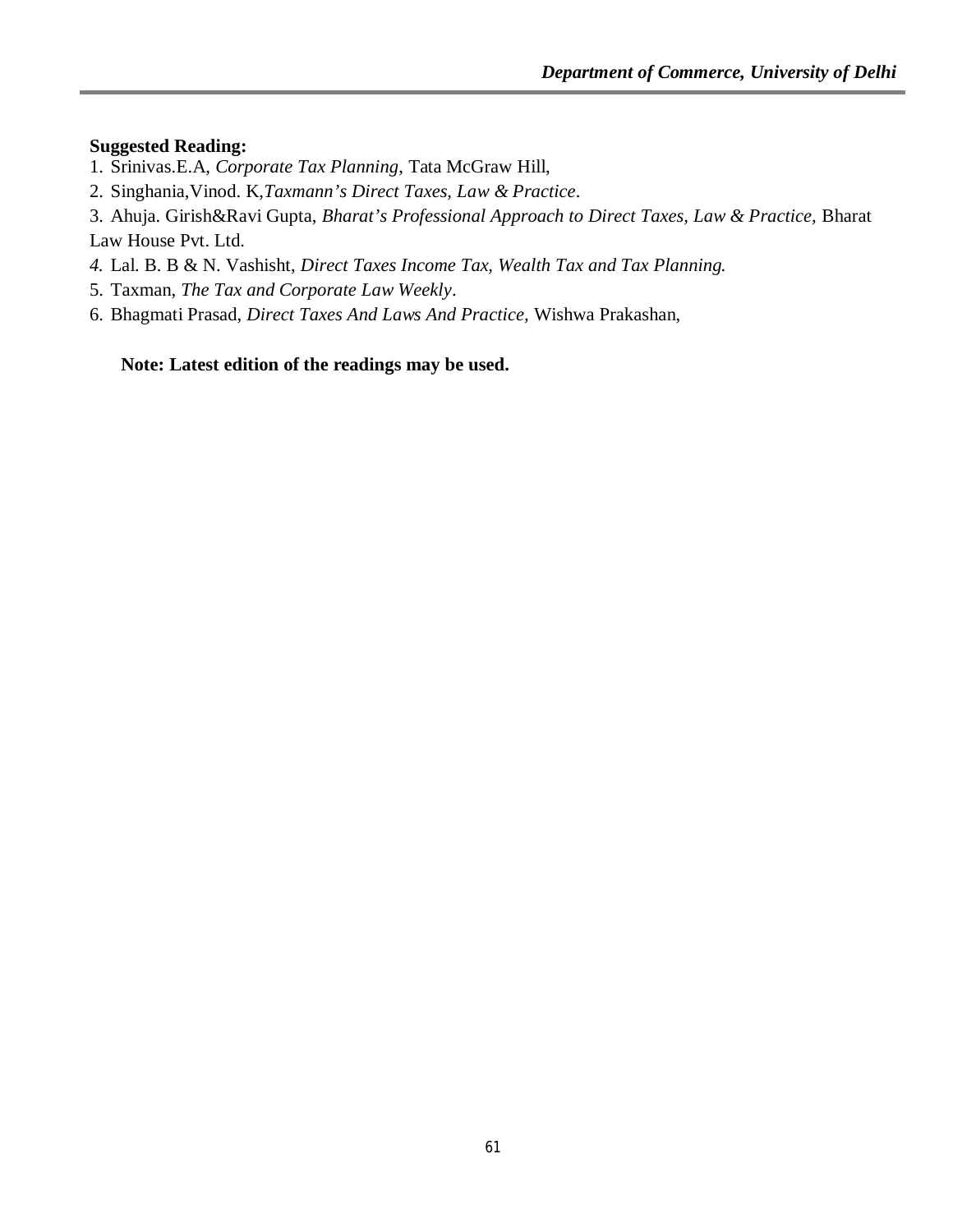**Suggested Reading:**

1. Srinivas.E.A, *Corporate Tax Planning*, Tata McGraw Hill,
2. Singhania,Vinod. K,*Taxmann's Direct Taxes, Law & Practice*.
3. Ahuja. Girish&Ravi Gupta, *Bharat's Professional Approach to Direct Taxes, Law & Practice,* Bharat Law House Pvt. Ltd.
4. Lal. B. B & N. Vashisht, *Direct Taxes Income Tax, Wealth Tax and Tax Planning.*
5. Taxman, *The Tax and Corporate Law Weekly*.
6. Bhagmati Prasad, *Direct Taxes And Laws And Practice*, Wishwa Prakashan,

**Note: Latest edition of the readings may be used.**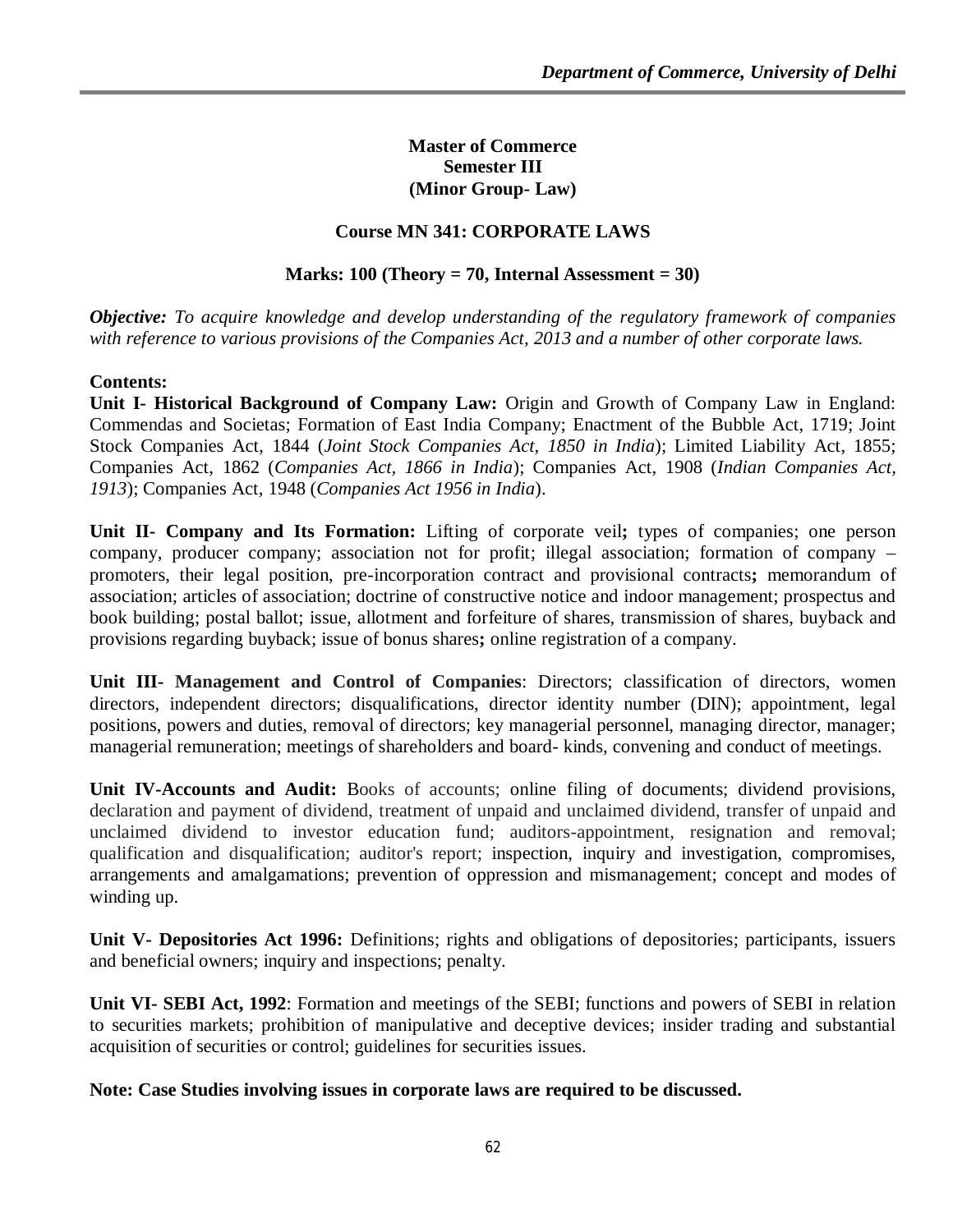**Master of Commerce**
**Semester III**
**(Minor Group- Law)**

**Course MN 341: CORPORATE LAWS**

**Marks: 100 (Theory = 70, Internal Assessment = 30)**

***Objective:*** *To acquire knowledge and develop understanding of the regulatory framework of companies with reference to various provisions of the Companies Act, 2013 and a number of other corporate laws.*

**Contents:**

**Unit I- Historical Background of Company Law:** Origin and Growth of Company Law in England: Commendas and Societas; Formation of East India Company; Enactment of the Bubble Act, 1719; Joint Stock Companies Act, 1844 (*Joint Stock Companies Act, 1850 in India*); Limited Liability Act, 1855; Companies Act, 1862 (*Companies Act, 1866 in India*); Companies Act, 1908 (*Indian Companies Act, 1913*); Companies Act, 1948 (*Companies Act 1956 in India*).

**Unit II- Company and Its Formation:** Lifting of corporate veil**;** types of companies; one person company, producer company; association not for profit; illegal association; formation of company – promoters, their legal position, pre-incorporation contract and provisional contracts**;** memorandum of association; articles of association; doctrine of constructive notice and indoor management; prospectus and book building; postal ballot; issue, allotment and forfeiture of shares, transmission of shares, buyback and provisions regarding buyback; issue of bonus shares**;** online registration of a company.

**Unit III- Management and Control of Companies**: Directors; classification of directors, women directors, independent directors; disqualifications, director identity number (DIN); appointment, legal positions, powers and duties, removal of directors; key managerial personnel, managing director, manager; managerial remuneration; meetings of shareholders and board- kinds, convening and conduct of meetings.

**Unit IV-Accounts and Audit:** Books of accounts; online filing of documents; dividend provisions, declaration and payment of dividend, treatment of unpaid and unclaimed dividend, transfer of unpaid and unclaimed dividend to investor education fund; auditors-appointment, resignation and removal; qualification and disqualification; auditor's report; inspection, inquiry and investigation, compromises, arrangements and amalgamations; prevention of oppression and mismanagement; concept and modes of winding up.

**Unit V- Depositories Act 1996:** Definitions; rights and obligations of depositories; participants, issuers and beneficial owners; inquiry and inspections; penalty.

**Unit VI- SEBI Act, 1992**: Formation and meetings of the SEBI; functions and powers of SEBI in relation to securities markets; prohibition of manipulative and deceptive devices; insider trading and substantial acquisition of securities or control; guidelines for securities issues.

**Note: Case Studies involving issues in corporate laws are required to be discussed.**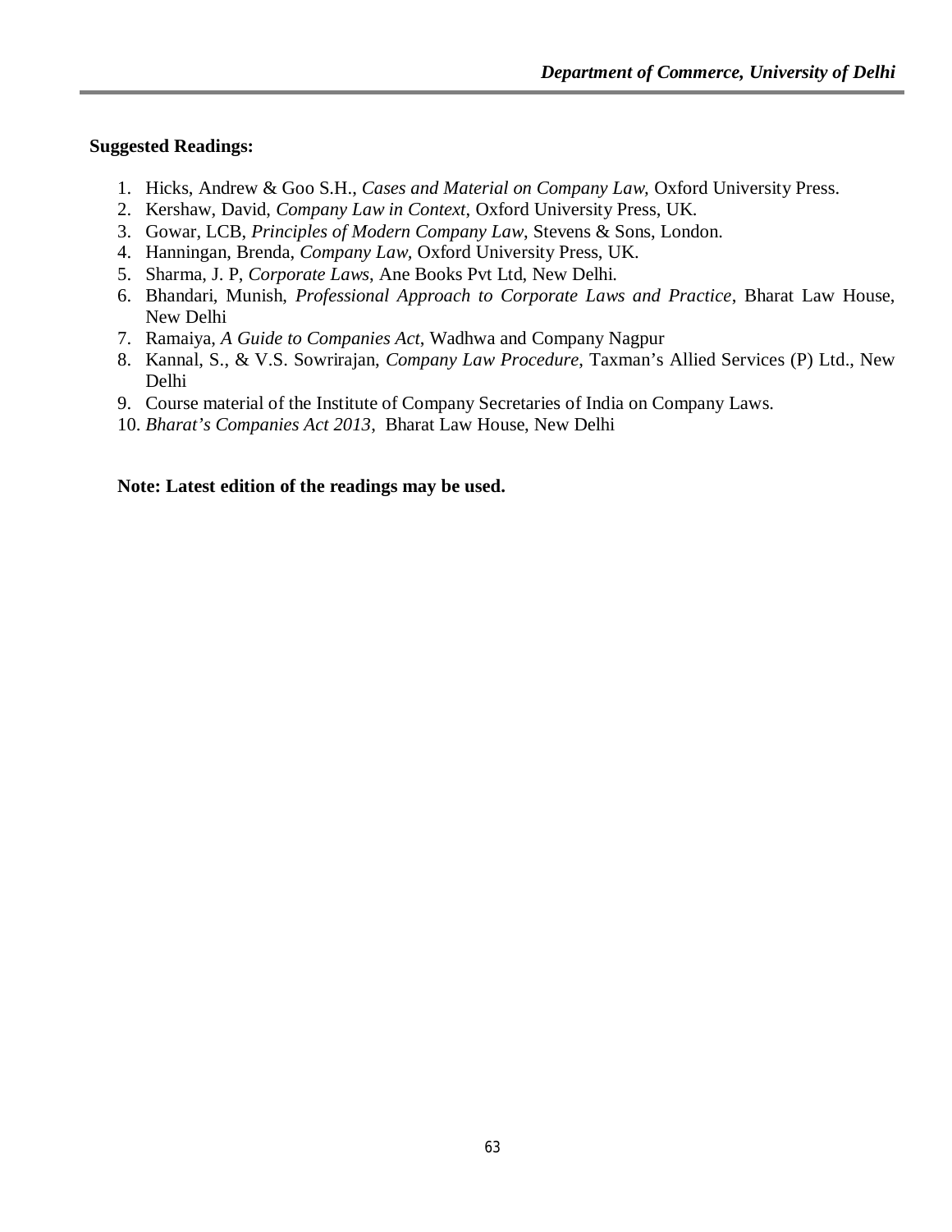**Suggested Readings:**

1. Hicks, Andrew & Goo S.H., *Cases and Material on Company Law,* Oxford University Press.
2. Kershaw, David, *Company Law in Context*, Oxford University Press, UK.
3. Gowar, LCB, *Principles of Modern Company Law*, Stevens & Sons, London.
4. Hanningan, Brenda, *Company Law*, Oxford University Press, UK.
5. Sharma, J. P, *Corporate Laws*, Ane Books Pvt Ltd, New Delhi.
6. Bhandari, Munish, *Professional Approach to Corporate Laws and Practice*, Bharat Law House, New Delhi
7. Ramaiya, *A Guide to Companies Act*, Wadhwa and Company Nagpur
8. Kannal, S., & V.S. Sowrirajan, *Company Law Procedure*, Taxman's Allied Services (P) Ltd., New Delhi
9. Course material of the Institute of Company Secretaries of India on Company Laws.
10. *Bharat's Companies Act 2013*, Bharat Law House, New Delhi

**Note: Latest edition of the readings may be used.**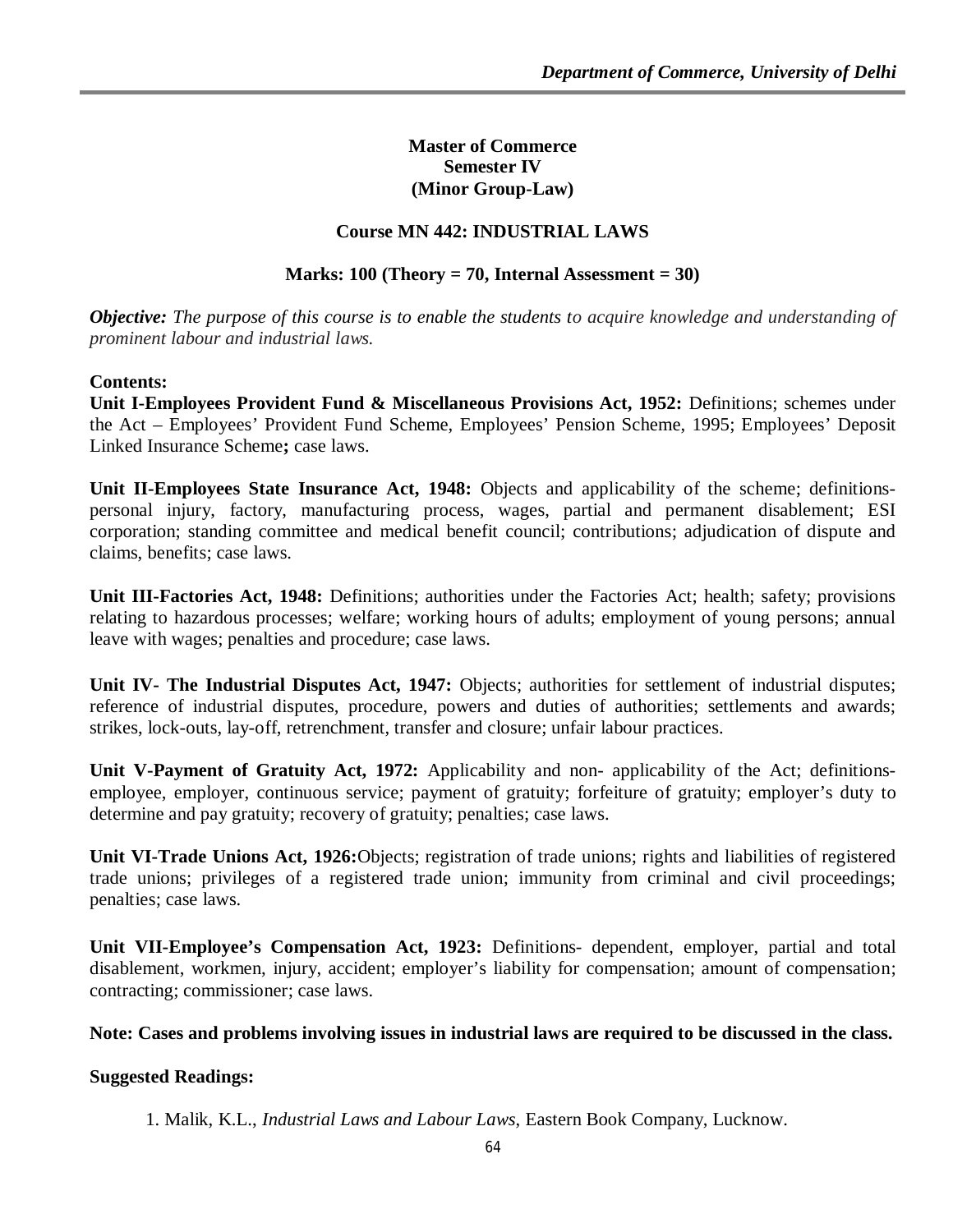**Master of Commerce**
**Semester IV**
**(Minor Group-Law)**

**Course MN 442: INDUSTRIAL LAWS**

**Marks: 100 (Theory = 70, Internal Assessment = 30)**

***Objective:*** *The purpose of this course is to enable the students to acquire knowledge and understanding of prominent labour and industrial laws.*

**Contents:**

**Unit I-Employees Provident Fund & Miscellaneous Provisions Act, 1952:** Definitions; schemes under the Act – Employees' Provident Fund Scheme, Employees' Pension Scheme, 1995; Employees' Deposit Linked Insurance Scheme**;** case laws.

**Unit II-Employees State Insurance Act, 1948:** Objects and applicability of the scheme; definitions-personal injury, factory, manufacturing process, wages, partial and permanent disablement; ESI corporation; standing committee and medical benefit council; contributions; adjudication of dispute and claims, benefits; case laws.

**Unit III-Factories Act, 1948:** Definitions; authorities under the Factories Act; health; safety; provisions relating to hazardous processes; welfare; working hours of adults; employment of young persons; annual leave with wages; penalties and procedure; case laws.

**Unit IV- The Industrial Disputes Act, 1947:** Objects; authorities for settlement of industrial disputes; reference of industrial disputes, procedure, powers and duties of authorities; settlements and awards; strikes, lock-outs, lay-off, retrenchment, transfer and closure; unfair labour practices.

**Unit V-Payment of Gratuity Act, 1972:** Applicability and non- applicability of the Act; definitions-employee, employer, continuous service; payment of gratuity; forfeiture of gratuity; employer's duty to determine and pay gratuity; recovery of gratuity; penalties; case laws.

**Unit VI-Trade Unions Act, 1926:**Objects; registration of trade unions; rights and liabilities of registered trade unions; privileges of a registered trade union; immunity from criminal and civil proceedings; penalties; case laws.

**Unit VII-Employee's Compensation Act, 1923:** Definitions- dependent, employer, partial and total disablement, workmen, injury, accident; employer's liability for compensation; amount of compensation; contracting; commissioner; case laws.

**Note: Cases and problems involving issues in industrial laws are required to be discussed in the class.**

**Suggested Readings:**

1. Malik, K.L., *Industrial Laws and Labour Laws*, Eastern Book Company, Lucknow.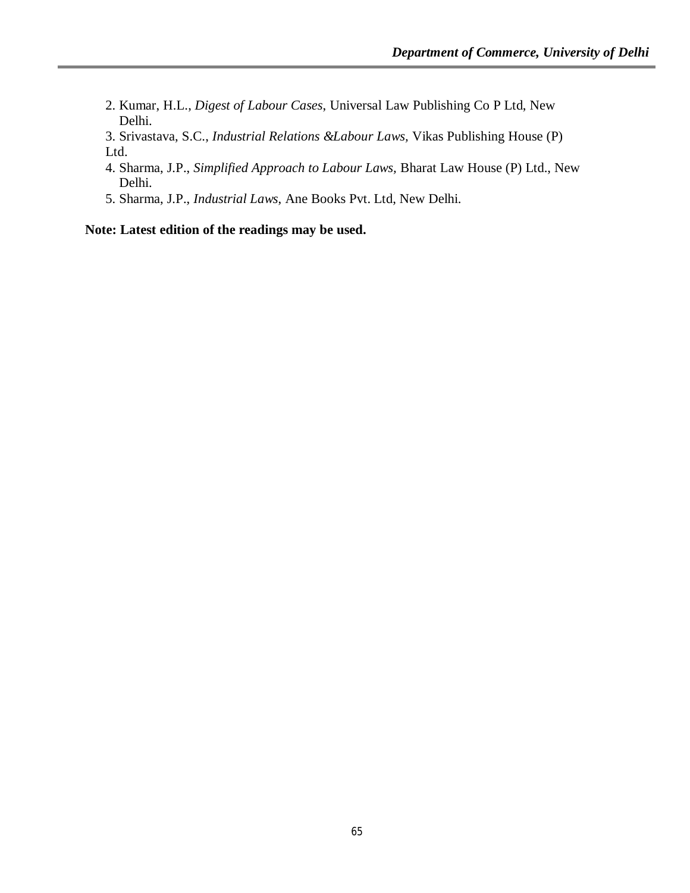2. Kumar, H.L., *Digest of Labour Cases*, Universal Law Publishing Co P Ltd, New Delhi.
3. Srivastava, S.C., *Industrial Relations &Labour Laws*, Vikas Publishing House (P) Ltd.
4. Sharma, J.P., *Simplified Approach to Labour Laws*, Bharat Law House (P) Ltd., New Delhi.
5. Sharma, J.P., *Industrial Laws*, Ane Books Pvt. Ltd, New Delhi.

**Note: Latest edition of the readings may be used.**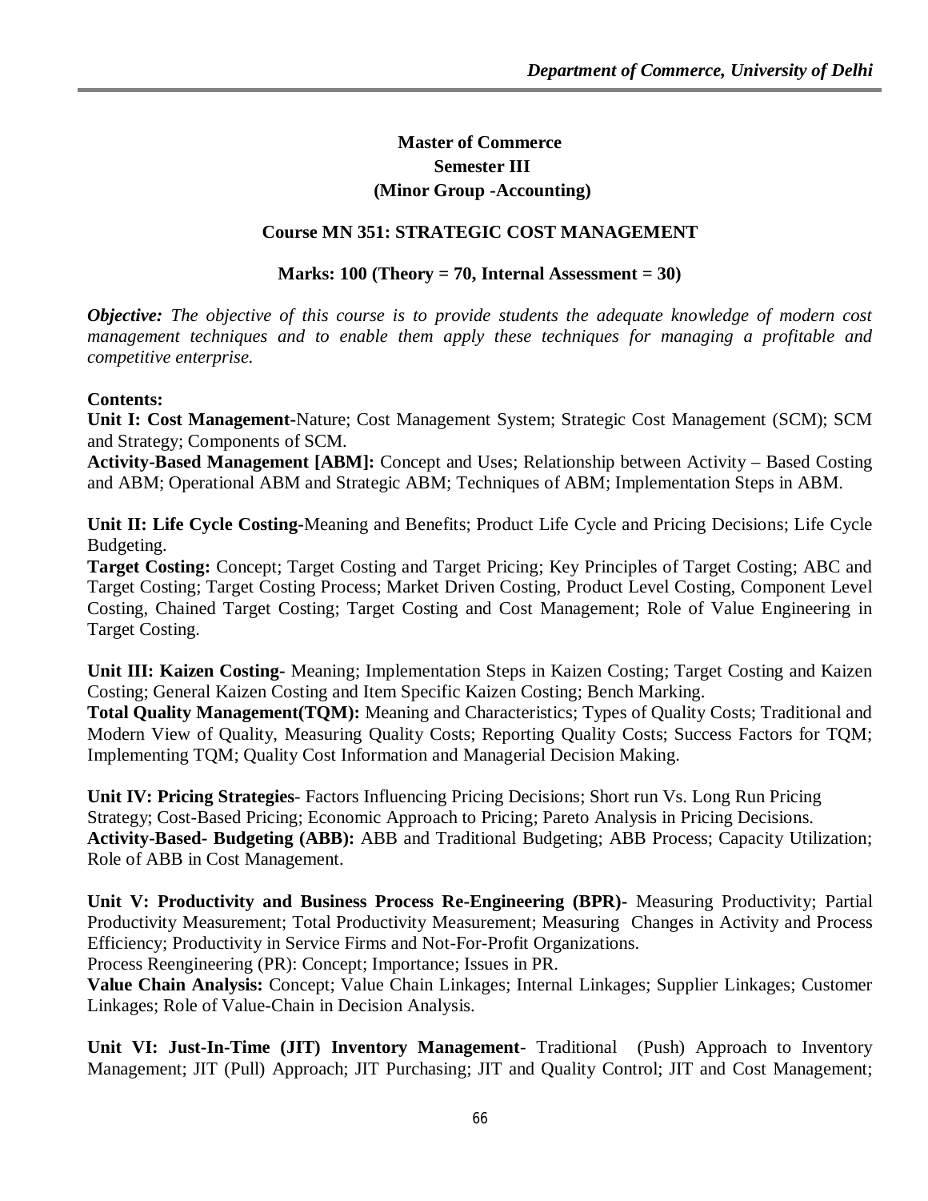**Master of Commerce**
**Semester III**
**(Minor Group -Accounting)**

**Course MN 351: STRATEGIC COST MANAGEMENT**

**Marks: 100 (Theory = 70, Internal Assessment = 30)**

***Objective:*** *The objective of this course is to provide students the adequate knowledge of modern cost management techniques and to enable them apply these techniques for managing a profitable and competitive enterprise.*

**Contents:**

**Unit I: Cost Management-**Nature; Cost Management System; Strategic Cost Management (SCM); SCM and Strategy; Components of SCM.

**Activity-Based Management [ABM]:** Concept and Uses; Relationship between Activity – Based Costing and ABM; Operational ABM and Strategic ABM; Techniques of ABM; Implementation Steps in ABM.

**Unit II: Life Cycle Costing-**Meaning and Benefits; Product Life Cycle and Pricing Decisions; Life Cycle Budgeting.

**Target Costing:** Concept; Target Costing and Target Pricing; Key Principles of Target Costing; ABC and Target Costing; Target Costing Process; Market Driven Costing, Product Level Costing, Component Level Costing, Chained Target Costing; Target Costing and Cost Management; Role of Value Engineering in Target Costing.

**Unit III: Kaizen Costing-** Meaning; Implementation Steps in Kaizen Costing; Target Costing and Kaizen Costing; General Kaizen Costing and Item Specific Kaizen Costing; Bench Marking.

**Total Quality Management(TQM):** Meaning and Characteristics; Types of Quality Costs; Traditional and Modern View of Quality, Measuring Quality Costs; Reporting Quality Costs; Success Factors for TQM; Implementing TQM; Quality Cost Information and Managerial Decision Making.

**Unit IV: Pricing Strategies**- Factors Influencing Pricing Decisions; Short run Vs. Long Run Pricing Strategy; Cost-Based Pricing; Economic Approach to Pricing; Pareto Analysis in Pricing Decisions.

**Activity-Based- Budgeting (ABB):** ABB and Traditional Budgeting; ABB Process; Capacity Utilization; Role of ABB in Cost Management.

**Unit V: Productivity and Business Process Re-Engineering (BPR)-** Measuring Productivity; Partial Productivity Measurement; Total Productivity Measurement; Measuring Changes in Activity and Process Efficiency; Productivity in Service Firms and Not-For-Profit Organizations.

Process Reengineering (PR): Concept; Importance; Issues in PR.

**Value Chain Analysis:** Concept; Value Chain Linkages; Internal Linkages; Supplier Linkages; Customer Linkages; Role of Value-Chain in Decision Analysis.

**Unit VI: Just-In-Time (JIT) Inventory Management**- Traditional (Push) Approach to Inventory Management; JIT (Pull) Approach; JIT Purchasing; JIT and Quality Control; JIT and Cost Management;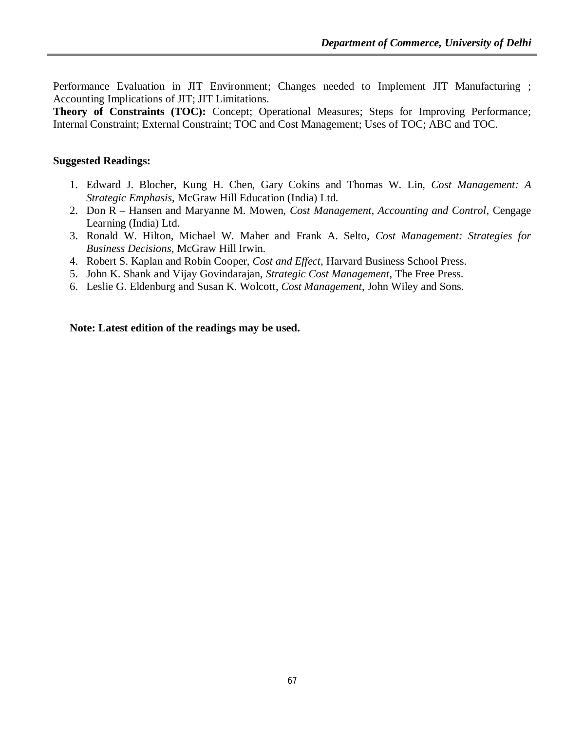Performance Evaluation in JIT Environment; Changes needed to Implement JIT Manufacturing ; Accounting Implications of JIT; JIT Limitations.

**Theory of Constraints (TOC):** Concept; Operational Measures; Steps for Improving Performance; Internal Constraint; External Constraint; TOC and Cost Management; Uses of TOC; ABC and TOC.

**Suggested Readings:**

1. Edward J. Blocher, Kung H. Chen, Gary Cokins and Thomas W. Lin, *Cost Management: A Strategic Emphasis*, McGraw Hill Education (India) Ltd.
2. Don R – Hansen and Maryanne M. Mowen, *Cost Management, Accounting and Control*, Cengage Learning (India) Ltd.
3. Ronald W. Hilton, Michael W. Maher and Frank A. Selto, *Cost Management: Strategies for Business Decisions*, McGraw Hill Irwin.
4. Robert S. Kaplan and Robin Cooper, *Cost and Effect*, Harvard Business School Press.
5. John K. Shank and Vijay Govindarajan, *Strategic Cost Management*, The Free Press.
6. Leslie G. Eldenburg and Susan K. Wolcott, *Cost Management*, John Wiley and Sons.

**Note: Latest edition of the readings may be used.**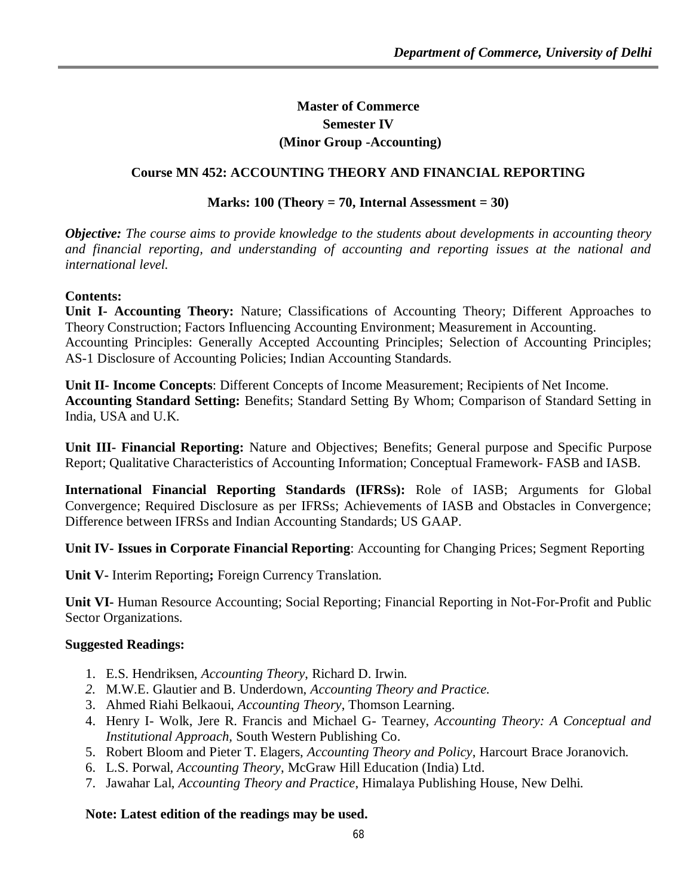## Master of Commerce
## Semester IV
## (Minor Group -Accounting)

### Course MN 452: ACCOUNTING THEORY AND FINANCIAL REPORTING

**Marks: 100 (Theory = 70, Internal Assessment = 30)**

***Objective:*** *The course aims to provide knowledge to the students about developments in accounting theory and financial reporting, and understanding of accounting and reporting issues at the national and international level.*

**Contents:**

**Unit I- Accounting Theory:** Nature; Classifications of Accounting Theory; Different Approaches to Theory Construction; Factors Influencing Accounting Environment; Measurement in Accounting.
Accounting Principles: Generally Accepted Accounting Principles; Selection of Accounting Principles; AS-1 Disclosure of Accounting Policies; Indian Accounting Standards.

**Unit II- Income Concepts**: Different Concepts of Income Measurement; Recipients of Net Income.
**Accounting Standard Setting:** Benefits; Standard Setting By Whom; Comparison of Standard Setting in India, USA and U.K.

**Unit III- Financial Reporting:** Nature and Objectives; Benefits; General purpose and Specific Purpose Report; Qualitative Characteristics of Accounting Information; Conceptual Framework- FASB and IASB.

**International Financial Reporting Standards (IFRSs):** Role of IASB; Arguments for Global Convergence; Required Disclosure as per IFRSs; Achievements of IASB and Obstacles in Convergence; Difference between IFRSs and Indian Accounting Standards; US GAAP.

**Unit IV- Issues in Corporate Financial Reporting**: Accounting for Changing Prices; Segment Reporting

**Unit V-** Interim Reporting**;** Foreign Currency Translation.

**Unit VI-** Human Resource Accounting; Social Reporting; Financial Reporting in Not-For-Profit and Public Sector Organizations.

**Suggested Readings:**

1. E.S. Hendriksen, *Accounting Theory*, Richard D. Irwin.
2. M.W.E. Glautier and B. Underdown, *Accounting Theory and Practice.*
3. Ahmed Riahi Belkaoui, *Accounting Theory*, Thomson Learning.
4. Henry I- Wolk, Jere R. Francis and Michael G- Tearney, *Accounting Theory: A Conceptual and Institutional Approach,* South Western Publishing Co.
5. Robert Bloom and Pieter T. Elagers, *Accounting Theory and Policy*, Harcourt Brace Joranovich.
6. L.S. Porwal, *Accounting Theory*, McGraw Hill Education (India) Ltd.
7. Jawahar Lal, *Accounting Theory and Practice*, Himalaya Publishing House, New Delhi.

**Note: Latest edition of the readings may be used.**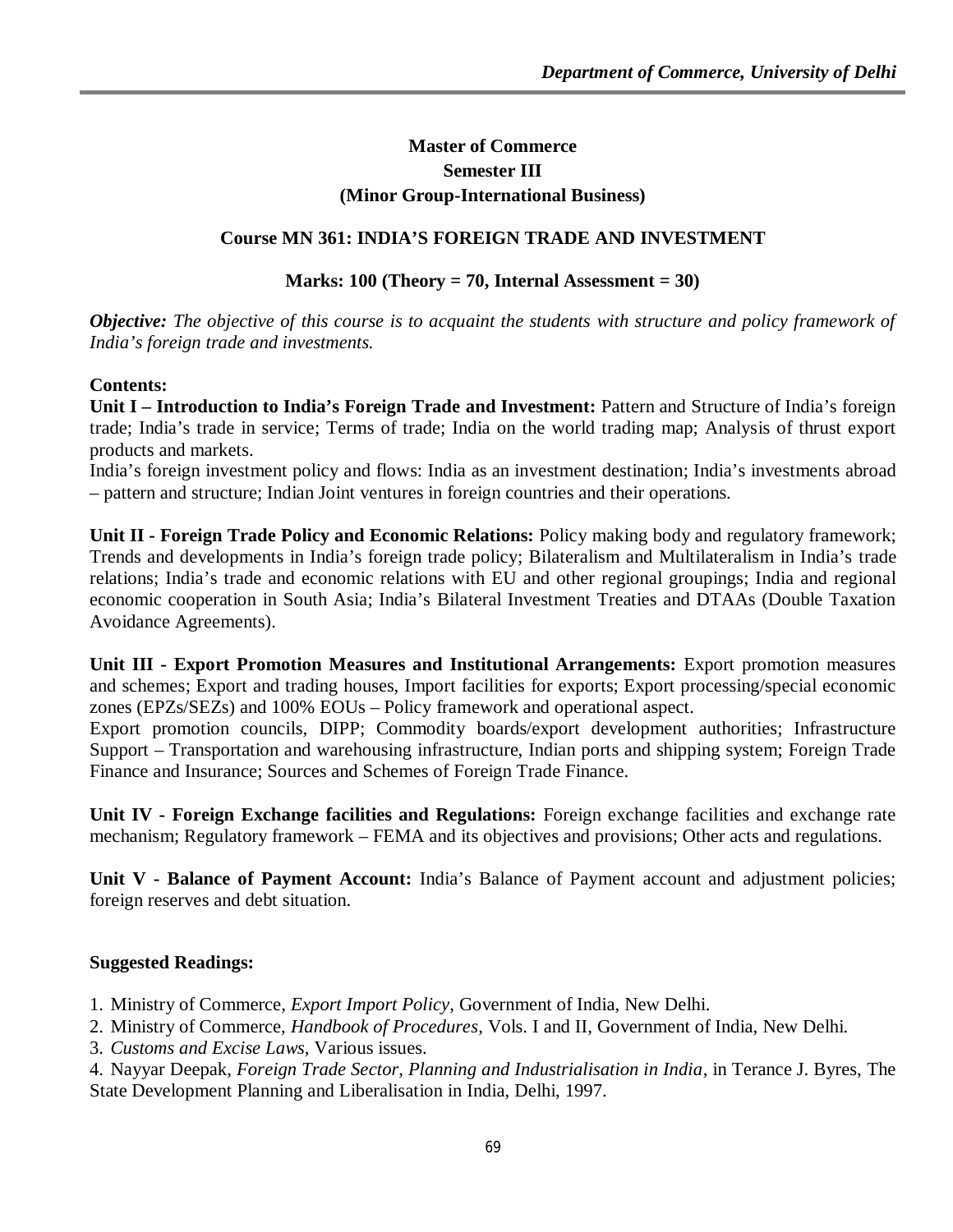## Master of Commerce
## Semester III
## (Minor Group-International Business)

### Course MN 361: INDIA'S FOREIGN TRADE AND INVESTMENT

**Marks: 100 (Theory = 70, Internal Assessment = 30)**

***Objective:*** *The objective of this course is to acquaint the students with structure and policy framework of India's foreign trade and investments.*

**Contents:**

**Unit I – Introduction to India's Foreign Trade and Investment:** Pattern and Structure of India's foreign trade; India's trade in service; Terms of trade; India on the world trading map; Analysis of thrust export products and markets.

India's foreign investment policy and flows: India as an investment destination; India's investments abroad – pattern and structure; Indian Joint ventures in foreign countries and their operations.

**Unit II - Foreign Trade Policy and Economic Relations:** Policy making body and regulatory framework; Trends and developments in India's foreign trade policy; Bilateralism and Multilateralism in India's trade relations; India's trade and economic relations with EU and other regional groupings; India and regional economic cooperation in South Asia; India's Bilateral Investment Treaties and DTAAs (Double Taxation Avoidance Agreements).

**Unit III - Export Promotion Measures and Institutional Arrangements:** Export promotion measures and schemes; Export and trading houses, Import facilities for exports; Export processing/special economic zones (EPZs/SEZs) and 100% EOUs – Policy framework and operational aspect.

Export promotion councils, DIPP; Commodity boards/export development authorities; Infrastructure Support – Transportation and warehousing infrastructure, Indian ports and shipping system; Foreign Trade Finance and Insurance; Sources and Schemes of Foreign Trade Finance.

**Unit IV - Foreign Exchange facilities and Regulations:** Foreign exchange facilities and exchange rate mechanism; Regulatory framework – FEMA and its objectives and provisions; Other acts and regulations.

**Unit V - Balance of Payment Account:** India's Balance of Payment account and adjustment policies; foreign reserves and debt situation.

**Suggested Readings:**

1. Ministry of Commerce, *Export Import Policy*, Government of India, New Delhi.
2. Ministry of Commerce, *Handbook of Procedures*, Vols. I and II, Government of India, New Delhi.
3. *Customs and Excise Laws*, Various issues.
4. Nayyar Deepak, *Foreign Trade Sector, Planning and Industrialisation in India*, in Terance J. Byres, The State Development Planning and Liberalisation in India, Delhi, 1997.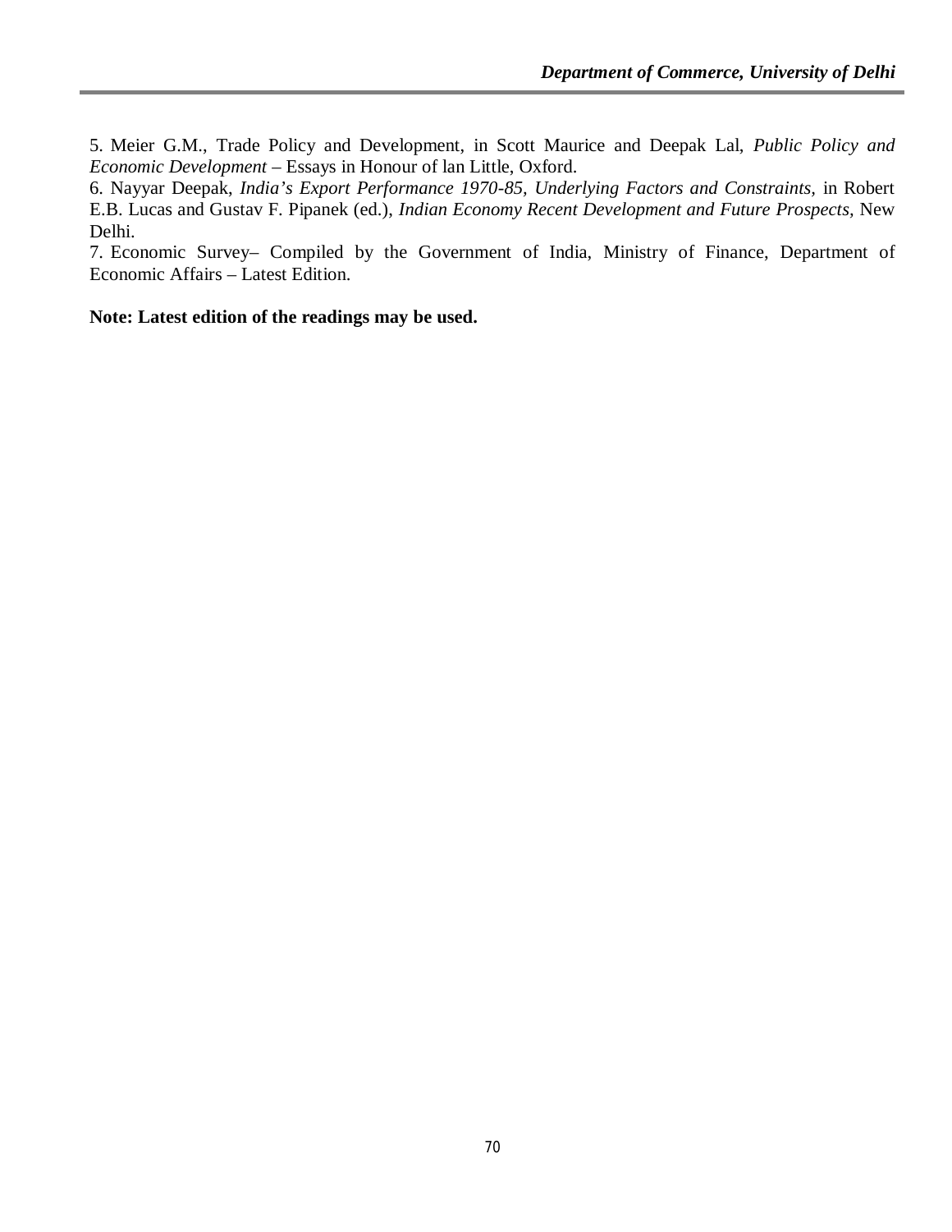5. Meier G.M., Trade Policy and Development, in Scott Maurice and Deepak Lal, *Public Policy and Economic Development* – Essays in Honour of lan Little, Oxford.
6. Nayyar Deepak, *India's Export Performance 1970-85, Underlying Factors and Constraints*, in Robert E.B. Lucas and Gustav F. Pipanek (ed.), *Indian Economy Recent Development and Future Prospects*, New Delhi.
7. Economic Survey– Compiled by the Government of India, Ministry of Finance, Department of Economic Affairs – Latest Edition.

**Note: Latest edition of the readings may be used.**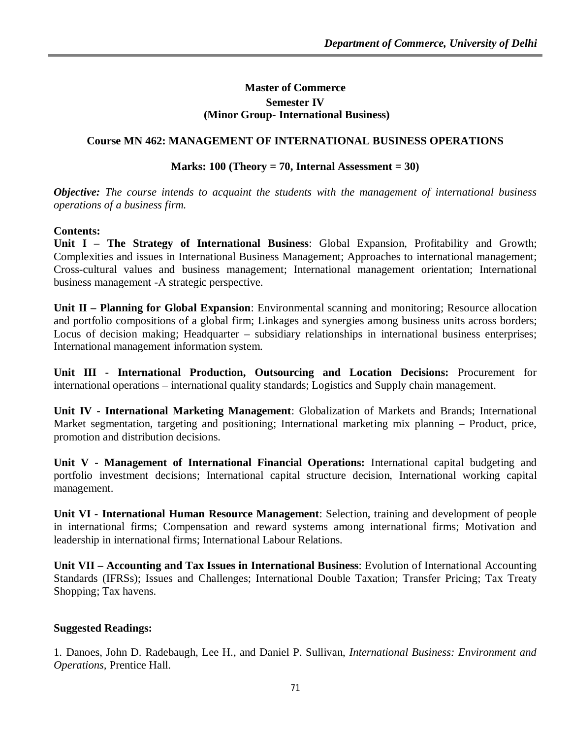## Master of Commerce

### Semester IV
### (Minor Group- International Business)

### Course MN 462: MANAGEMENT OF INTERNATIONAL BUSINESS OPERATIONS

**Marks: 100 (Theory = 70, Internal Assessment = 30)**

***Objective:*** *The course intends to acquaint the students with the management of international business operations of a business firm.*

**Contents:**

**Unit I – The Strategy of International Business**: Global Expansion, Profitability and Growth; Complexities and issues in International Business Management; Approaches to international management; Cross-cultural values and business management; International management orientation; International business management -A strategic perspective.

**Unit II – Planning for Global Expansion**: Environmental scanning and monitoring; Resource allocation and portfolio compositions of a global firm; Linkages and synergies among business units across borders; Locus of decision making; Headquarter – subsidiary relationships in international business enterprises; International management information system.

**Unit III - International Production, Outsourcing and Location Decisions:** Procurement for international operations – international quality standards; Logistics and Supply chain management.

**Unit IV - International Marketing Management**: Globalization of Markets and Brands; International Market segmentation, targeting and positioning; International marketing mix planning – Product, price, promotion and distribution decisions.

**Unit V - Management of International Financial Operations:** International capital budgeting and portfolio investment decisions; International capital structure decision, International working capital management.

**Unit VI - International Human Resource Management**: Selection, training and development of people in international firms; Compensation and reward systems among international firms; Motivation and leadership in international firms; International Labour Relations.

**Unit VII – Accounting and Tax Issues in International Business**: Evolution of International Accounting Standards (IFRSs); Issues and Challenges; International Double Taxation; Transfer Pricing; Tax Treaty Shopping; Tax havens.

**Suggested Readings:**

1. Danoes, John D. Radebaugh, Lee H., and Daniel P. Sullivan, *International Business: Environment and Operations*, Prentice Hall.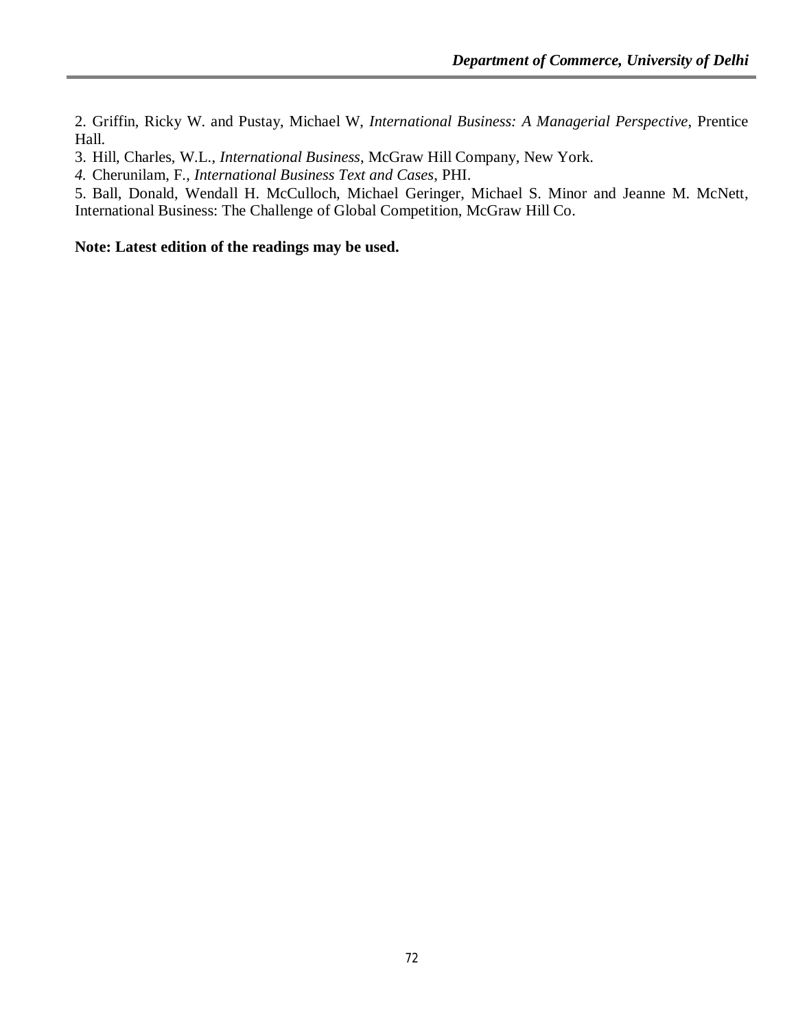2. Griffin, Ricky W. and Pustay, Michael W, *International Business: A Managerial Perspective*, Prentice Hall.

3. Hill, Charles, W.L., *International Business*, McGraw Hill Company, New York.

*4.* Cherunilam, F., *International Business Text and Cases*, PHI.

5. Ball, Donald, Wendall H. McCulloch, Michael Geringer, Michael S. Minor and Jeanne M. McNett, International Business: The Challenge of Global Competition, McGraw Hill Co.

**Note: Latest edition of the readings may be used.**